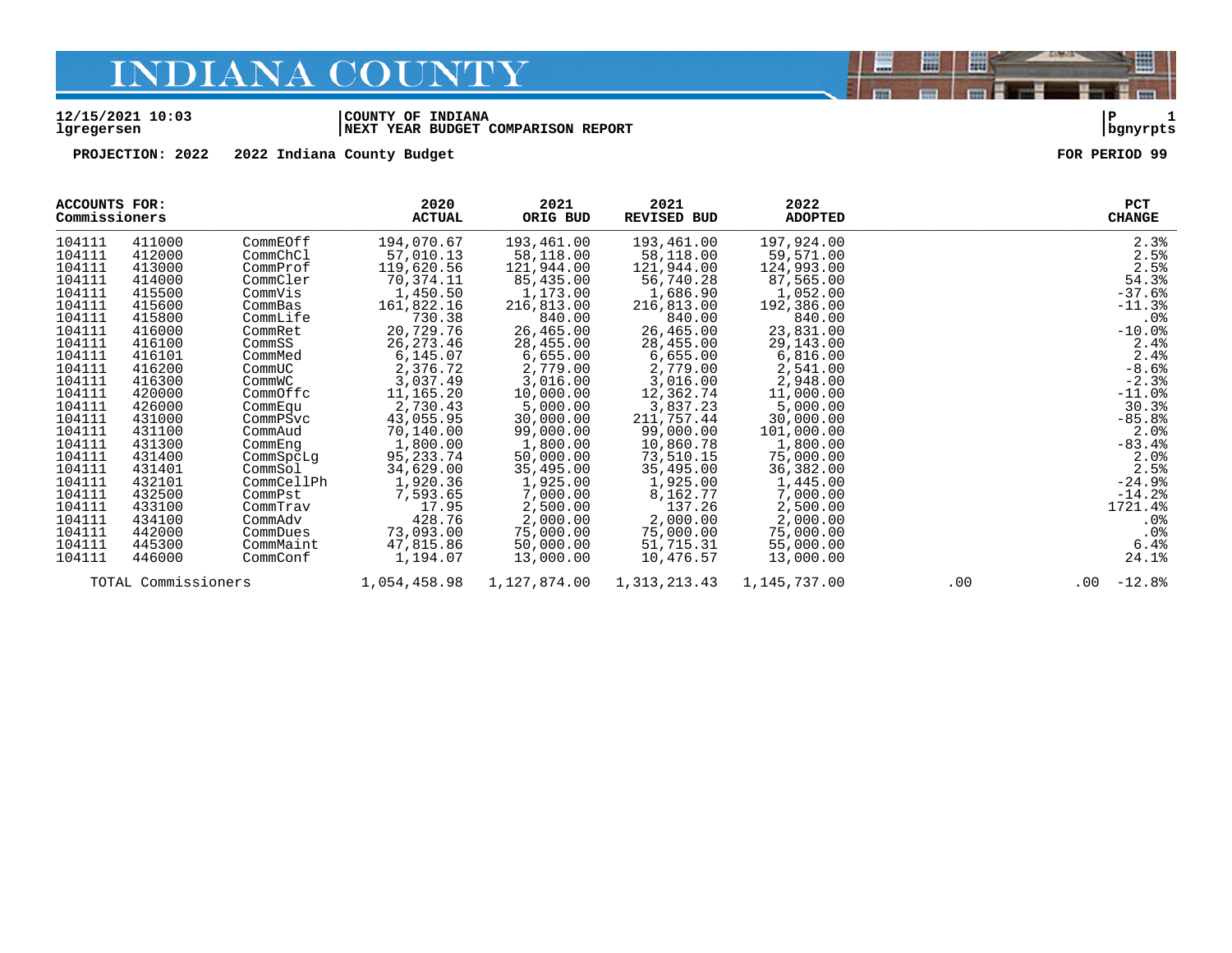# INDIANA COUNTY

12/15/2021 10:03 | COUNTY OF INDIANA | P 1
lgregersen | NEXT YEAR BUDGET COMPARISON REPORT | bgnyrpts

**PROJECTION: 2022    2022 Indiana County Budget    FOR PERIOD 99**

| ACCOUNTS FOR: Commissioners | | | 2020 ACTUAL | 2021 ORIG BUD | 2021 REVISED BUD | 2022 ADOPTED | | | PCT CHANGE |
|---|---|---|---|---|---|---|---|---|---|
| 104111 | 411000 | CommEOff | 194,070.67 | 193,461.00 | 193,461.00 | 197,924.00 | | | 2.3% |
| 104111 | 412000 | CommChCl | 57,010.13 | 58,118.00 | 58,118.00 | 59,571.00 | | | 2.5% |
| 104111 | 413000 | CommProf | 119,620.56 | 121,944.00 | 121,944.00 | 124,993.00 | | | 2.5% |
| 104111 | 414000 | CommCler | 70,374.11 | 85,435.00 | 56,740.28 | 87,565.00 | | | 54.3% |
| 104111 | 415500 | CommVis | 1,450.50 | 1,173.00 | 1,686.90 | 1,052.00 | | | -37.6% |
| 104111 | 415600 | CommBas | 161,822.16 | 216,813.00 | 216,813.00 | 192,386.00 | | | -11.3% |
| 104111 | 415800 | CommLife | 730.38 | 840.00 | 840.00 | 840.00 | | | .0% |
| 104111 | 416000 | CommRet | 20,729.76 | 26,465.00 | 26,465.00 | 23,831.00 | | | -10.0% |
| 104111 | 416100 | CommSS | 26,273.46 | 28,455.00 | 28,455.00 | 29,143.00 | | | 2.4% |
| 104111 | 416101 | CommMed | 6,145.07 | 6,655.00 | 6,655.00 | 6,816.00 | | | 2.4% |
| 104111 | 416200 | CommUC | 2,376.72 | 2,779.00 | 2,779.00 | 2,541.00 | | | -8.6% |
| 104111 | 416300 | CommWC | 3,037.49 | 3,016.00 | 3,016.00 | 2,948.00 | | | -2.3% |
| 104111 | 420000 | CommOffc | 11,165.20 | 10,000.00 | 12,362.74 | 11,000.00 | | | -11.0% |
| 104111 | 426000 | CommEqu | 2,730.43 | 5,000.00 | 3,837.23 | 5,000.00 | | | 30.3% |
| 104111 | 431000 | CommPSvc | 43,055.95 | 30,000.00 | 211,757.44 | 30,000.00 | | | -85.8% |
| 104111 | 431100 | CommAud | 70,140.00 | 99,000.00 | 99,000.00 | 101,000.00 | | | 2.0% |
| 104111 | 431300 | CommEng | 1,800.00 | 1,800.00 | 10,860.78 | 1,800.00 | | | -83.4% |
| 104111 | 431400 | CommSpcLg | 95,233.74 | 50,000.00 | 73,510.15 | 75,000.00 | | | 2.0% |
| 104111 | 431401 | CommSol | 34,629.00 | 35,495.00 | 35,495.00 | 36,382.00 | | | 2.5% |
| 104111 | 432101 | CommCellPh | 1,920.36 | 1,925.00 | 1,925.00 | 1,445.00 | | | -24.9% |
| 104111 | 432500 | CommPst | 7,593.65 | 7,000.00 | 8,162.77 | 7,000.00 | | | -14.2% |
| 104111 | 433100 | CommTrav | 17.95 | 2,500.00 | 137.26 | 2,500.00 | | | 1721.4% |
| 104111 | 434100 | CommAdv | 428.76 | 2,000.00 | 2,000.00 | 2,000.00 | | | .0% |
| 104111 | 442000 | CommDues | 73,093.00 | 75,000.00 | 75,000.00 | 75,000.00 | | | .0% |
| 104111 | 445300 | CommMaint | 47,815.86 | 50,000.00 | 51,715.31 | 55,000.00 | | | 6.4% |
| 104111 | 446000 | CommConf | 1,194.07 | 13,000.00 | 10,476.57 | 13,000.00 | | | 24.1% |
| TOTAL Commissioners | | | 1,054,458.98 | 1,127,874.00 | 1,313,213.43 | 1,145,737.00 | .00 | .00 | -12.8% |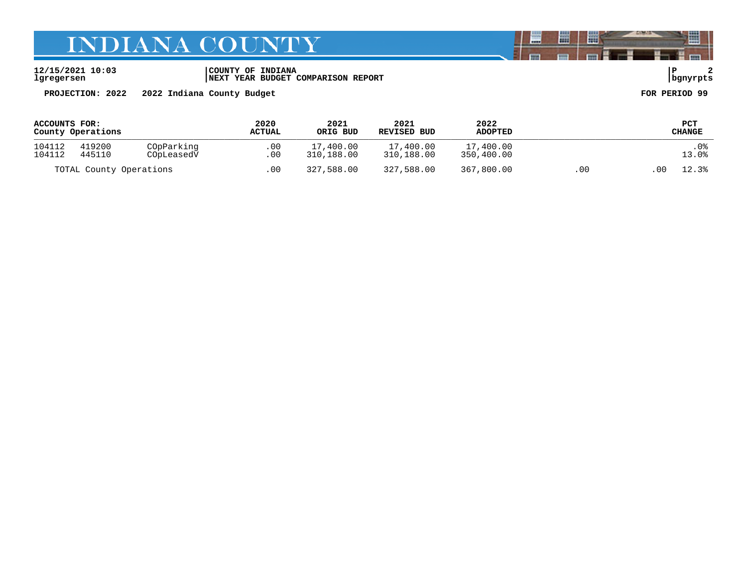12/15/2021 10:03 | COUNTY OF INDIANA | P 2
lgregersen | NEXT YEAR BUDGET COMPARISON REPORT | bgnyrpts

**PROJECTION: 2022 2022 Indiana County Budget** **FOR PERIOD 99**

| ACCOUNTS FOR: County Operations | | | 2020 ACTUAL | 2021 ORIG BUD | 2021 REVISED BUD | 2022 ADOPTED | | | PCT CHANGE |
|---|---|---|---|---|---|---|---|---|---|
| 104112 | 419200 | COpParking | .00 | 17,400.00 | 17,400.00 | 17,400.00 | | | .0% |
| 104112 | 445110 | COpLeasedV | .00 | 310,188.00 | 310,188.00 | 350,400.00 | | | 13.0% |
| TOTAL County Operations | | | .00 | 327,588.00 | 327,588.00 | 367,800.00 | .00 | .00 | 12.3% |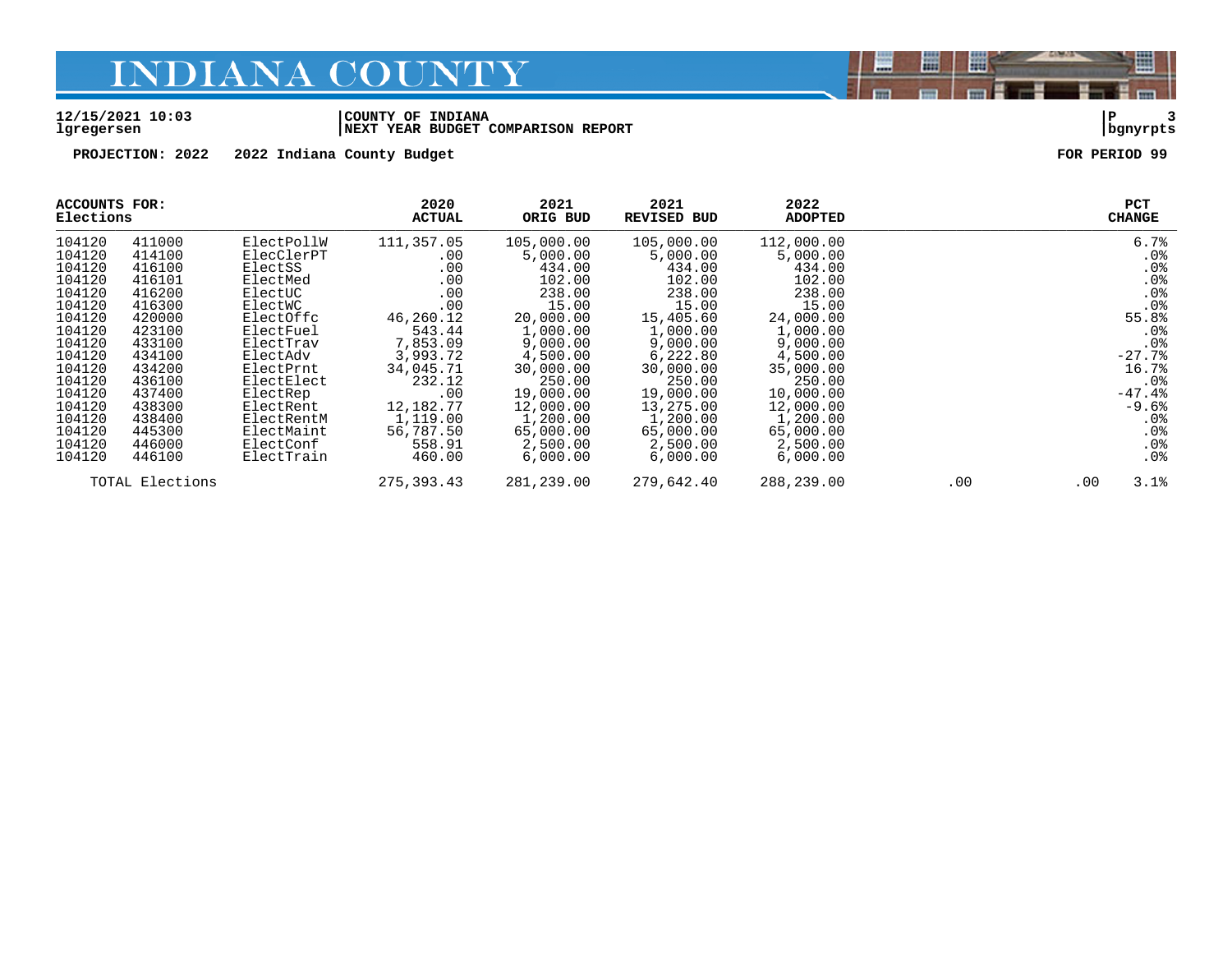# INDIANA COUNTY

12/15/2021 10:03 | COUNTY OF INDIANA | P 3
lgregersen | NEXT YEAR BUDGET COMPARISON REPORT | bgnyrpts

**PROJECTION: 2022 2022 Indiana County Budget** **FOR PERIOD 99**

| ACCOUNTS FOR: Elections | | | 2020 ACTUAL | 2021 ORIG BUD | 2021 REVISED BUD | 2022 ADOPTED | | | PCT CHANGE |
|---|---|---|---|---|---|---|---|---|---|
| 104120 | 411000 | ElectPollW | 111,357.05 | 105,000.00 | 105,000.00 | 112,000.00 | | | 6.7% |
| 104120 | 414100 | ElecClerPT | .00 | 5,000.00 | 5,000.00 | 5,000.00 | | | .0% |
| 104120 | 416100 | ElectSS | .00 | 434.00 | 434.00 | 434.00 | | | .0% |
| 104120 | 416101 | ElectMed | .00 | 102.00 | 102.00 | 102.00 | | | .0% |
| 104120 | 416200 | ElectUC | .00 | 238.00 | 238.00 | 238.00 | | | .0% |
| 104120 | 416300 | ElectWC | .00 | 15.00 | 15.00 | 15.00 | | | .0% |
| 104120 | 420000 | ElectOffc | 46,260.12 | 20,000.00 | 15,405.60 | 24,000.00 | | | 55.8% |
| 104120 | 423100 | ElectFuel | 543.44 | 1,000.00 | 1,000.00 | 1,000.00 | | | .0% |
| 104120 | 433100 | ElectTrav | 7,853.09 | 9,000.00 | 9,000.00 | 9,000.00 | | | .0% |
| 104120 | 434100 | ElectAdv | 3,993.72 | 4,500.00 | 6,222.80 | 4,500.00 | | | -27.7% |
| 104120 | 434200 | ElectPrnt | 34,045.71 | 30,000.00 | 30,000.00 | 35,000.00 | | | 16.7% |
| 104120 | 436100 | ElectElect | 232.12 | 250.00 | 250.00 | 250.00 | | | .0% |
| 104120 | 437400 | ElectRep | .00 | 19,000.00 | 19,000.00 | 10,000.00 | | | -47.4% |
| 104120 | 438300 | ElectRent | 12,182.77 | 12,000.00 | 13,275.00 | 12,000.00 | | | -9.6% |
| 104120 | 438400 | ElectRentM | 1,119.00 | 1,200.00 | 1,200.00 | 1,200.00 | | | .0% |
| 104120 | 445300 | ElectMaint | 56,787.50 | 65,000.00 | 65,000.00 | 65,000.00 | | | .0% |
| 104120 | 446000 | ElectConf | 558.91 | 2,500.00 | 2,500.00 | 2,500.00 | | | .0% |
| 104120 | 446100 | ElectTrain | 460.00 | 6,000.00 | 6,000.00 | 6,000.00 | | | .0% |
| TOTAL Elections | | | 275,393.43 | 281,239.00 | 279,642.40 | 288,239.00 | .00 | .00 | 3.1% |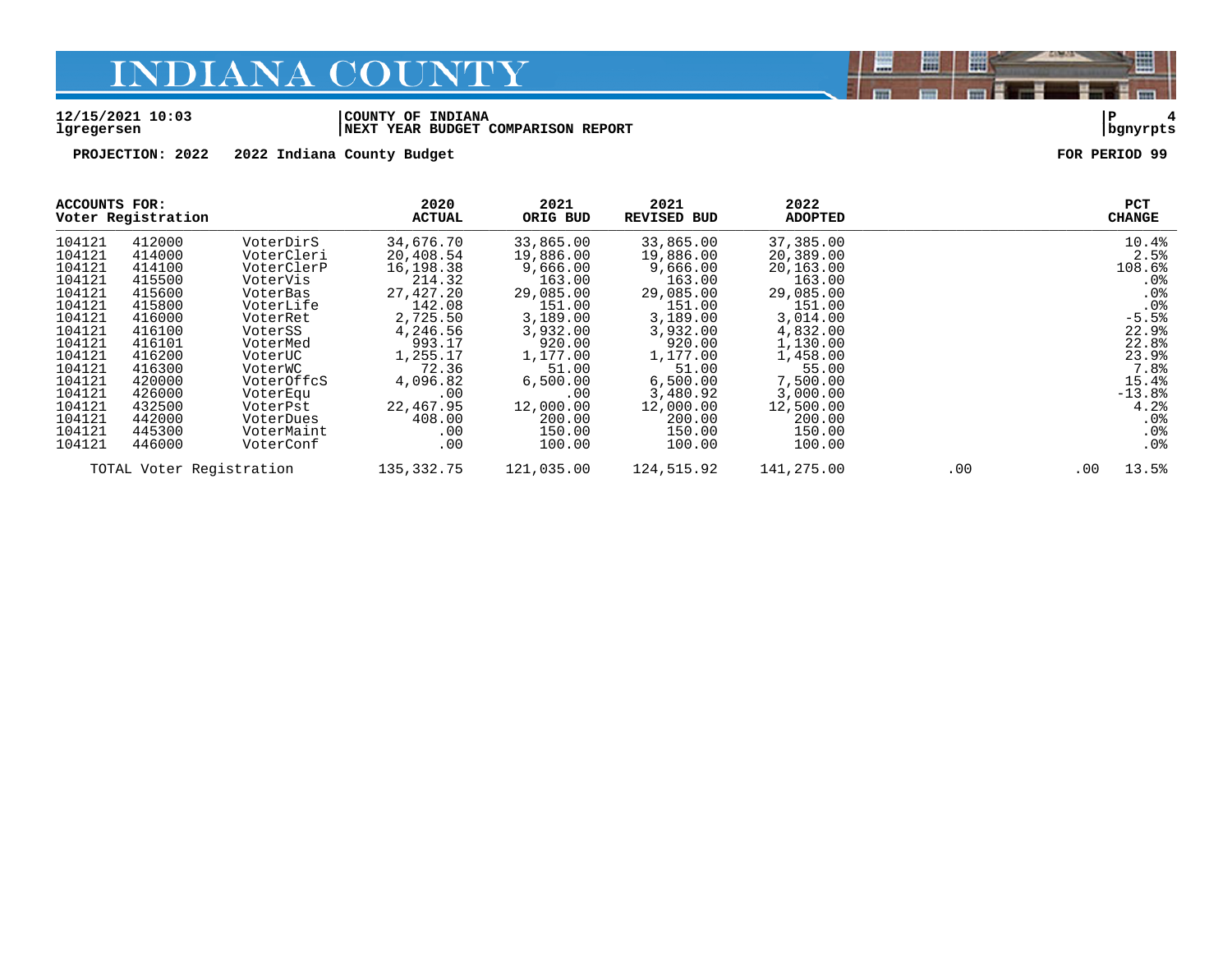# INDIANA COUNTY

12/15/2021 10:03 | COUNTY OF INDIANA | P 4
lgregersen | NEXT YEAR BUDGET COMPARISON REPORT | bgnyrpts

**PROJECTION: 2022 2022 Indiana County Budget** **FOR PERIOD 99**

| ACCOUNTS FOR: Voter Registration | | | 2020 ACTUAL | 2021 ORIG BUD | 2021 REVISED BUD | 2022 ADOPTED | | | PCT CHANGE |
|---|---|---|---|---|---|---|---|---|---|
| 104121 | 412000 | VoterDirS | 34,676.70 | 33,865.00 | 33,865.00 | 37,385.00 | | | 10.4% |
| 104121 | 414000 | VoterCleri | 20,408.54 | 19,886.00 | 19,886.00 | 20,389.00 | | | 2.5% |
| 104121 | 414100 | VoterClerP | 16,198.38 | 9,666.00 | 9,666.00 | 20,163.00 | | | 108.6% |
| 104121 | 415500 | VoterVis | 214.32 | 163.00 | 163.00 | 163.00 | | | .0% |
| 104121 | 415600 | VoterBas | 27,427.20 | 29,085.00 | 29,085.00 | 29,085.00 | | | .0% |
| 104121 | 415800 | VoterLife | 142.08 | 151.00 | 151.00 | 151.00 | | | .0% |
| 104121 | 416000 | VoterRet | 2,725.50 | 3,189.00 | 3,189.00 | 3,014.00 | | | -5.5% |
| 104121 | 416100 | VoterSS | 4,246.56 | 3,932.00 | 3,932.00 | 4,832.00 | | | 22.9% |
| 104121 | 416101 | VoterMed | 993.17 | 920.00 | 920.00 | 1,130.00 | | | 22.8% |
| 104121 | 416200 | VoterUC | 1,255.17 | 1,177.00 | 1,177.00 | 1,458.00 | | | 23.9% |
| 104121 | 416300 | VoterWC | 72.36 | 51.00 | 51.00 | 55.00 | | | 7.8% |
| 104121 | 420000 | VoterOffcS | 4,096.82 | 6,500.00 | 6,500.00 | 7,500.00 | | | 15.4% |
| 104121 | 426000 | VoterEqu | .00 | .00 | 3,480.92 | 3,000.00 | | | -13.8% |
| 104121 | 432500 | VoterPst | 22,467.95 | 12,000.00 | 12,000.00 | 12,500.00 | | | 4.2% |
| 104121 | 442000 | VoterDues | 408.00 | 200.00 | 200.00 | 200.00 | | | .0% |
| 104121 | 445300 | VoterMaint | .00 | 150.00 | 150.00 | 150.00 | | | .0% |
| 104121 | 446000 | VoterConf | .00 | 100.00 | 100.00 | 100.00 | | | .0% |
| TOTAL Voter Registration | | | 135,332.75 | 121,035.00 | 124,515.92 | 141,275.00 | .00 | .00 | 13.5% |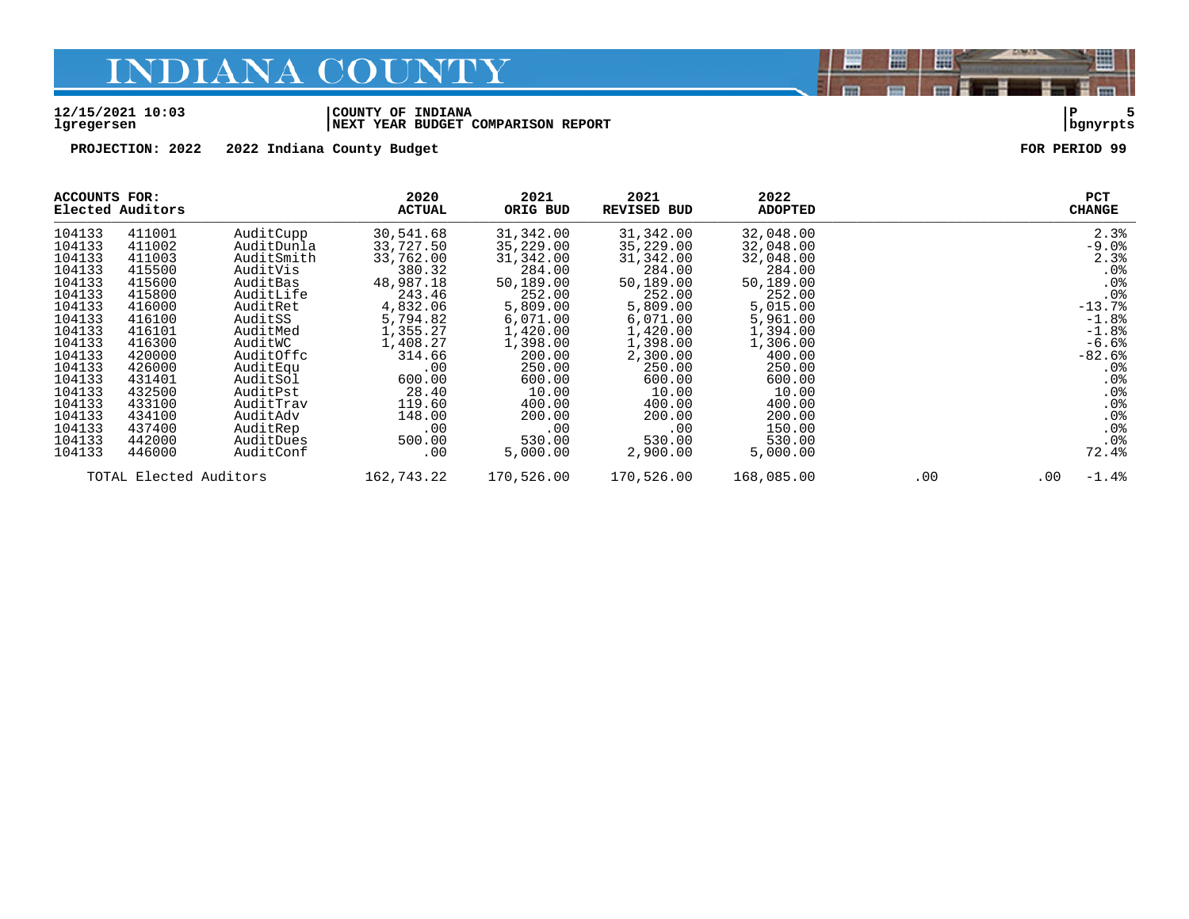# INDIANA COUNTY

**12/15/2021 10:03** | **COUNTY OF INDIANA**
**lgregersen** | **NEXT YEAR BUDGET COMPARISON REPORT** | **bgnyrpts**

**PROJECTION: 2022 2022 Indiana County Budget** **FOR PERIOD 99**

| ACCOUNTS FOR: Elected Auditors | | | 2020 ACTUAL | 2021 ORIG BUD | 2021 REVISED BUD | 2022 ADOPTED | | | PCT CHANGE |
|---|---|---|---|---|---|---|---|---|---|
| 104133 | 411001 | AuditCupp | 30,541.68 | 31,342.00 | 31,342.00 | 32,048.00 | | | 2.3% |
| 104133 | 411002 | AuditDunla | 33,727.50 | 35,229.00 | 35,229.00 | 32,048.00 | | | -9.0% |
| 104133 | 411003 | AuditSmith | 33,762.00 | 31,342.00 | 31,342.00 | 32,048.00 | | | 2.3% |
| 104133 | 415500 | AuditVis | 380.32 | 284.00 | 284.00 | 284.00 | | | .0% |
| 104133 | 415600 | AuditBas | 48,987.18 | 50,189.00 | 50,189.00 | 50,189.00 | | | .0% |
| 104133 | 415800 | AuditLife | 243.46 | 252.00 | 252.00 | 252.00 | | | .0% |
| 104133 | 416000 | AuditRet | 4,832.06 | 5,809.00 | 5,809.00 | 5,015.00 | | | -13.7% |
| 104133 | 416100 | AuditSS | 5,794.82 | 6,071.00 | 6,071.00 | 5,961.00 | | | -1.8% |
| 104133 | 416101 | AuditMed | 1,355.27 | 1,420.00 | 1,420.00 | 1,394.00 | | | -1.8% |
| 104133 | 416300 | AuditWC | 1,408.27 | 1,398.00 | 1,398.00 | 1,306.00 | | | -6.6% |
| 104133 | 420000 | AuditOffc | 314.66 | 200.00 | 2,300.00 | 400.00 | | | -82.6% |
| 104133 | 426000 | AuditEqu | .00 | 250.00 | 250.00 | 250.00 | | | .0% |
| 104133 | 431401 | AuditSol | 600.00 | 600.00 | 600.00 | 600.00 | | | .0% |
| 104133 | 432500 | AuditPst | 28.40 | 10.00 | 10.00 | 10.00 | | | .0% |
| 104133 | 433100 | AuditTrav | 119.60 | 400.00 | 400.00 | 400.00 | | | .0% |
| 104133 | 434100 | AuditAdv | 148.00 | 200.00 | 200.00 | 200.00 | | | .0% |
| 104133 | 437400 | AuditRep | .00 | .00 | .00 | 150.00 | | | .0% |
| 104133 | 442000 | AuditDues | 500.00 | 530.00 | 530.00 | 530.00 | | | .0% |
| 104133 | 446000 | AuditConf | .00 | 5,000.00 | 2,900.00 | 5,000.00 | | | 72.4% |
| TOTAL Elected Auditors | | | 162,743.22 | 170,526.00 | 170,526.00 | 168,085.00 | .00 | .00 | -1.4% |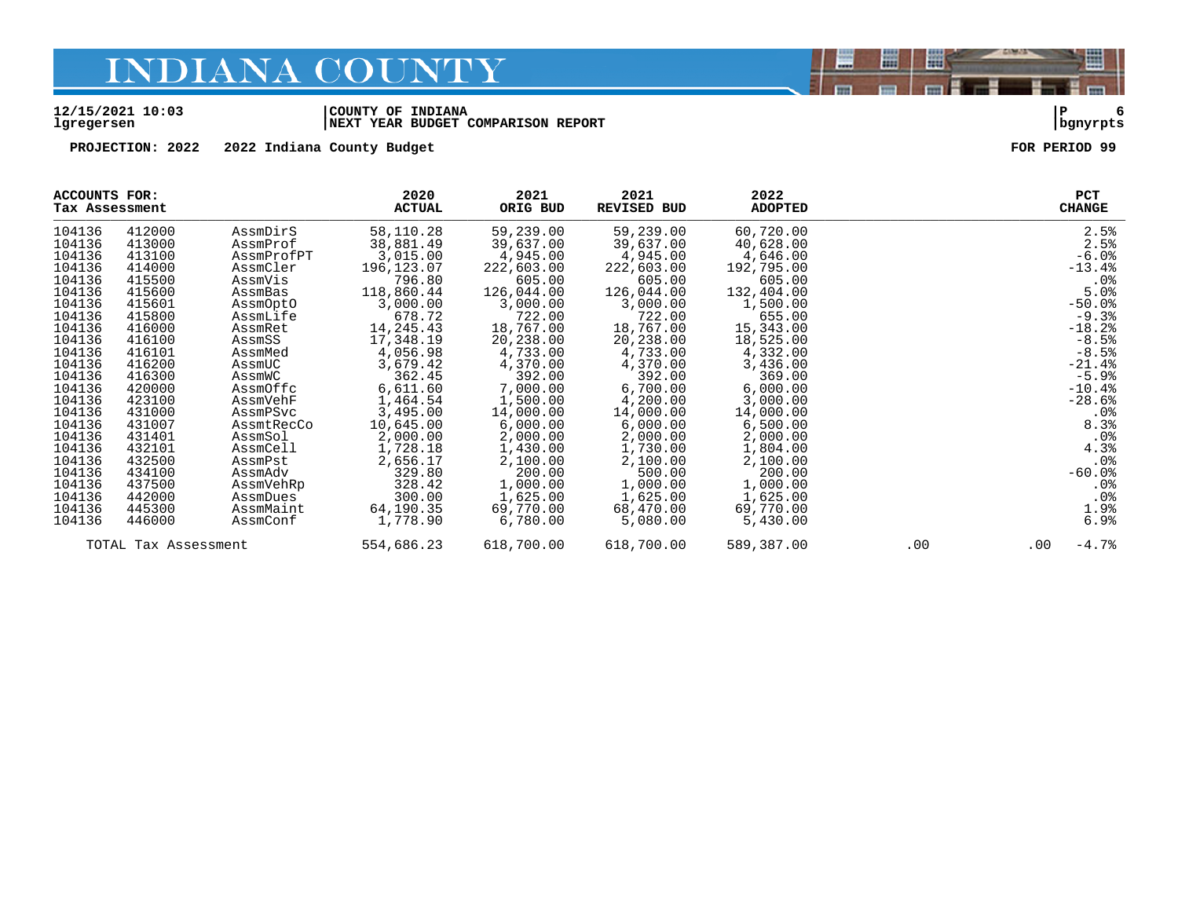# INDIANA COUNTY

12/15/2021 10:03 | COUNTY OF INDIANA | P 6
lgregersen | NEXT YEAR BUDGET COMPARISON REPORT | bgnyrpts

**PROJECTION: 2022 2022 Indiana County Budget** **FOR PERIOD 99**

| ACCOUNTS FOR: Tax Assessment | | | 2020 ACTUAL | 2021 ORIG BUD | 2021 REVISED BUD | 2022 ADOPTED | | | PCT CHANGE |
|---|---|---|---|---|---|---|---|---|---|
| 104136 | 412000 | AssmDirS | 58,110.28 | 59,239.00 | 59,239.00 | 60,720.00 | | | 2.5% |
| 104136 | 413000 | AssmProf | 38,881.49 | 39,637.00 | 39,637.00 | 40,628.00 | | | 2.5% |
| 104136 | 413100 | AssmProfPT | 3,015.00 | 4,945.00 | 4,945.00 | 4,646.00 | | | -6.0% |
| 104136 | 414000 | AssmCler | 196,123.07 | 222,603.00 | 222,603.00 | 192,795.00 | | | -13.4% |
| 104136 | 415500 | AssmVis | 796.80 | 605.00 | 605.00 | 605.00 | | | .0% |
| 104136 | 415600 | AssmBas | 118,860.44 | 126,044.00 | 126,044.00 | 132,404.00 | | | 5.0% |
| 104136 | 415601 | AssmOptO | 3,000.00 | 3,000.00 | 3,000.00 | 1,500.00 | | | -50.0% |
| 104136 | 415800 | AssmLife | 678.72 | 722.00 | 722.00 | 655.00 | | | -9.3% |
| 104136 | 416000 | AssmRet | 14,245.43 | 18,767.00 | 18,767.00 | 15,343.00 | | | -18.2% |
| 104136 | 416100 | AssmSS | 17,348.19 | 20,238.00 | 20,238.00 | 18,525.00 | | | -8.5% |
| 104136 | 416101 | AssmMed | 4,056.98 | 4,733.00 | 4,733.00 | 4,332.00 | | | -8.5% |
| 104136 | 416200 | AssmUC | 3,679.42 | 4,370.00 | 4,370.00 | 3,436.00 | | | -21.4% |
| 104136 | 416300 | AssmWC | 362.45 | 392.00 | 392.00 | 369.00 | | | -5.9% |
| 104136 | 420000 | AssmOffc | 6,611.60 | 7,000.00 | 6,700.00 | 6,000.00 | | | -10.4% |
| 104136 | 423100 | AssmVehF | 1,464.54 | 1,500.00 | 4,200.00 | 3,000.00 | | | -28.6% |
| 104136 | 431000 | AssmPSvc | 3,495.00 | 14,000.00 | 14,000.00 | 14,000.00 | | | .0% |
| 104136 | 431007 | AssmtRecCo | 10,645.00 | 6,000.00 | 6,000.00 | 6,500.00 | | | 8.3% |
| 104136 | 431401 | AssmSol | 2,000.00 | 2,000.00 | 2,000.00 | 2,000.00 | | | .0% |
| 104136 | 432101 | AssmCell | 1,728.18 | 1,430.00 | 1,730.00 | 1,804.00 | | | 4.3% |
| 104136 | 432500 | AssmPst | 2,656.17 | 2,100.00 | 2,100.00 | 2,100.00 | | | .0% |
| 104136 | 434100 | AssmAdv | 329.80 | 200.00 | 500.00 | 200.00 | | | -60.0% |
| 104136 | 437500 | AssmVehRp | 328.42 | 1,000.00 | 1,000.00 | 1,000.00 | | | .0% |
| 104136 | 442000 | AssmDues | 300.00 | 1,625.00 | 1,625.00 | 1,625.00 | | | .0% |
| 104136 | 445300 | AssmMaint | 64,190.35 | 69,770.00 | 68,470.00 | 69,770.00 | | | 1.9% |
| 104136 | 446000 | AssmConf | 1,778.90 | 6,780.00 | 5,080.00 | 5,430.00 | | | 6.9% |
| TOTAL Tax Assessment | | | 554,686.23 | 618,700.00 | 618,700.00 | 589,387.00 | .00 | .00 | -4.7% |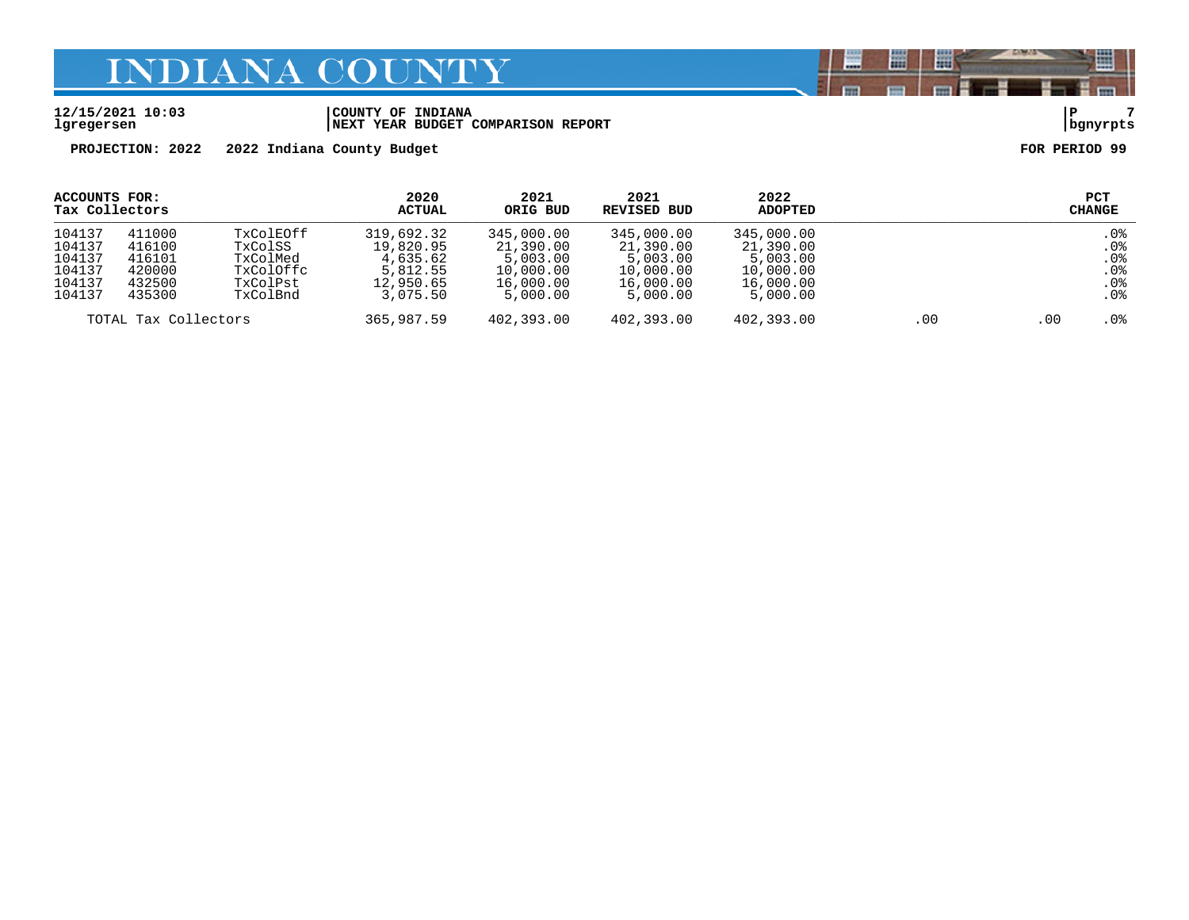# INDIANA COUNTY

12/15/2021 10:03
lgregersen

COUNTY OF INDIANA
NEXT YEAR BUDGET COMPARISON REPORT

P 7
bgnyrpts

**PROJECTION: 2022 2022 Indiana County Budget** **FOR PERIOD 99**

| ACCOUNTS FOR: Tax Collectors | | | 2020 ACTUAL | 2021 ORIG BUD | 2021 REVISED BUD | 2022 ADOPTED | | | PCT CHANGE |
|---|---|---|---|---|---|---|---|---|---|
| 104137 | 411000 | TxColEOff | 319,692.32 | 345,000.00 | 345,000.00 | 345,000.00 | | | .0% |
| 104137 | 416100 | TxColSS | 19,820.95 | 21,390.00 | 21,390.00 | 21,390.00 | | | .0% |
| 104137 | 416101 | TxColMed | 4,635.62 | 5,003.00 | 5,003.00 | 5,003.00 | | | .0% |
| 104137 | 420000 | TxColOffc | 5,812.55 | 10,000.00 | 10,000.00 | 10,000.00 | | | .0% |
| 104137 | 432500 | TxColPst | 12,950.65 | 16,000.00 | 16,000.00 | 16,000.00 | | | .0% |
| 104137 | 435300 | TxColBnd | 3,075.50 | 5,000.00 | 5,000.00 | 5,000.00 | | | .0% |
| TOTAL Tax Collectors | | | 365,987.59 | 402,393.00 | 402,393.00 | 402,393.00 | .00 | .00 | .0% |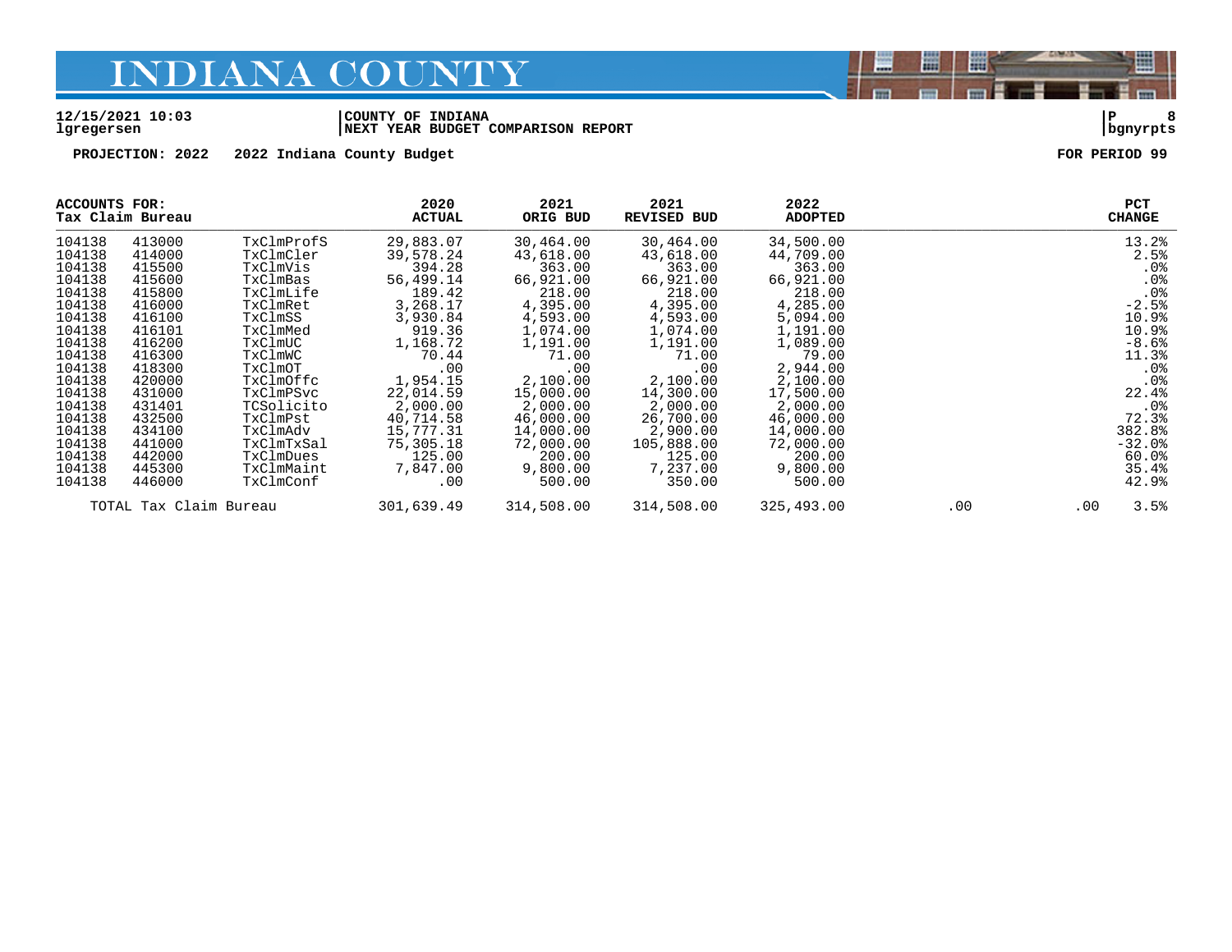# INDIANA COUNTY

12/15/2021 10:03 | COUNTY OF INDIANA | P 8
lgregersen | NEXT YEAR BUDGET COMPARISON REPORT | bgnyrpts

**PROJECTION: 2022** 2022 Indiana County Budget **FOR PERIOD 99**

| ACCOUNTS FOR: Tax Claim Bureau | | | 2020 ACTUAL | 2021 ORIG BUD | 2021 REVISED BUD | 2022 ADOPTED | | | PCT CHANGE |
|---|---|---|---|---|---|---|---|---|---|
| 104138 | 413000 | TxClmProfS | 29,883.07 | 30,464.00 | 30,464.00 | 34,500.00 | | | 13.2% |
| 104138 | 414000 | TxClmCler | 39,578.24 | 43,618.00 | 43,618.00 | 44,709.00 | | | 2.5% |
| 104138 | 415500 | TxClmVis | 394.28 | 363.00 | 363.00 | 363.00 | | | .0% |
| 104138 | 415600 | TxClmBas | 56,499.14 | 66,921.00 | 66,921.00 | 66,921.00 | | | .0% |
| 104138 | 415800 | TxClmLife | 189.42 | 218.00 | 218.00 | 218.00 | | | .0% |
| 104138 | 416000 | TxClmRet | 3,268.17 | 4,395.00 | 4,395.00 | 4,285.00 | | | -2.5% |
| 104138 | 416100 | TxClmSS | 3,930.84 | 4,593.00 | 4,593.00 | 5,094.00 | | | 10.9% |
| 104138 | 416101 | TxClmMed | 919.36 | 1,074.00 | 1,074.00 | 1,191.00 | | | 10.9% |
| 104138 | 416200 | TxClmUC | 1,168.72 | 1,191.00 | 1,191.00 | 1,089.00 | | | -8.6% |
| 104138 | 416300 | TxClmWC | 70.44 | 71.00 | 71.00 | 79.00 | | | 11.3% |
| 104138 | 418300 | TxClmOT | .00 | .00 | .00 | 2,944.00 | | | .0% |
| 104138 | 420000 | TxClmOffc | 1,954.15 | 2,100.00 | 2,100.00 | 2,100.00 | | | .0% |
| 104138 | 431000 | TxClmPSvc | 22,014.59 | 15,000.00 | 14,300.00 | 17,500.00 | | | 22.4% |
| 104138 | 431401 | TCSolicito | 2,000.00 | 2,000.00 | 2,000.00 | 2,000.00 | | | .0% |
| 104138 | 432500 | TxClmPst | 40,714.58 | 46,000.00 | 26,700.00 | 46,000.00 | | | 72.3% |
| 104138 | 434100 | TxClmAdv | 15,777.31 | 14,000.00 | 2,900.00 | 14,000.00 | | | 382.8% |
| 104138 | 441000 | TxClmTxSal | 75,305.18 | 72,000.00 | 105,888.00 | 72,000.00 | | | -32.0% |
| 104138 | 442000 | TxClmDues | 125.00 | 200.00 | 125.00 | 200.00 | | | 60.0% |
| 104138 | 445300 | TxClmMaint | 7,847.00 | 9,800.00 | 7,237.00 | 9,800.00 | | | 35.4% |
| 104138 | 446000 | TxClmConf | .00 | 500.00 | 350.00 | 500.00 | | | 42.9% |
| TOTAL Tax Claim Bureau | | | 301,639.49 | 314,508.00 | 314,508.00 | 325,493.00 | .00 | .00 | 3.5% |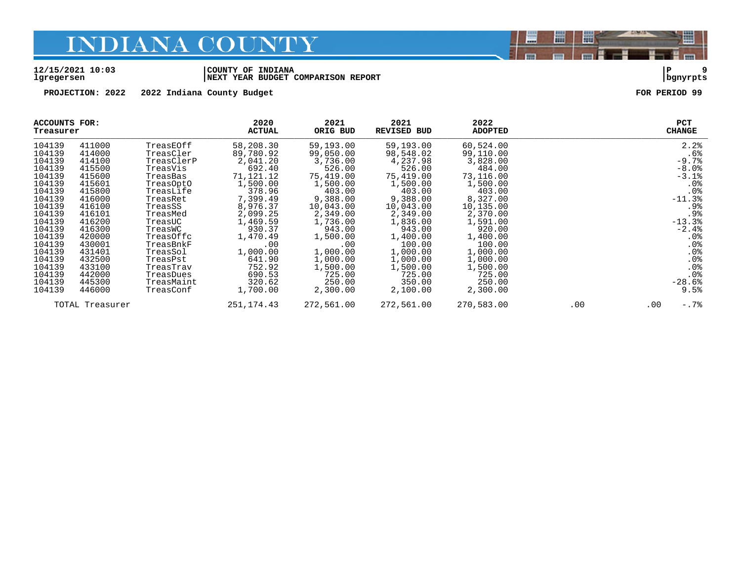# INDIANA COUNTY

12/15/2021 10:03
lgregersen

COUNTY OF INDIANA
NEXT YEAR BUDGET COMPARISON REPORT

bgnyrpts

PROJECTION: 2022 2022 Indiana County Budget

FOR PERIOD 99

| ACCOUNTS FOR: Treasurer | | | 2020 ACTUAL | 2021 ORIG BUD | 2021 REVISED BUD | 2022 ADOPTED | | | PCT CHANGE |
|---|---|---|---|---|---|---|---|---|---|
| 104139 | 411000 | TreasEOff | 58,208.30 | 59,193.00 | 59,193.00 | 60,524.00 | | | 2.2% |
| 104139 | 414000 | TreasCler | 89,780.92 | 99,050.00 | 98,548.02 | 99,110.00 | | | .6% |
| 104139 | 414100 | TreasClerP | 2,041.20 | 3,736.00 | 4,237.98 | 3,828.00 | | | -9.7% |
| 104139 | 415500 | TreasVis | 692.40 | 526.00 | 526.00 | 484.00 | | | -8.0% |
| 104139 | 415600 | TreasBas | 71,121.12 | 75,419.00 | 75,419.00 | 73,116.00 | | | -3.1% |
| 104139 | 415601 | TreasOptO | 1,500.00 | 1,500.00 | 1,500.00 | 1,500.00 | | | .0% |
| 104139 | 415800 | TreasLife | 378.96 | 403.00 | 403.00 | 403.00 | | | .0% |
| 104139 | 416000 | TreasRet | 7,399.49 | 9,388.00 | 9,388.00 | 8,327.00 | | | -11.3% |
| 104139 | 416100 | TreasSS | 8,976.37 | 10,043.00 | 10,043.00 | 10,135.00 | | | .9% |
| 104139 | 416101 | TreasMed | 2,099.25 | 2,349.00 | 2,349.00 | 2,370.00 | | | .9% |
| 104139 | 416200 | TreasUC | 1,469.59 | 1,736.00 | 1,836.00 | 1,591.00 | | | -13.3% |
| 104139 | 416300 | TreasWC | 930.37 | 943.00 | 943.00 | 920.00 | | | -2.4% |
| 104139 | 420000 | TreasOffc | 1,470.49 | 1,500.00 | 1,400.00 | 1,400.00 | | | .0% |
| 104139 | 430001 | TreasBnkF | .00 | .00 | 100.00 | 100.00 | | | .0% |
| 104139 | 431401 | TreasSol | 1,000.00 | 1,000.00 | 1,000.00 | 1,000.00 | | | .0% |
| 104139 | 432500 | TreasPst | 641.90 | 1,000.00 | 1,000.00 | 1,000.00 | | | .0% |
| 104139 | 433100 | TreasTrav | 752.92 | 1,500.00 | 1,500.00 | 1,500.00 | | | .0% |
| 104139 | 442000 | TreasDues | 690.53 | 725.00 | 725.00 | 725.00 | | | .0% |
| 104139 | 445300 | TreasMaint | 320.62 | 250.00 | 350.00 | 250.00 | | | -28.6% |
| 104139 | 446000 | TreasConf | 1,700.00 | 2,300.00 | 2,100.00 | 2,300.00 | | | 9.5% |
| TOTAL Treasurer | | | 251,174.43 | 272,561.00 | 272,561.00 | 270,583.00 | .00 | .00 | -.7% |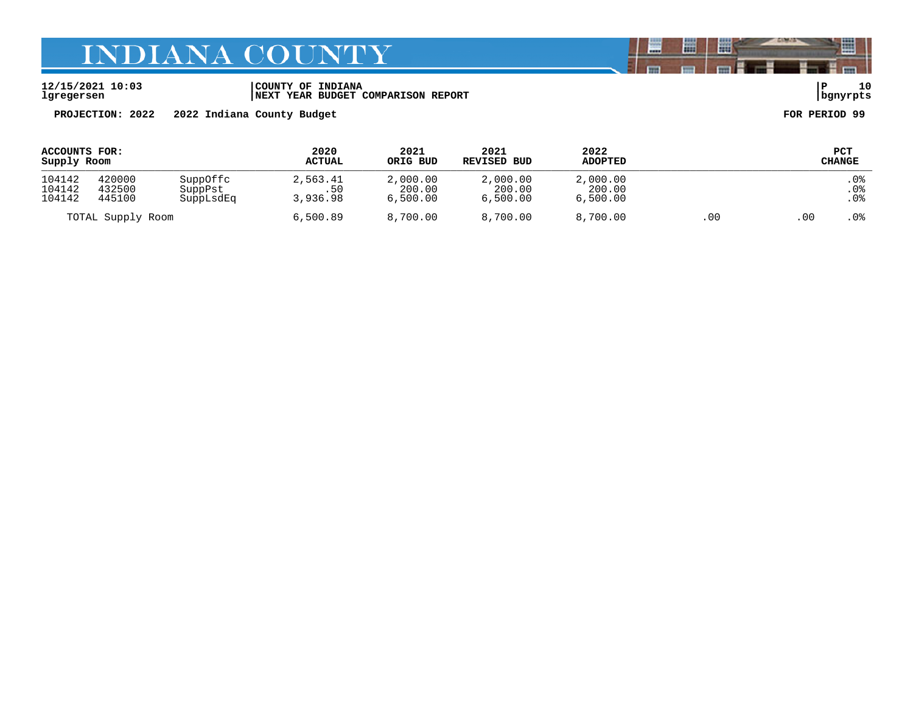# INDIANA COUNTY

12/15/2021 10:03 | COUNTY OF INDIANA | P 10
lgregersen | NEXT YEAR BUDGET COMPARISON REPORT | bgnyrpts

**PROJECTION: 2022 2022 Indiana County Budget** **FOR PERIOD 99**

| ACCOUNTS FOR: Supply Room | | | 2020 ACTUAL | 2021 ORIG BUD | 2021 REVISED BUD | 2022 ADOPTED | | | PCT CHANGE |
|---|---|---|---|---|---|---|---|---|---|
| 104142 | 420000 | SuppOffc | 2,563.41 | 2,000.00 | 2,000.00 | 2,000.00 | | | .0% |
| 104142 | 432500 | SuppPst | .50 | 200.00 | 200.00 | 200.00 | | | .0% |
| 104142 | 445100 | SuppLsdEq | 3,936.98 | 6,500.00 | 6,500.00 | 6,500.00 | | | .0% |
| TOTAL Supply Room | | | 6,500.89 | 8,700.00 | 8,700.00 | 8,700.00 | .00 | .00 | .0% |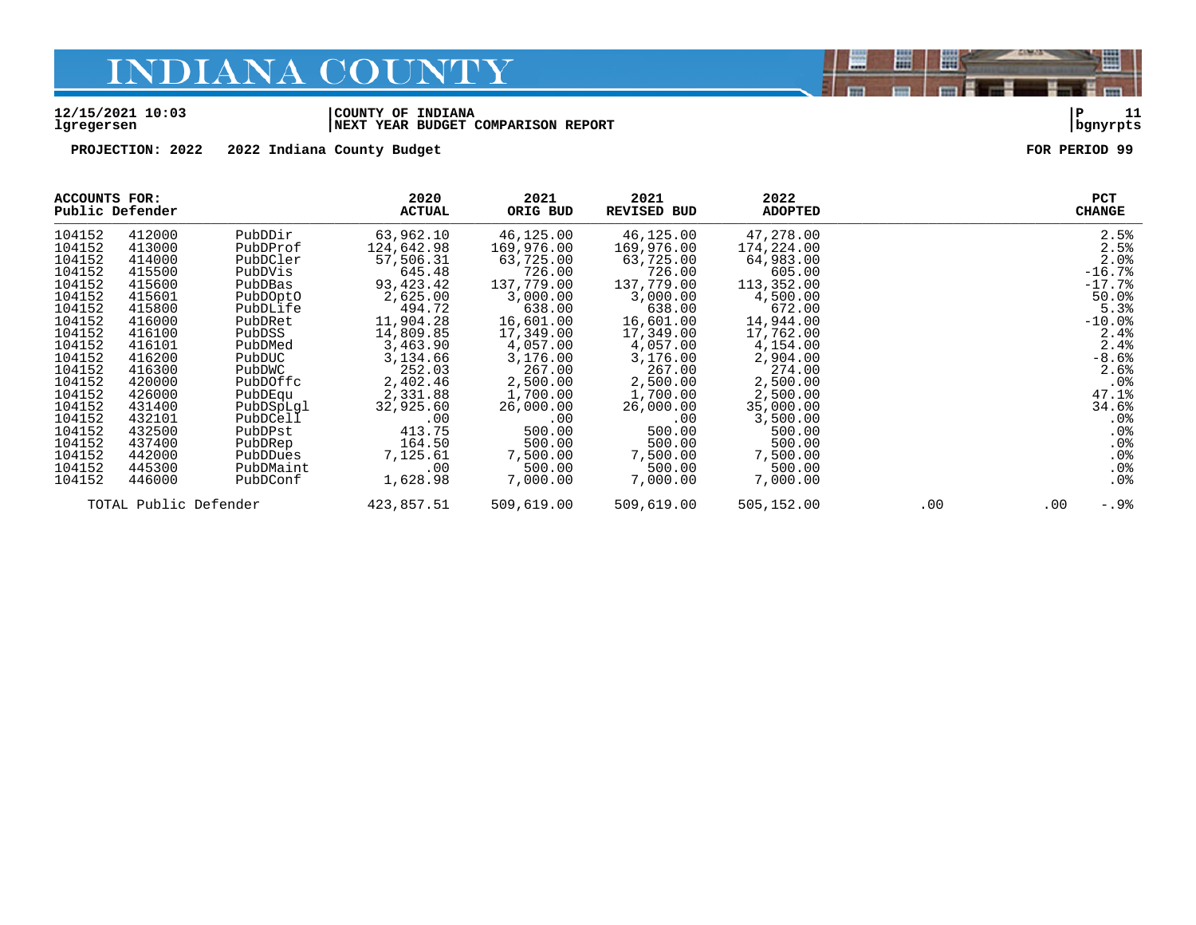# INDIANA COUNTY

12/15/2021 10:03 | COUNTY OF INDIANA | P 11
lgregersen | NEXT YEAR BUDGET COMPARISON REPORT | bgnyrpts

PROJECTION: 2022 2022 Indiana County Budget FOR PERIOD 99

| ACCOUNTS FOR: Public Defender | | | 2020 ACTUAL | 2021 ORIG BUD | 2021 REVISED BUD | 2022 ADOPTED | | | PCT CHANGE |
|---|---|---|---|---|---|---|---|---|---|
| 104152 | 412000 | PubDDir | 63,962.10 | 46,125.00 | 46,125.00 | 47,278.00 | | | 2.5% |
| 104152 | 413000 | PubDProf | 124,642.98 | 169,976.00 | 169,976.00 | 174,224.00 | | | 2.5% |
| 104152 | 414000 | PubDCler | 57,506.31 | 63,725.00 | 63,725.00 | 64,983.00 | | | 2.0% |
| 104152 | 415500 | PubDVis | 645.48 | 726.00 | 726.00 | 605.00 | | | -16.7% |
| 104152 | 415600 | PubDBas | 93,423.42 | 137,779.00 | 137,779.00 | 113,352.00 | | | -17.7% |
| 104152 | 415601 | PubDOptO | 2,625.00 | 3,000.00 | 3,000.00 | 4,500.00 | | | 50.0% |
| 104152 | 415800 | PubDLife | 494.72 | 638.00 | 638.00 | 672.00 | | | 5.3% |
| 104152 | 416000 | PubDRet | 11,904.28 | 16,601.00 | 16,601.00 | 14,944.00 | | | -10.0% |
| 104152 | 416100 | PubDSS | 14,809.85 | 17,349.00 | 17,349.00 | 17,762.00 | | | 2.4% |
| 104152 | 416101 | PubDMed | 3,463.90 | 4,057.00 | 4,057.00 | 4,154.00 | | | 2.4% |
| 104152 | 416200 | PubDUC | 3,134.66 | 3,176.00 | 3,176.00 | 2,904.00 | | | -8.6% |
| 104152 | 416300 | PubDWC | 252.03 | 267.00 | 267.00 | 274.00 | | | 2.6% |
| 104152 | 420000 | PubDOffc | 2,402.46 | 2,500.00 | 2,500.00 | 2,500.00 | | | .0% |
| 104152 | 426000 | PubDEqu | 2,331.88 | 1,700.00 | 1,700.00 | 2,500.00 | | | 47.1% |
| 104152 | 431400 | PubDSpLgl | 32,925.60 | 26,000.00 | 26,000.00 | 35,000.00 | | | 34.6% |
| 104152 | 432101 | PubDCell | .00 | .00 | .00 | 3,500.00 | | | .0% |
| 104152 | 432500 | PubDPst | 413.75 | 500.00 | 500.00 | 500.00 | | | .0% |
| 104152 | 437400 | PubDRep | 164.50 | 500.00 | 500.00 | 500.00 | | | .0% |
| 104152 | 442000 | PubDDues | 7,125.61 | 7,500.00 | 7,500.00 | 7,500.00 | | | .0% |
| 104152 | 445300 | PubDMaint | .00 | 500.00 | 500.00 | 500.00 | | | .0% |
| 104152 | 446000 | PubDConf | 1,628.98 | 7,000.00 | 7,000.00 | 7,000.00 | | | .0% |
| TOTAL Public Defender | | | 423,857.51 | 509,619.00 | 509,619.00 | 505,152.00 | .00 | .00 | -.9% |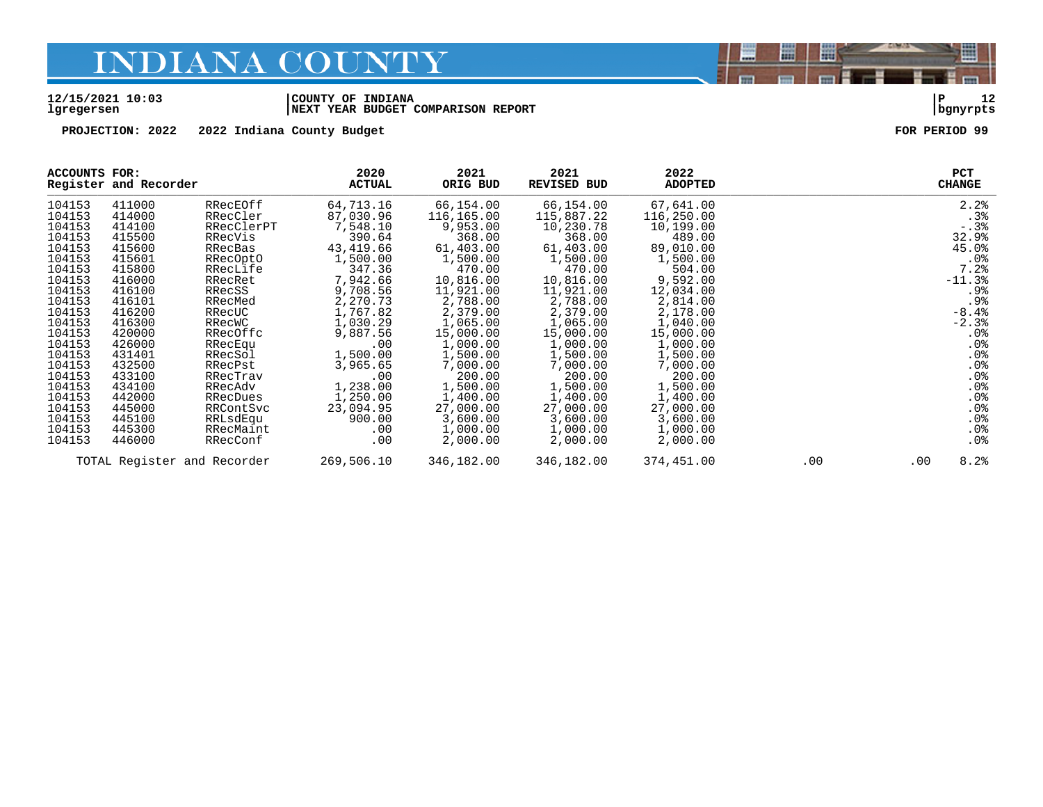# INDIANA COUNTY

12/15/2021 10:03 | COUNTY OF INDIANA | P 12
lgregersen | NEXT YEAR BUDGET COMPARISON REPORT | bgnyrpts

**PROJECTION: 2022 2022 Indiana County Budget** **FOR PERIOD 99**

| ACCOUNTS FOR: Register and Recorder | | | 2020 ACTUAL | 2021 ORIG BUD | 2021 REVISED BUD | 2022 ADOPTED | | | PCT CHANGE |
|---|---|---|---|---|---|---|---|---|---|
| 104153 | 411000 | RRecEOff | 64,713.16 | 66,154.00 | 66,154.00 | 67,641.00 | | | 2.2% |
| 104153 | 414000 | RRecCler | 87,030.96 | 116,165.00 | 115,887.22 | 116,250.00 | | | .3% |
| 104153 | 414100 | RRecClerPT | 7,548.10 | 9,953.00 | 10,230.78 | 10,199.00 | | | -.3% |
| 104153 | 415500 | RRecVis | 390.64 | 368.00 | 368.00 | 489.00 | | | 32.9% |
| 104153 | 415600 | RRecBas | 43,419.66 | 61,403.00 | 61,403.00 | 89,010.00 | | | 45.0% |
| 104153 | 415601 | RRecOptO | 1,500.00 | 1,500.00 | 1,500.00 | 1,500.00 | | | .0% |
| 104153 | 415800 | RRecLife | 347.36 | 470.00 | 470.00 | 504.00 | | | 7.2% |
| 104153 | 416000 | RRecRet | 7,942.66 | 10,816.00 | 10,816.00 | 9,592.00 | | | -11.3% |
| 104153 | 416100 | RRecSS | 9,708.56 | 11,921.00 | 11,921.00 | 12,034.00 | | | .9% |
| 104153 | 416101 | RRecMed | 2,270.73 | 2,788.00 | 2,788.00 | 2,814.00 | | | .9% |
| 104153 | 416200 | RRecUC | 1,767.82 | 2,379.00 | 2,379.00 | 2,178.00 | | | -8.4% |
| 104153 | 416300 | RRecWC | 1,030.29 | 1,065.00 | 1,065.00 | 1,040.00 | | | -2.3% |
| 104153 | 420000 | RRecOffc | 9,887.56 | 15,000.00 | 15,000.00 | 15,000.00 | | | .0% |
| 104153 | 426000 | RRecEqu | .00 | 1,000.00 | 1,000.00 | 1,000.00 | | | .0% |
| 104153 | 431401 | RRecSol | 1,500.00 | 1,500.00 | 1,500.00 | 1,500.00 | | | .0% |
| 104153 | 432500 | RRecPst | 3,965.65 | 7,000.00 | 7,000.00 | 7,000.00 | | | .0% |
| 104153 | 433100 | RRecTrav | .00 | 200.00 | 200.00 | 200.00 | | | .0% |
| 104153 | 434100 | RRecAdv | 1,238.00 | 1,500.00 | 1,500.00 | 1,500.00 | | | .0% |
| 104153 | 442000 | RRecDues | 1,250.00 | 1,400.00 | 1,400.00 | 1,400.00 | | | .0% |
| 104153 | 445000 | RRContSvc | 23,094.95 | 27,000.00 | 27,000.00 | 27,000.00 | | | .0% |
| 104153 | 445100 | RRLsdEqu | 900.00 | 3,600.00 | 3,600.00 | 3,600.00 | | | .0% |
| 104153 | 445300 | RRecMaint | .00 | 1,000.00 | 1,000.00 | 1,000.00 | | | .0% |
| 104153 | 446000 | RRecConf | .00 | 2,000.00 | 2,000.00 | 2,000.00 | | | .0% |
| TOTAL Register and Recorder | | | 269,506.10 | 346,182.00 | 346,182.00 | 374,451.00 | .00 | .00 | 8.2% |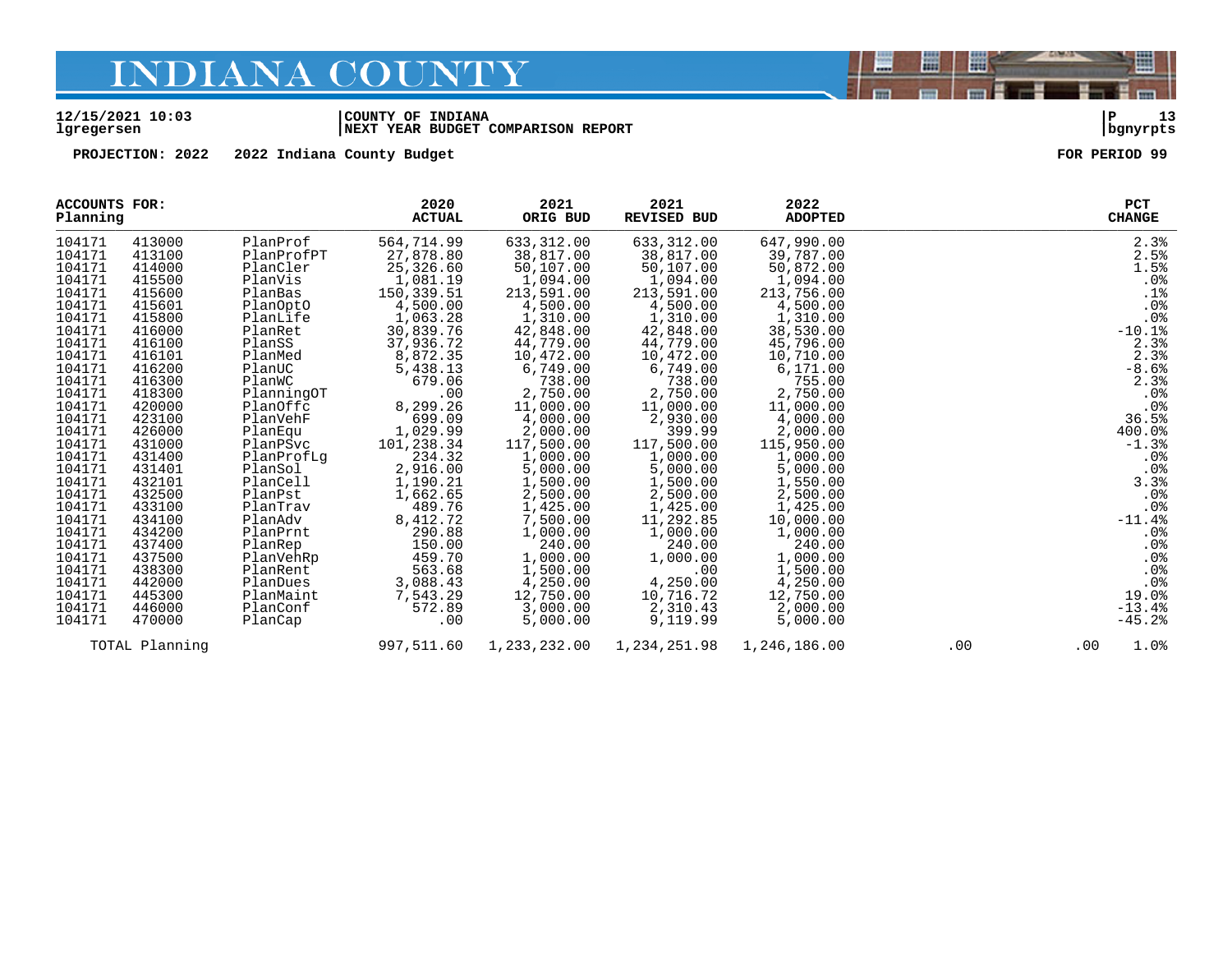# INDIANA COUNTY

**12/15/2021 10:03**
**lgregersen**

**COUNTY OF INDIANA**
**NEXT YEAR BUDGET COMPARISON REPORT**

**P 13**
**bgnyrpts**

**PROJECTION: 2022 2022 Indiana County Budget** **FOR PERIOD 99**

| ACCOUNTS FOR: Planning | | | 2020 ACTUAL | 2021 ORIG BUD | 2021 REVISED BUD | 2022 ADOPTED | | | PCT CHANGE |
|---|---|---|---|---|---|---|---|---|---|
| 104171 | 413000 | PlanProf | 564,714.99 | 633,312.00 | 633,312.00 | 647,990.00 | | | 2.3% |
| 104171 | 413100 | PlanProfPT | 27,878.80 | 38,817.00 | 38,817.00 | 39,787.00 | | | 2.5% |
| 104171 | 414000 | PlanCler | 25,326.60 | 50,107.00 | 50,107.00 | 50,872.00 | | | 1.5% |
| 104171 | 415500 | PlanVis | 1,081.19 | 1,094.00 | 1,094.00 | 1,094.00 | | | .0% |
| 104171 | 415600 | PlanBas | 150,339.51 | 213,591.00 | 213,591.00 | 213,756.00 | | | .1% |
| 104171 | 415601 | PlanOptO | 4,500.00 | 4,500.00 | 4,500.00 | 4,500.00 | | | .0% |
| 104171 | 415800 | PlanLife | 1,063.28 | 1,310.00 | 1,310.00 | 1,310.00 | | | .0% |
| 104171 | 416000 | PlanRet | 30,839.76 | 42,848.00 | 42,848.00 | 38,530.00 | | | -10.1% |
| 104171 | 416100 | PlanSS | 37,936.72 | 44,779.00 | 44,779.00 | 45,796.00 | | | 2.3% |
| 104171 | 416101 | PlanMed | 8,872.35 | 10,472.00 | 10,472.00 | 10,710.00 | | | 2.3% |
| 104171 | 416200 | PlanUC | 5,438.13 | 6,749.00 | 6,749.00 | 6,171.00 | | | -8.6% |
| 104171 | 416300 | PlanWC | 679.06 | 738.00 | 738.00 | 755.00 | | | 2.3% |
| 104171 | 418300 | PlanningOT | .00 | 2,750.00 | 2,750.00 | 2,750.00 | | | .0% |
| 104171 | 420000 | PlanOffc | 8,299.26 | 11,000.00 | 11,000.00 | 11,000.00 | | | .0% |
| 104171 | 423100 | PlanVehF | 699.09 | 4,000.00 | 2,930.00 | 4,000.00 | | | 36.5% |
| 104171 | 426000 | PlanEqu | 1,029.99 | 2,000.00 | 399.99 | 2,000.00 | | | 400.0% |
| 104171 | 431000 | PlanPSvc | 101,238.34 | 117,500.00 | 117,500.00 | 115,950.00 | | | -1.3% |
| 104171 | 431400 | PlanProfLg | 234.32 | 1,000.00 | 1,000.00 | 1,000.00 | | | .0% |
| 104171 | 431401 | PlanSol | 2,916.00 | 5,000.00 | 5,000.00 | 5,000.00 | | | .0% |
| 104171 | 432101 | PlanCell | 1,190.21 | 1,500.00 | 1,500.00 | 1,550.00 | | | 3.3% |
| 104171 | 432500 | PlanPst | 1,662.65 | 2,500.00 | 2,500.00 | 2,500.00 | | | .0% |
| 104171 | 433100 | PlanTrav | 489.76 | 1,425.00 | 1,425.00 | 1,425.00 | | | .0% |
| 104171 | 434100 | PlanAdv | 8,412.72 | 7,500.00 | 11,292.85 | 10,000.00 | | | -11.4% |
| 104171 | 434200 | PlanPrnt | 290.88 | 1,000.00 | 1,000.00 | 1,000.00 | | | .0% |
| 104171 | 437400 | PlanRep | 150.00 | 240.00 | 240.00 | 240.00 | | | .0% |
| 104171 | 437500 | PlanVehRp | 459.70 | 1,000.00 | 1,000.00 | 1,000.00 | | | .0% |
| 104171 | 438300 | PlanRent | 563.68 | 1,500.00 | .00 | 1,500.00 | | | .0% |
| 104171 | 442000 | PlanDues | 3,088.43 | 4,250.00 | 4,250.00 | 4,250.00 | | | .0% |
| 104171 | 445300 | PlanMaint | 7,543.29 | 12,750.00 | 10,716.72 | 12,750.00 | | | 19.0% |
| 104171 | 446000 | PlanConf | 572.89 | 3,000.00 | 2,310.43 | 2,000.00 | | | -13.4% |
| 104171 | 470000 | PlanCap | .00 | 5,000.00 | 9,119.99 | 5,000.00 | | | -45.2% |
| TOTAL Planning | | | 997,511.60 | 1,233,232.00 | 1,234,251.98 | 1,246,186.00 | .00 | .00 | 1.0% |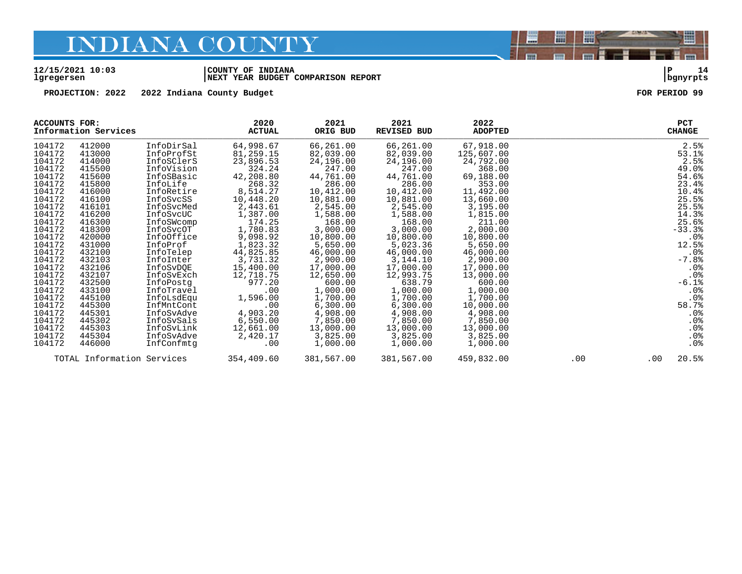# INDIANA COUNTY

12/15/2021 10:03 | COUNTY OF INDIANA | P 14
lgregersen | NEXT YEAR BUDGET COMPARISON REPORT | bgnyrpts

PROJECTION: 2022 2022 Indiana County Budget FOR PERIOD 99

| ACCOUNTS FOR: Information Services | | | 2020 ACTUAL | 2021 ORIG BUD | 2021 REVISED BUD | 2022 ADOPTED | | | PCT CHANGE |
|---|---|---|---|---|---|---|---|---|---|
| 104172 | 412000 | InfoDirSal | 64,998.67 | 66,261.00 | 66,261.00 | 67,918.00 | | | 2.5% |
| 104172 | 413000 | InfoProfSt | 81,259.15 | 82,039.00 | 82,039.00 | 125,607.00 | | | 53.1% |
| 104172 | 414000 | InfoSClerS | 23,896.53 | 24,196.00 | 24,196.00 | 24,792.00 | | | 2.5% |
| 104172 | 415500 | InfoVision | 324.24 | 247.00 | 247.00 | 368.00 | | | 49.0% |
| 104172 | 415600 | InfoSBasic | 42,208.80 | 44,761.00 | 44,761.00 | 69,188.00 | | | 54.6% |
| 104172 | 415800 | InfoLife | 268.32 | 286.00 | 286.00 | 353.00 | | | 23.4% |
| 104172 | 416000 | InfoRetire | 8,514.27 | 10,412.00 | 10,412.00 | 11,492.00 | | | 10.4% |
| 104172 | 416100 | InfoSvcSS | 10,448.20 | 10,881.00 | 10,881.00 | 13,660.00 | | | 25.5% |
| 104172 | 416101 | InfoSvcMed | 2,443.61 | 2,545.00 | 2,545.00 | 3,195.00 | | | 25.5% |
| 104172 | 416200 | InfoSvcUC | 1,387.00 | 1,588.00 | 1,588.00 | 1,815.00 | | | 14.3% |
| 104172 | 416300 | InfoSWcomp | 174.25 | 168.00 | 168.00 | 211.00 | | | 25.6% |
| 104172 | 418300 | InfoSvcOT | 1,780.83 | 3,000.00 | 3,000.00 | 2,000.00 | | | -33.3% |
| 104172 | 420000 | InfoOffice | 9,098.92 | 10,800.00 | 10,800.00 | 10,800.00 | | | .0% |
| 104172 | 431000 | InfoProf | 1,823.32 | 5,650.00 | 5,023.36 | 5,650.00 | | | 12.5% |
| 104172 | 432100 | InfoTelep | 44,825.85 | 46,000.00 | 46,000.00 | 46,000.00 | | | .0% |
| 104172 | 432103 | InfoInter | 3,731.32 | 2,900.00 | 3,144.10 | 2,900.00 | | | -7.8% |
| 104172 | 432106 | InfoSvDQE | 15,400.00 | 17,000.00 | 17,000.00 | 17,000.00 | | | .0% |
| 104172 | 432107 | InfoSvExch | 12,718.75 | 12,650.00 | 12,993.75 | 13,000.00 | | | .0% |
| 104172 | 432500 | InfoPostg | 977.20 | 600.00 | 638.79 | 600.00 | | | -6.1% |
| 104172 | 433100 | InfoTravel | .00 | 1,000.00 | 1,000.00 | 1,000.00 | | | .0% |
| 104172 | 445100 | InfoLsdEqu | 1,596.00 | 1,700.00 | 1,700.00 | 1,700.00 | | | .0% |
| 104172 | 445300 | InfMntCont | .00 | 6,300.00 | 6,300.00 | 10,000.00 | | | 58.7% |
| 104172 | 445301 | InfoSvAdve | 4,903.20 | 4,908.00 | 4,908.00 | 4,908.00 | | | .0% |
| 104172 | 445302 | InfoSvSals | 6,550.00 | 7,850.00 | 7,850.00 | 7,850.00 | | | .0% |
| 104172 | 445303 | InfoSvLink | 12,661.00 | 13,000.00 | 13,000.00 | 13,000.00 | | | .0% |
| 104172 | 445304 | InfoSvAdve | 2,420.17 | 3,825.00 | 3,825.00 | 3,825.00 | | | .0% |
| 104172 | 446000 | InfConfmtg | .00 | 1,000.00 | 1,000.00 | 1,000.00 | | | .0% |
| TOTAL Information Services | | | 354,409.60 | 381,567.00 | 381,567.00 | 459,832.00 | .00 | .00 | 20.5% |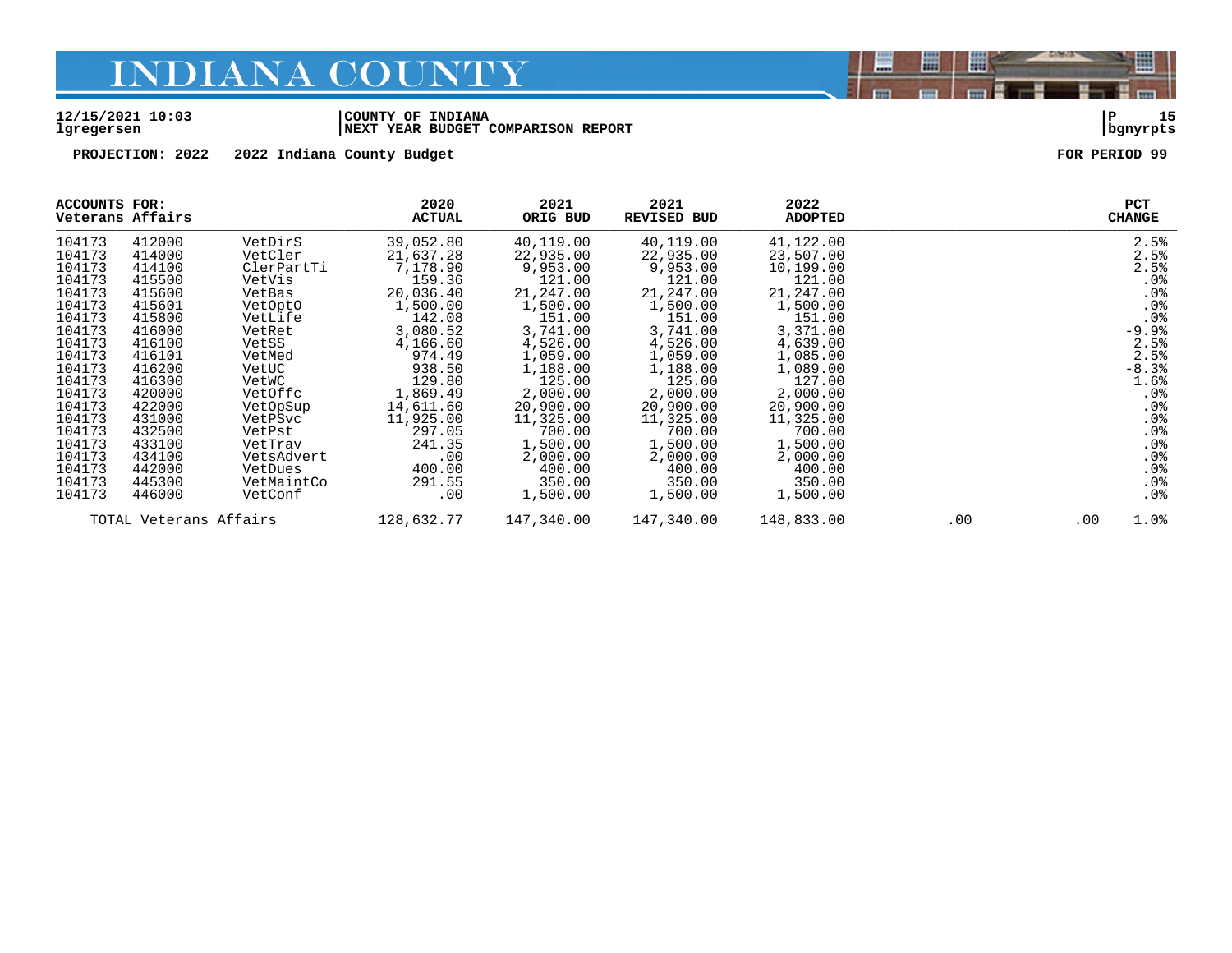# INDIANA COUNTY

**12/15/2021 10:03** | **COUNTY OF INDIANA**
**lgregersen** | **NEXT YEAR BUDGET COMPARISON REPORT** | **bgnyrpts**

**PROJECTION: 2022 2022 Indiana County Budget** **FOR PERIOD 99**

| ACCOUNTS FOR: Veterans Affairs | | | 2020 ACTUAL | 2021 ORIG BUD | 2021 REVISED BUD | 2022 ADOPTED | | | PCT CHANGE |
|---|---|---|---|---|---|---|---|---|---|
| 104173 | 412000 | VetDirS | 39,052.80 | 40,119.00 | 40,119.00 | 41,122.00 | | | 2.5% |
| 104173 | 414000 | VetCler | 21,637.28 | 22,935.00 | 22,935.00 | 23,507.00 | | | 2.5% |
| 104173 | 414100 | ClerPartTi | 7,178.90 | 9,953.00 | 9,953.00 | 10,199.00 | | | 2.5% |
| 104173 | 415500 | VetVis | 159.36 | 121.00 | 121.00 | 121.00 | | | .0% |
| 104173 | 415600 | VetBas | 20,036.40 | 21,247.00 | 21,247.00 | 21,247.00 | | | .0% |
| 104173 | 415601 | VetOptO | 1,500.00 | 1,500.00 | 1,500.00 | 1,500.00 | | | .0% |
| 104173 | 415800 | VetLife | 142.08 | 151.00 | 151.00 | 151.00 | | | .0% |
| 104173 | 416000 | VetRet | 3,080.52 | 3,741.00 | 3,741.00 | 3,371.00 | | | -9.9% |
| 104173 | 416100 | VetSS | 4,166.60 | 4,526.00 | 4,526.00 | 4,639.00 | | | 2.5% |
| 104173 | 416101 | VetMed | 974.49 | 1,059.00 | 1,059.00 | 1,085.00 | | | 2.5% |
| 104173 | 416200 | VetUC | 938.50 | 1,188.00 | 1,188.00 | 1,089.00 | | | -8.3% |
| 104173 | 416300 | VetWC | 129.80 | 125.00 | 125.00 | 127.00 | | | 1.6% |
| 104173 | 420000 | VetOffc | 1,869.49 | 2,000.00 | 2,000.00 | 2,000.00 | | | .0% |
| 104173 | 422000 | VetOpSup | 14,611.60 | 20,900.00 | 20,900.00 | 20,900.00 | | | .0% |
| 104173 | 431000 | VetPSvc | 11,925.00 | 11,325.00 | 11,325.00 | 11,325.00 | | | .0% |
| 104173 | 432500 | VetPst | 297.05 | 700.00 | 700.00 | 700.00 | | | .0% |
| 104173 | 433100 | VetTrav | 241.35 | 1,500.00 | 1,500.00 | 1,500.00 | | | .0% |
| 104173 | 434100 | VetsAdvert | .00 | 2,000.00 | 2,000.00 | 2,000.00 | | | .0% |
| 104173 | 442000 | VetDues | 400.00 | 400.00 | 400.00 | 400.00 | | | .0% |
| 104173 | 445300 | VetMaintCo | 291.55 | 350.00 | 350.00 | 350.00 | | | .0% |
| 104173 | 446000 | VetConf | .00 | 1,500.00 | 1,500.00 | 1,500.00 | | | .0% |
| TOTAL Veterans Affairs | | | 128,632.77 | 147,340.00 | 147,340.00 | 148,833.00 | .00 | .00 | 1.0% |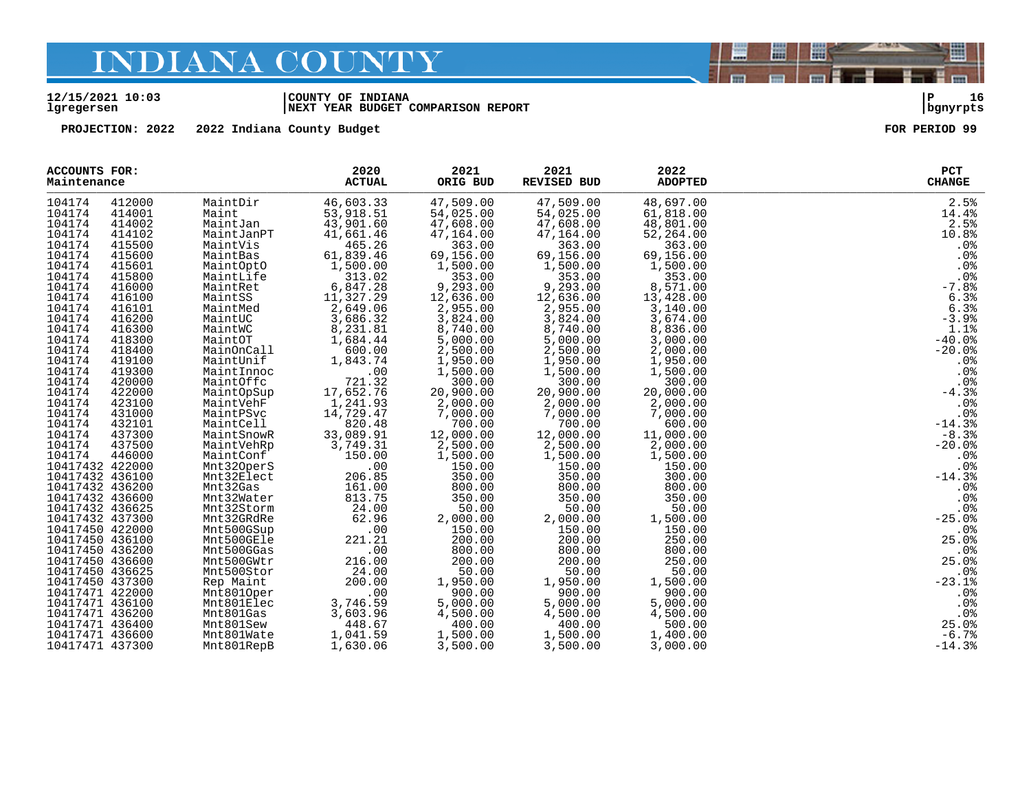# INDIANA COUNTY

12/15/2021 10:03
lgregersen

COUNTY OF INDIANA
NEXT YEAR BUDGET COMPARISON REPORT

P 16
bgnyrpts

PROJECTION: 2022 2022 Indiana County Budget

FOR PERIOD 99

| ACCOUNTS FOR: Maintenance | | | 2020 ACTUAL | 2021 ORIG BUD | 2021 REVISED BUD | 2022 ADOPTED | PCT CHANGE |
|---|---|---|---|---|---|---|---|
| 104174 | 412000 | MaintDir | 46,603.33 | 47,509.00 | 47,509.00 | 48,697.00 | 2.5% |
| 104174 | 414001 | Maint | 53,918.51 | 54,025.00 | 54,025.00 | 61,818.00 | 14.4% |
| 104174 | 414002 | MaintJan | 43,901.60 | 47,608.00 | 47,608.00 | 48,801.00 | 2.5% |
| 104174 | 414102 | MaintJanPT | 41,661.46 | 47,164.00 | 47,164.00 | 52,264.00 | 10.8% |
| 104174 | 415500 | MaintVis | 465.26 | 363.00 | 363.00 | 363.00 | .0% |
| 104174 | 415600 | MaintBas | 61,839.46 | 69,156.00 | 69,156.00 | 69,156.00 | .0% |
| 104174 | 415601 | MaintOptO | 1,500.00 | 1,500.00 | 1,500.00 | 1,500.00 | .0% |
| 104174 | 415800 | MaintLife | 313.02 | 353.00 | 353.00 | 353.00 | .0% |
| 104174 | 416000 | MaintRet | 6,847.28 | 9,293.00 | 9,293.00 | 8,571.00 | -7.8% |
| 104174 | 416100 | MaintSS | 11,327.29 | 12,636.00 | 12,636.00 | 13,428.00 | 6.3% |
| 104174 | 416101 | MaintMed | 2,649.06 | 2,955.00 | 2,955.00 | 3,140.00 | 6.3% |
| 104174 | 416200 | MaintUC | 3,686.32 | 3,824.00 | 3,824.00 | 3,674.00 | -3.9% |
| 104174 | 416300 | MaintWC | 8,231.81 | 8,740.00 | 8,740.00 | 8,836.00 | 1.1% |
| 104174 | 418300 | MaintOT | 1,684.44 | 5,000.00 | 5,000.00 | 3,000.00 | -40.0% |
| 104174 | 418400 | MainOnCall | 600.00 | 2,500.00 | 2,500.00 | 2,000.00 | -20.0% |
| 104174 | 419100 | MaintUnif | 1,843.74 | 1,950.00 | 1,950.00 | 1,950.00 | .0% |
| 104174 | 419300 | MaintInnoc | .00 | 1,500.00 | 1,500.00 | 1,500.00 | .0% |
| 104174 | 420000 | MaintOffc | 721.32 | 300.00 | 300.00 | 300.00 | .0% |
| 104174 | 422000 | MaintOpSup | 17,652.76 | 20,900.00 | 20,900.00 | 20,000.00 | -4.3% |
| 104174 | 423100 | MaintVehF | 1,241.93 | 2,000.00 | 2,000.00 | 2,000.00 | .0% |
| 104174 | 431000 | MaintPSvc | 14,729.47 | 7,000.00 | 7,000.00 | 7,000.00 | .0% |
| 104174 | 432101 | MaintCell | 820.48 | 700.00 | 700.00 | 600.00 | -14.3% |
| 104174 | 437300 | MaintSnowR | 33,089.91 | 12,000.00 | 12,000.00 | 11,000.00 | -8.3% |
| 104174 | 437500 | MaintVehRp | 3,749.31 | 2,500.00 | 2,500.00 | 2,000.00 | -20.0% |
| 104174 | 446000 | MaintConf | 150.00 | 1,500.00 | 1,500.00 | 1,500.00 | .0% |
| 10417432 | 422000 | Mnt32OperS | .00 | 150.00 | 150.00 | 150.00 | .0% |
| 10417432 | 436100 | Mnt32Elect | 206.85 | 350.00 | 350.00 | 300.00 | -14.3% |
| 10417432 | 436200 | Mnt32Gas | 161.00 | 800.00 | 800.00 | 800.00 | .0% |
| 10417432 | 436600 | Mnt32Water | 813.75 | 350.00 | 350.00 | 350.00 | .0% |
| 10417432 | 436625 | Mnt32Storm | 24.00 | 50.00 | 50.00 | 50.00 | .0% |
| 10417432 | 437300 | Mnt32GRdRe | 62.96 | 2,000.00 | 2,000.00 | 1,500.00 | -25.0% |
| 10417450 | 422000 | Mnt500GSup | .00 | 150.00 | 150.00 | 150.00 | .0% |
| 10417450 | 436100 | Mnt500GEle | 221.21 | 200.00 | 200.00 | 250.00 | 25.0% |
| 10417450 | 436200 | Mnt500GGas | .00 | 800.00 | 800.00 | 800.00 | .0% |
| 10417450 | 436600 | Mnt500GWtr | 216.00 | 200.00 | 200.00 | 250.00 | 25.0% |
| 10417450 | 436625 | Mnt500Stor | 24.00 | 50.00 | 50.00 | 50.00 | .0% |
| 10417450 | 437300 | Rep Maint | 200.00 | 1,950.00 | 1,950.00 | 1,500.00 | -23.1% |
| 10417471 | 422000 | Mnt801Oper | .00 | 900.00 | 900.00 | 900.00 | .0% |
| 10417471 | 436100 | Mnt801Elec | 3,746.59 | 5,000.00 | 5,000.00 | 5,000.00 | .0% |
| 10417471 | 436200 | Mnt801Gas | 3,603.96 | 4,500.00 | 4,500.00 | 4,500.00 | .0% |
| 10417471 | 436400 | Mnt801Sew | 448.67 | 400.00 | 400.00 | 500.00 | 25.0% |
| 10417471 | 436600 | Mnt801Wate | 1,041.59 | 1,500.00 | 1,500.00 | 1,400.00 | -6.7% |
| 10417471 | 437300 | Mnt801RepB | 1,630.06 | 3,500.00 | 3,500.00 | 3,000.00 | -14.3% |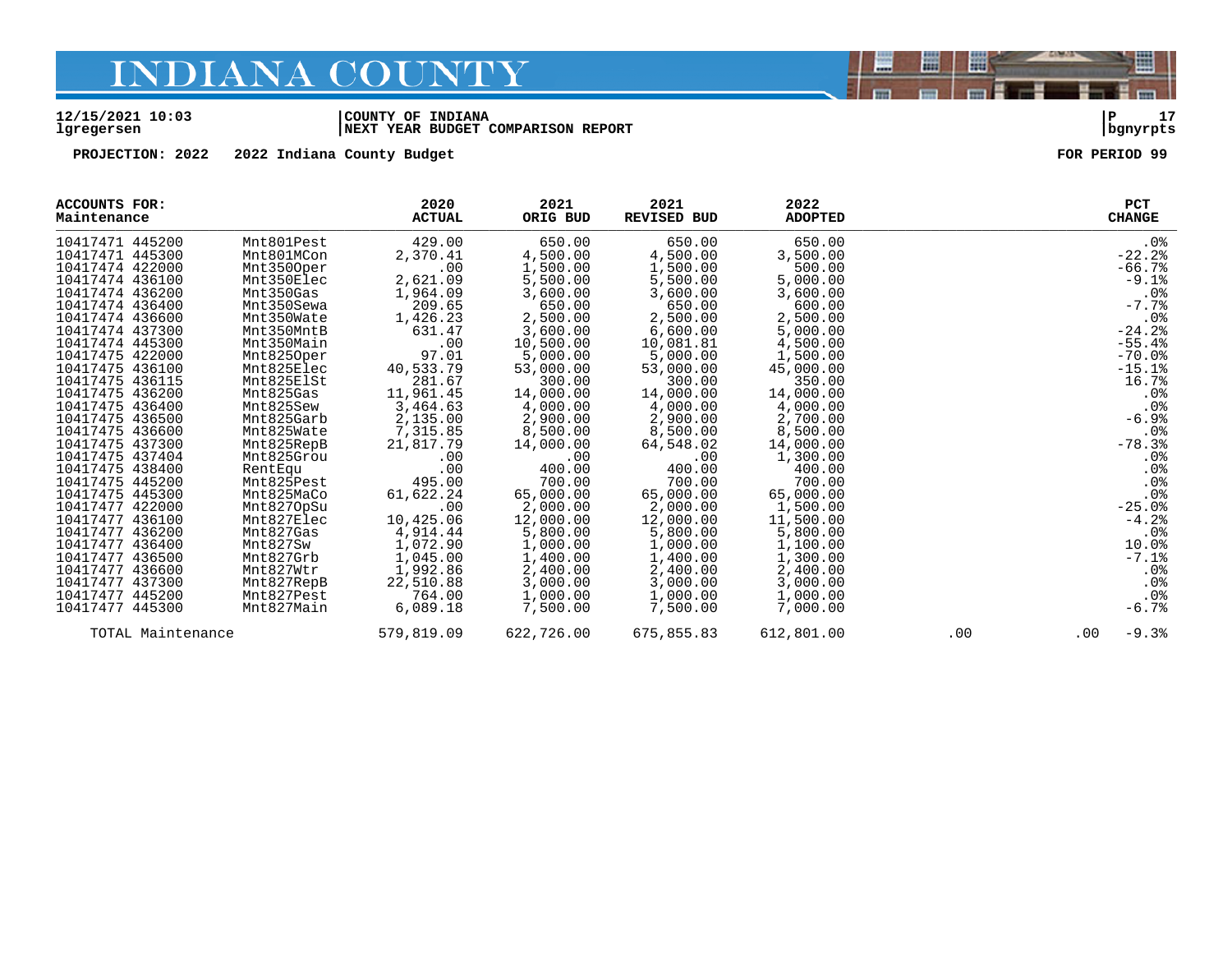# INDIANA COUNTY

12/15/2021 10:03 | COUNTY OF INDIANA | P 17
lgregersen | NEXT YEAR BUDGET COMPARISON REPORT | bgnyrpts

**PROJECTION: 2022 2022 Indiana County Budget** **FOR PERIOD 99**

| ACCOUNTS FOR: Maintenance | | 2020 ACTUAL | 2021 ORIG BUD | 2021 REVISED BUD | 2022 ADOPTED | | | PCT CHANGE |
|---|---|---|---|---|---|---|---|---|
| 10417471 445200 | Mnt801Pest | 429.00 | 650.00 | 650.00 | 650.00 | | | .0% |
| 10417471 445300 | Mnt801MCon | 2,370.41 | 4,500.00 | 4,500.00 | 3,500.00 | | | -22.2% |
| 10417474 422000 | Mnt350Oper | .00 | 1,500.00 | 1,500.00 | 500.00 | | | -66.7% |
| 10417474 436100 | Mnt350Elec | 2,621.09 | 5,500.00 | 5,500.00 | 5,000.00 | | | -9.1% |
| 10417474 436200 | Mnt350Gas | 1,964.09 | 3,600.00 | 3,600.00 | 3,600.00 | | | .0% |
| 10417474 436400 | Mnt350Sewa | 209.65 | 650.00 | 650.00 | 600.00 | | | -7.7% |
| 10417474 436600 | Mnt350Wate | 1,426.23 | 2,500.00 | 2,500.00 | 2,500.00 | | | .0% |
| 10417474 437300 | Mnt350MntB | 631.47 | 3,600.00 | 6,600.00 | 5,000.00 | | | -24.2% |
| 10417474 445300 | Mnt350Main | .00 | 10,500.00 | 10,081.81 | 4,500.00 | | | -55.4% |
| 10417475 422000 | Mnt825Oper | 97.01 | 5,000.00 | 5,000.00 | 1,500.00 | | | -70.0% |
| 10417475 436100 | Mnt825Elec | 40,533.79 | 53,000.00 | 53,000.00 | 45,000.00 | | | -15.1% |
| 10417475 436115 | Mnt825ElSt | 281.67 | 300.00 | 300.00 | 350.00 | | | 16.7% |
| 10417475 436200 | Mnt825Gas | 11,961.45 | 14,000.00 | 14,000.00 | 14,000.00 | | | .0% |
| 10417475 436400 | Mnt825Sew | 3,464.63 | 4,000.00 | 4,000.00 | 4,000.00 | | | .0% |
| 10417475 436500 | Mnt825Garb | 2,135.00 | 2,900.00 | 2,900.00 | 2,700.00 | | | -6.9% |
| 10417475 436600 | Mnt825Wate | 7,315.85 | 8,500.00 | 8,500.00 | 8,500.00 | | | .0% |
| 10417475 437300 | Mnt825RepB | 21,817.79 | 14,000.00 | 64,548.02 | 14,000.00 | | | -78.3% |
| 10417475 437404 | Mnt825Grou | .00 | .00 | .00 | 1,300.00 | | | .0% |
| 10417475 438400 | RentEqu | .00 | 400.00 | 400.00 | 400.00 | | | .0% |
| 10417475 445200 | Mnt825Pest | 495.00 | 700.00 | 700.00 | 700.00 | | | .0% |
| 10417475 445300 | Mnt825MaCo | 61,622.24 | 65,000.00 | 65,000.00 | 65,000.00 | | | .0% |
| 10417477 422000 | Mnt827OpSu | .00 | 2,000.00 | 2,000.00 | 1,500.00 | | | -25.0% |
| 10417477 436100 | Mnt827Elec | 10,425.06 | 12,000.00 | 12,000.00 | 11,500.00 | | | -4.2% |
| 10417477 436200 | Mnt827Gas | 4,914.44 | 5,800.00 | 5,800.00 | 5,800.00 | | | .0% |
| 10417477 436400 | Mnt827Sw | 1,072.90 | 1,000.00 | 1,000.00 | 1,100.00 | | | 10.0% |
| 10417477 436500 | Mnt827Grb | 1,045.00 | 1,400.00 | 1,400.00 | 1,300.00 | | | -7.1% |
| 10417477 436600 | Mnt827Wtr | 1,992.86 | 2,400.00 | 2,400.00 | 2,400.00 | | | .0% |
| 10417477 437300 | Mnt827RepB | 22,510.88 | 3,000.00 | 3,000.00 | 3,000.00 | | | .0% |
| 10417477 445200 | Mnt827Pest | 764.00 | 1,000.00 | 1,000.00 | 1,000.00 | | | .0% |
| 10417477 445300 | Mnt827Main | 6,089.18 | 7,500.00 | 7,500.00 | 7,000.00 | | | -6.7% |
| TOTAL Maintenance | | 579,819.09 | 622,726.00 | 675,855.83 | 612,801.00 | .00 | .00 | -9.3% |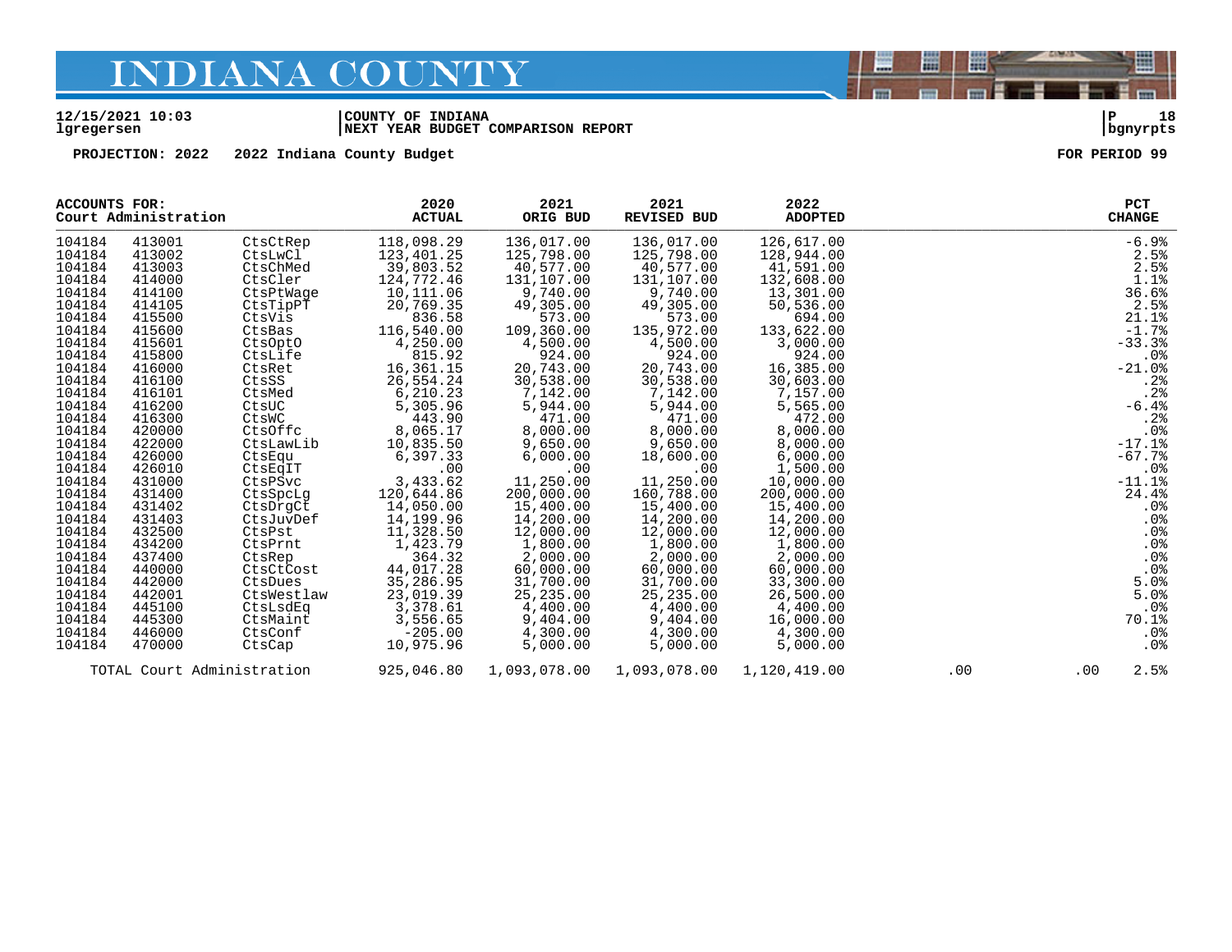# INDIANA COUNTY

12/15/2021 10:03 | COUNTY OF INDIANA
lgregersen | NEXT YEAR BUDGET COMPARISON REPORT | bgnyrpts

PROJECTION: 2022 2022 Indiana County Budget FOR PERIOD 99

| ACCOUNTS FOR: Court Administration | | | 2020 ACTUAL | 2021 ORIG BUD | 2021 REVISED BUD | 2022 ADOPTED | | | PCT CHANGE |
|---|---|---|---|---|---|---|---|---|---|
| 104184 | 413001 | CtsCtRep | 118,098.29 | 136,017.00 | 136,017.00 | 126,617.00 | | | -6.9% |
| 104184 | 413002 | CtsLwCl | 123,401.25 | 125,798.00 | 125,798.00 | 128,944.00 | | | 2.5% |
| 104184 | 413003 | CtsChMed | 39,803.52 | 40,577.00 | 40,577.00 | 41,591.00 | | | 2.5% |
| 104184 | 414000 | CtsCler | 124,772.46 | 131,107.00 | 131,107.00 | 132,608.00 | | | 1.1% |
| 104184 | 414100 | CtsPtWage | 10,111.06 | 9,740.00 | 9,740.00 | 13,301.00 | | | 36.6% |
| 104184 | 414105 | CtsTipPT | 20,769.35 | 49,305.00 | 49,305.00 | 50,536.00 | | | 2.5% |
| 104184 | 415500 | CtsVis | 836.58 | 573.00 | 573.00 | 694.00 | | | 21.1% |
| 104184 | 415600 | CtsBas | 116,540.00 | 109,360.00 | 135,972.00 | 133,622.00 | | | -1.7% |
| 104184 | 415601 | CtsOptO | 4,250.00 | 4,500.00 | 4,500.00 | 3,000.00 | | | -33.3% |
| 104184 | 415800 | CtsLife | 815.92 | 924.00 | 924.00 | 924.00 | | | .0% |
| 104184 | 416000 | CtsRet | 16,361.15 | 20,743.00 | 20,743.00 | 16,385.00 | | | -21.0% |
| 104184 | 416100 | CtsSS | 26,554.24 | 30,538.00 | 30,538.00 | 30,603.00 | | | .2% |
| 104184 | 416101 | CtsMed | 6,210.23 | 7,142.00 | 7,142.00 | 7,157.00 | | | .2% |
| 104184 | 416200 | CtsUC | 5,305.96 | 5,944.00 | 5,944.00 | 5,565.00 | | | -6.4% |
| 104184 | 416300 | CtsWC | 443.90 | 471.00 | 471.00 | 472.00 | | | .2% |
| 104184 | 420000 | CtsOffc | 8,065.17 | 8,000.00 | 8,000.00 | 8,000.00 | | | .0% |
| 104184 | 422000 | CtsLawLib | 10,835.50 | 9,650.00 | 9,650.00 | 8,000.00 | | | -17.1% |
| 104184 | 426000 | CtsEqu | 6,397.33 | 6,000.00 | 18,600.00 | 6,000.00 | | | -67.7% |
| 104184 | 426010 | CtsEqIT | .00 | .00 | .00 | 1,500.00 | | | .0% |
| 104184 | 431000 | CtsPSvc | 3,433.62 | 11,250.00 | 11,250.00 | 10,000.00 | | | -11.1% |
| 104184 | 431400 | CtsSpcLg | 120,644.86 | 200,000.00 | 160,788.00 | 200,000.00 | | | 24.4% |
| 104184 | 431402 | CtsDrgCt | 14,050.00 | 15,400.00 | 15,400.00 | 15,400.00 | | | .0% |
| 104184 | 431403 | CtsJuvDef | 14,199.96 | 14,200.00 | 14,200.00 | 14,200.00 | | | .0% |
| 104184 | 432500 | CtsPst | 11,328.50 | 12,000.00 | 12,000.00 | 12,000.00 | | | .0% |
| 104184 | 434200 | CtsPrnt | 1,423.79 | 1,800.00 | 1,800.00 | 1,800.00 | | | .0% |
| 104184 | 437400 | CtsRep | 364.32 | 2,000.00 | 2,000.00 | 2,000.00 | | | .0% |
| 104184 | 440000 | CtsCtCost | 44,017.28 | 60,000.00 | 60,000.00 | 60,000.00 | | | .0% |
| 104184 | 442000 | CtsDues | 35,286.95 | 31,700.00 | 31,700.00 | 33,300.00 | | | 5.0% |
| 104184 | 442001 | CtsWestlaw | 23,019.39 | 25,235.00 | 25,235.00 | 26,500.00 | | | 5.0% |
| 104184 | 445100 | CtsLsdEq | 3,378.61 | 4,400.00 | 4,400.00 | 4,400.00 | | | .0% |
| 104184 | 445300 | CtsMaint | 3,556.65 | 9,404.00 | 9,404.00 | 16,000.00 | | | 70.1% |
| 104184 | 446000 | CtsConf | -205.00 | 4,300.00 | 4,300.00 | 4,300.00 | | | .0% |
| 104184 | 470000 | CtsCap | 10,975.96 | 5,000.00 | 5,000.00 | 5,000.00 | | | .0% |
| TOTAL Court Administration | | | 925,046.80 | 1,093,078.00 | 1,093,078.00 | 1,120,419.00 | .00 | .00 | 2.5% |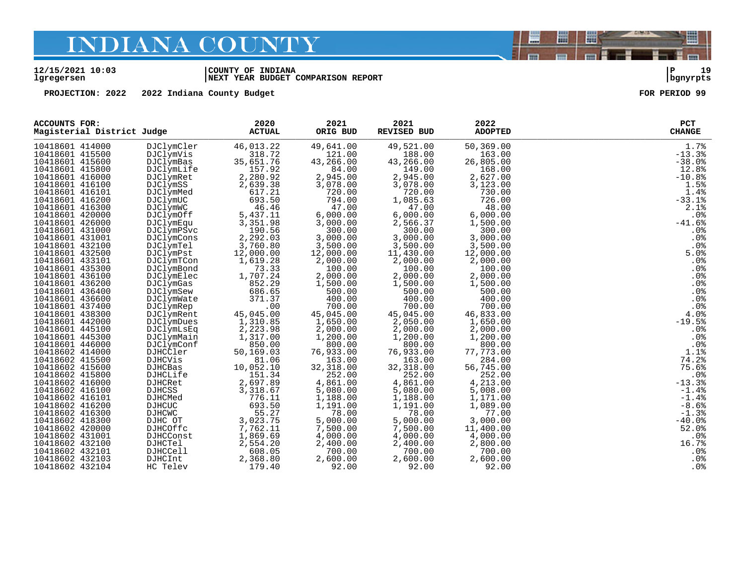# INDIANA COUNTY

12/15/2021 10:03 | COUNTY OF INDIANA | P 19
lgregersen | NEXT YEAR BUDGET COMPARISON REPORT | bgnyrpts

PROJECTION: 2022 2022 Indiana County Budget FOR PERIOD 99

| ACCOUNTS FOR: Magisterial District Judge | | 2020 ACTUAL | 2021 ORIG BUD | 2021 REVISED BUD | 2022 ADOPTED | PCT CHANGE |
|---|---|---|---|---|---|---|
| 10418601 414000 | DJClymCler | 46,013.22 | 49,641.00 | 49,521.00 | 50,369.00 | 1.7% |
| 10418601 415500 | DJClymVis | 318.72 | 121.00 | 188.00 | 163.00 | -13.3% |
| 10418601 415600 | DJClymBas | 35,651.76 | 43,266.00 | 43,266.00 | 26,805.00 | -38.0% |
| 10418601 415800 | DJClymLife | 157.92 | 84.00 | 149.00 | 168.00 | 12.8% |
| 10418601 416000 | DJClymRet | 2,280.92 | 2,945.00 | 2,945.00 | 2,627.00 | -10.8% |
| 10418601 416100 | DJClymSS | 2,639.38 | 3,078.00 | 3,078.00 | 3,123.00 | 1.5% |
| 10418601 416101 | DJClymMed | 617.21 | 720.00 | 720.00 | 730.00 | 1.4% |
| 10418601 416200 | DJClymUC | 693.50 | 794.00 | 1,085.63 | 726.00 | -33.1% |
| 10418601 416300 | DJClymWC | 46.46 | 47.00 | 47.00 | 48.00 | 2.1% |
| 10418601 420000 | DJClymOff | 5,437.11 | 6,000.00 | 6,000.00 | 6,000.00 | .0% |
| 10418601 426000 | DJClymEqu | 3,351.98 | 3,000.00 | 2,566.37 | 1,500.00 | -41.6% |
| 10418601 431000 | DJClymPSvc | 190.56 | 300.00 | 300.00 | 300.00 | .0% |
| 10418601 431001 | DJClymCons | 2,292.03 | 3,000.00 | 3,000.00 | 3,000.00 | .0% |
| 10418601 432100 | DJClymTel | 3,760.80 | 3,500.00 | 3,500.00 | 3,500.00 | .0% |
| 10418601 432500 | DJClymPst | 12,000.00 | 12,000.00 | 11,430.00 | 12,000.00 | 5.0% |
| 10418601 433101 | DJClymTCon | 1,619.28 | 2,000.00 | 2,000.00 | 2,000.00 | .0% |
| 10418601 435300 | DJClymBond | 73.33 | 100.00 | 100.00 | 100.00 | .0% |
| 10418601 436100 | DJClymElec | 1,707.24 | 2,000.00 | 2,000.00 | 2,000.00 | .0% |
| 10418601 436200 | DJClymGas | 852.29 | 1,500.00 | 1,500.00 | 1,500.00 | .0% |
| 10418601 436400 | DJClymSew | 686.65 | 500.00 | 500.00 | 500.00 | .0% |
| 10418601 436600 | DJClymWate | 371.37 | 400.00 | 400.00 | 400.00 | .0% |
| 10418601 437400 | DJClymRep | .00 | 700.00 | 700.00 | 700.00 | .0% |
| 10418601 438300 | DJClymRent | 45,045.00 | 45,045.00 | 45,045.00 | 46,833.00 | 4.0% |
| 10418601 442000 | DJClymDues | 1,310.85 | 1,650.00 | 2,050.00 | 1,650.00 | -19.5% |
| 10418601 445100 | DJClymLsEq | 2,223.98 | 2,000.00 | 2,000.00 | 2,000.00 | .0% |
| 10418601 445300 | DJClymMain | 1,317.00 | 1,200.00 | 1,200.00 | 1,200.00 | .0% |
| 10418601 446000 | DJClymConf | 850.00 | 800.00 | 800.00 | 800.00 | .0% |
| 10418602 414000 | DJHCCler | 50,169.03 | 76,933.00 | 76,933.00 | 77,773.00 | 1.1% |
| 10418602 415500 | DJHCVis | 81.06 | 163.00 | 163.00 | 284.00 | 74.2% |
| 10418602 415600 | DJHCBas | 10,052.10 | 32,318.00 | 32,318.00 | 56,745.00 | 75.6% |
| 10418602 415800 | DJHCLife | 151.34 | 252.00 | 252.00 | 252.00 | .0% |
| 10418602 416000 | DJHCRet | 2,697.89 | 4,861.00 | 4,861.00 | 4,213.00 | -13.3% |
| 10418602 416100 | DJHCSS | 3,318.67 | 5,080.00 | 5,080.00 | 5,008.00 | -1.4% |
| 10418602 416101 | DJHCMed | 776.11 | 1,188.00 | 1,188.00 | 1,171.00 | -1.4% |
| 10418602 416200 | DJHCUC | 693.50 | 1,191.00 | 1,191.00 | 1,089.00 | -8.6% |
| 10418602 416300 | DJHCWC | 55.27 | 78.00 | 78.00 | 77.00 | -1.3% |
| 10418602 418300 | DJHC OT | 3,023.75 | 5,000.00 | 5,000.00 | 3,000.00 | -40.0% |
| 10418602 420000 | DJHCOffc | 7,762.11 | 7,500.00 | 7,500.00 | 11,400.00 | 52.0% |
| 10418602 431001 | DJHCConst | 1,869.69 | 4,000.00 | 4,000.00 | 4,000.00 | .0% |
| 10418602 432100 | DJHCTel | 2,554.20 | 2,400.00 | 2,400.00 | 2,800.00 | 16.7% |
| 10418602 432101 | DJHCCell | 608.05 | 700.00 | 700.00 | 700.00 | .0% |
| 10418602 432103 | DJHCInt | 2,368.80 | 2,600.00 | 2,600.00 | 2,600.00 | .0% |
| 10418602 432104 | HC Telev | 179.40 | 92.00 | 92.00 | 92.00 | .0% |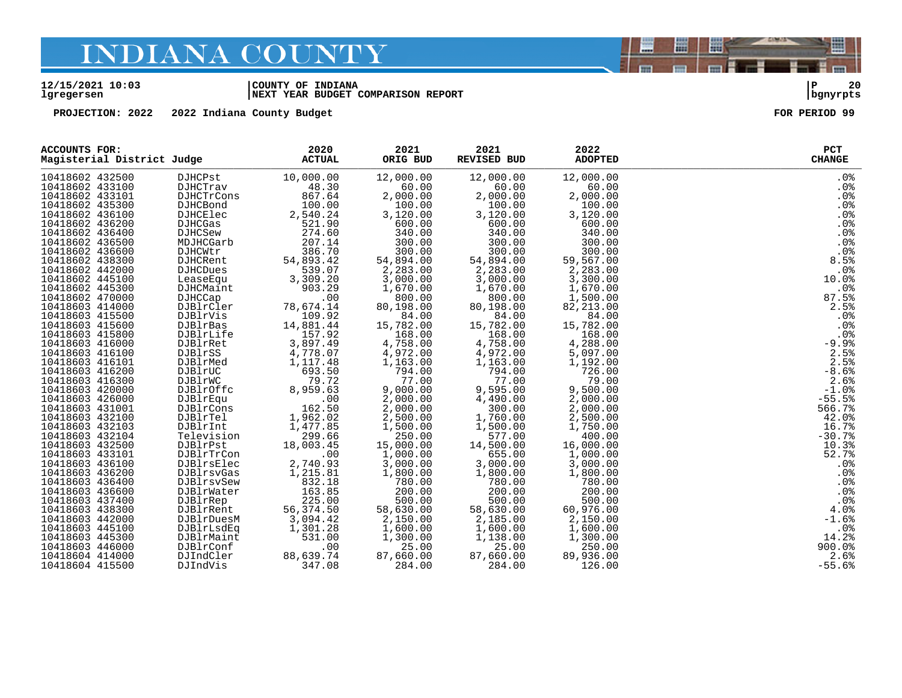12/15/2021 10:03 | COUNTY OF INDIANA
lgregersen | NEXT YEAR BUDGET COMPARISON REPORT | bgnyrpts

PROJECTION: 2022 2022 Indiana County Budget FOR PERIOD 99

| ACCOUNTS FOR: Magisterial District Judge | | 2020 ACTUAL | 2021 ORIG BUD | 2021 REVISED BUD | 2022 ADOPTED | PCT CHANGE |
|---|---|---|---|---|---|---|
| 10418602 432500 | DJHCPst | 10,000.00 | 12,000.00 | 12,000.00 | 12,000.00 | .0% |
| 10418602 433100 | DJHCTrav | 48.30 | 60.00 | 60.00 | 60.00 | .0% |
| 10418602 433101 | DJHCTrCons | 867.64 | 2,000.00 | 2,000.00 | 2,000.00 | .0% |
| 10418602 435300 | DJHCBond | 100.00 | 100.00 | 100.00 | 100.00 | .0% |
| 10418602 436100 | DJHCElec | 2,540.24 | 3,120.00 | 3,120.00 | 3,120.00 | .0% |
| 10418602 436200 | DJHCGas | 521.90 | 600.00 | 600.00 | 600.00 | .0% |
| 10418602 436400 | DJHCSew | 274.60 | 340.00 | 340.00 | 340.00 | .0% |
| 10418602 436500 | MDJHCGarb | 207.14 | 300.00 | 300.00 | 300.00 | .0% |
| 10418602 436600 | DJHCWtr | 386.70 | 300.00 | 300.00 | 300.00 | .0% |
| 10418602 438300 | DJHCRent | 54,893.42 | 54,894.00 | 54,894.00 | 59,567.00 | 8.5% |
| 10418602 442000 | DJHCDues | 539.07 | 2,283.00 | 2,283.00 | 2,283.00 | .0% |
| 10418602 445100 | LeaseEqu | 3,309.20 | 3,000.00 | 3,000.00 | 3,300.00 | 10.0% |
| 10418602 445300 | DJHCMaint | 903.29 | 1,670.00 | 1,670.00 | 1,670.00 | .0% |
| 10418602 470000 | DJHCCap | .00 | 800.00 | 800.00 | 1,500.00 | 87.5% |
| 10418603 414000 | DJBlrCler | 78,674.14 | 80,198.00 | 80,198.00 | 82,213.00 | 2.5% |
| 10418603 415500 | DJBlrVis | 109.92 | 84.00 | 84.00 | 84.00 | .0% |
| 10418603 415600 | DJBlrBas | 14,881.44 | 15,782.00 | 15,782.00 | 15,782.00 | .0% |
| 10418603 415800 | DJBlrLife | 157.92 | 168.00 | 168.00 | 168.00 | .0% |
| 10418603 416000 | DJBlrRet | 3,897.49 | 4,758.00 | 4,758.00 | 4,288.00 | -9.9% |
| 10418603 416100 | DJBlrSS | 4,778.07 | 4,972.00 | 4,972.00 | 5,097.00 | 2.5% |
| 10418603 416101 | DJBlrMed | 1,117.48 | 1,163.00 | 1,163.00 | 1,192.00 | 2.5% |
| 10418603 416200 | DJBlrUC | 693.50 | 794.00 | 794.00 | 726.00 | -8.6% |
| 10418603 416300 | DJBlrWC | 79.72 | 77.00 | 77.00 | 79.00 | 2.6% |
| 10418603 420000 | DJBlrOffc | 8,959.63 | 9,000.00 | 9,595.00 | 9,500.00 | -1.0% |
| 10418603 426000 | DJBlrEqu | .00 | 2,000.00 | 4,490.00 | 2,000.00 | -55.5% |
| 10418603 431001 | DJBlrCons | 162.50 | 2,000.00 | 300.00 | 2,000.00 | 566.7% |
| 10418603 432100 | DJBlrTel | 1,962.02 | 2,500.00 | 1,760.00 | 2,500.00 | 42.0% |
| 10418603 432103 | DJBlrInt | 1,477.85 | 1,500.00 | 1,500.00 | 1,750.00 | 16.7% |
| 10418603 432104 | Television | 299.66 | 250.00 | 577.00 | 400.00 | -30.7% |
| 10418603 432500 | DJBlrPst | 18,003.45 | 15,000.00 | 14,500.00 | 16,000.00 | 10.3% |
| 10418603 433101 | DJBlrTrCon | .00 | 1,000.00 | 655.00 | 1,000.00 | 52.7% |
| 10418603 436100 | DJBlrsElec | 2,740.93 | 3,000.00 | 3,000.00 | 3,000.00 | .0% |
| 10418603 436200 | DJBlrsvGas | 1,215.81 | 1,800.00 | 1,800.00 | 1,800.00 | .0% |
| 10418603 436400 | DJBlrsvSew | 832.18 | 780.00 | 780.00 | 780.00 | .0% |
| 10418603 436600 | DJBlrWater | 163.85 | 200.00 | 200.00 | 200.00 | .0% |
| 10418603 437400 | DJBlrRep | 225.00 | 500.00 | 500.00 | 500.00 | .0% |
| 10418603 438300 | DJBlrRent | 56,374.50 | 58,630.00 | 58,630.00 | 60,976.00 | 4.0% |
| 10418603 442000 | DJBlrDuesM | 3,094.42 | 2,150.00 | 2,185.00 | 2,150.00 | -1.6% |
| 10418603 445100 | DJBlrLsdEq | 1,301.28 | 1,600.00 | 1,600.00 | 1,600.00 | .0% |
| 10418603 445300 | DJBlrMaint | 531.00 | 1,300.00 | 1,138.00 | 1,300.00 | 14.2% |
| 10418603 446000 | DJBlrConf | .00 | 25.00 | 25.00 | 250.00 | 900.0% |
| 10418604 414000 | DJIndCler | 88,639.74 | 87,660.00 | 87,660.00 | 89,936.00 | 2.6% |
| 10418604 415500 | DJIndVis | 347.08 | 284.00 | 284.00 | 126.00 | -55.6% |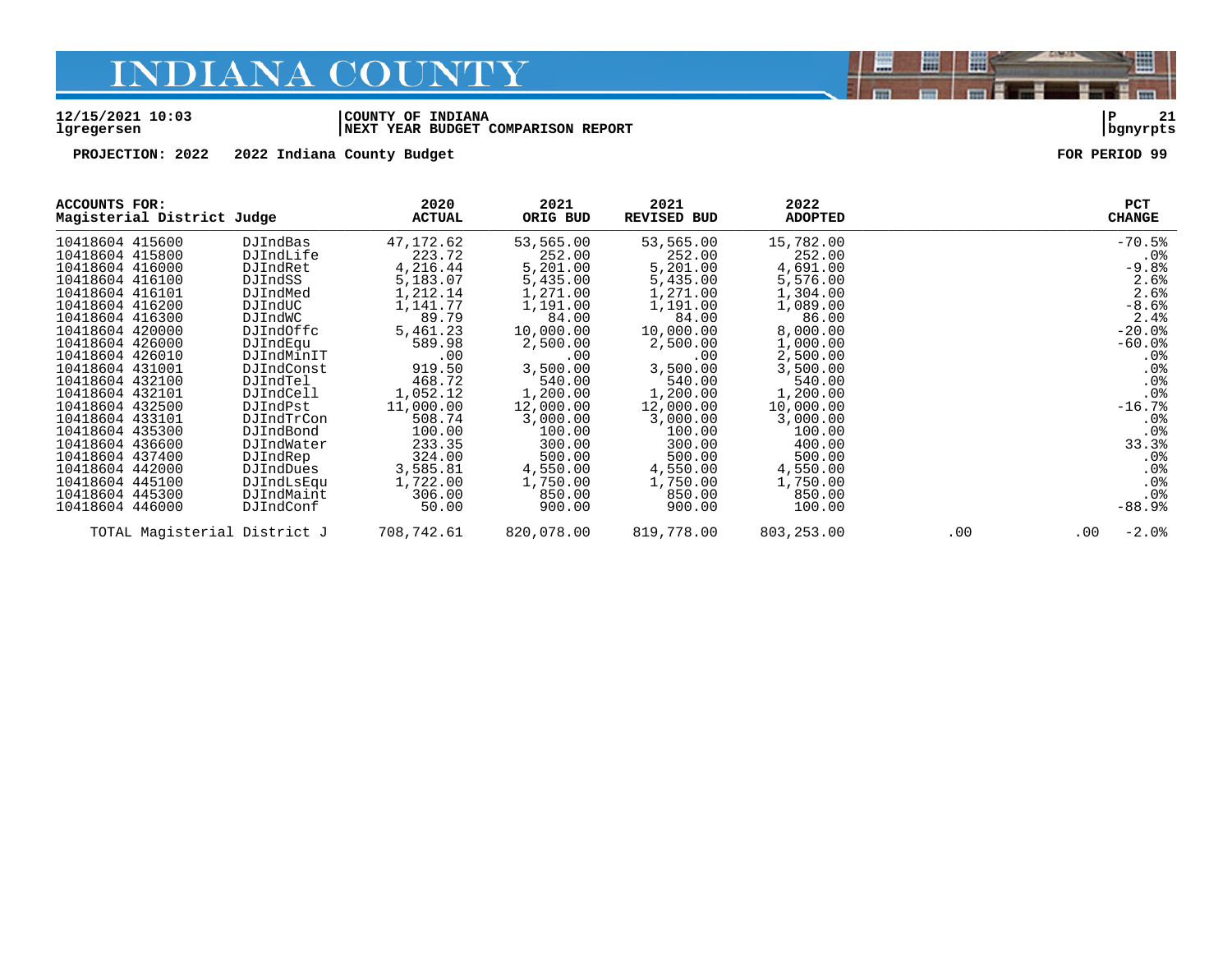# INDIANA COUNTY

12/15/2021 10:03
lgregersen

COUNTY OF INDIANA
NEXT YEAR BUDGET COMPARISON REPORT

P 21
bgnyrpts

PROJECTION: 2022    2022 Indiana County Budget    FOR PERIOD 99

| ACCOUNTS FOR: Magisterial District Judge | | 2020 ACTUAL | 2021 ORIG BUD | 2021 REVISED BUD | 2022 ADOPTED | | | PCT CHANGE |
|---|---|---|---|---|---|---|---|---|
| 10418604 415600 | DJIndBas | 47,172.62 | 53,565.00 | 53,565.00 | 15,782.00 | | | -70.5% |
| 10418604 415800 | DJIndLife | 223.72 | 252.00 | 252.00 | 252.00 | | | .0% |
| 10418604 416000 | DJIndRet | 4,216.44 | 5,201.00 | 5,201.00 | 4,691.00 | | | -9.8% |
| 10418604 416100 | DJIndSS | 5,183.07 | 5,435.00 | 5,435.00 | 5,576.00 | | | 2.6% |
| 10418604 416101 | DJIndMed | 1,212.14 | 1,271.00 | 1,271.00 | 1,304.00 | | | 2.6% |
| 10418604 416200 | DJIndUC | 1,141.77 | 1,191.00 | 1,191.00 | 1,089.00 | | | -8.6% |
| 10418604 416300 | DJIndWC | 89.79 | 84.00 | 84.00 | 86.00 | | | 2.4% |
| 10418604 420000 | DJIndOffc | 5,461.23 | 10,000.00 | 10,000.00 | 8,000.00 | | | -20.0% |
| 10418604 426000 | DJIndEqu | 589.98 | 2,500.00 | 2,500.00 | 1,000.00 | | | -60.0% |
| 10418604 426010 | DJIndMinIT | .00 | .00 | .00 | 2,500.00 | | | .0% |
| 10418604 431001 | DJIndConst | 919.50 | 3,500.00 | 3,500.00 | 3,500.00 | | | .0% |
| 10418604 432100 | DJIndTel | 468.72 | 540.00 | 540.00 | 540.00 | | | .0% |
| 10418604 432101 | DJIndCell | 1,052.12 | 1,200.00 | 1,200.00 | 1,200.00 | | | .0% |
| 10418604 432500 | DJIndPst | 11,000.00 | 12,000.00 | 12,000.00 | 10,000.00 | | | -16.7% |
| 10418604 433101 | DJIndTrCon | 508.74 | 3,000.00 | 3,000.00 | 3,000.00 | | | .0% |
| 10418604 435300 | DJIndBond | 100.00 | 100.00 | 100.00 | 100.00 | | | .0% |
| 10418604 436600 | DJIndWater | 233.35 | 300.00 | 300.00 | 400.00 | | | 33.3% |
| 10418604 437400 | DJIndRep | 324.00 | 500.00 | 500.00 | 500.00 | | | .0% |
| 10418604 442000 | DJIndDues | 3,585.81 | 4,550.00 | 4,550.00 | 4,550.00 | | | .0% |
| 10418604 445100 | DJIndLsEqu | 1,722.00 | 1,750.00 | 1,750.00 | 1,750.00 | | | .0% |
| 10418604 445300 | DJIndMaint | 306.00 | 850.00 | 850.00 | 850.00 | | | .0% |
| 10418604 446000 | DJIndConf | 50.00 | 900.00 | 900.00 | 100.00 | | | -88.9% |
| TOTAL Magisterial District J | | 708,742.61 | 820,078.00 | 819,778.00 | 803,253.00 | .00 | .00 | -2.0% |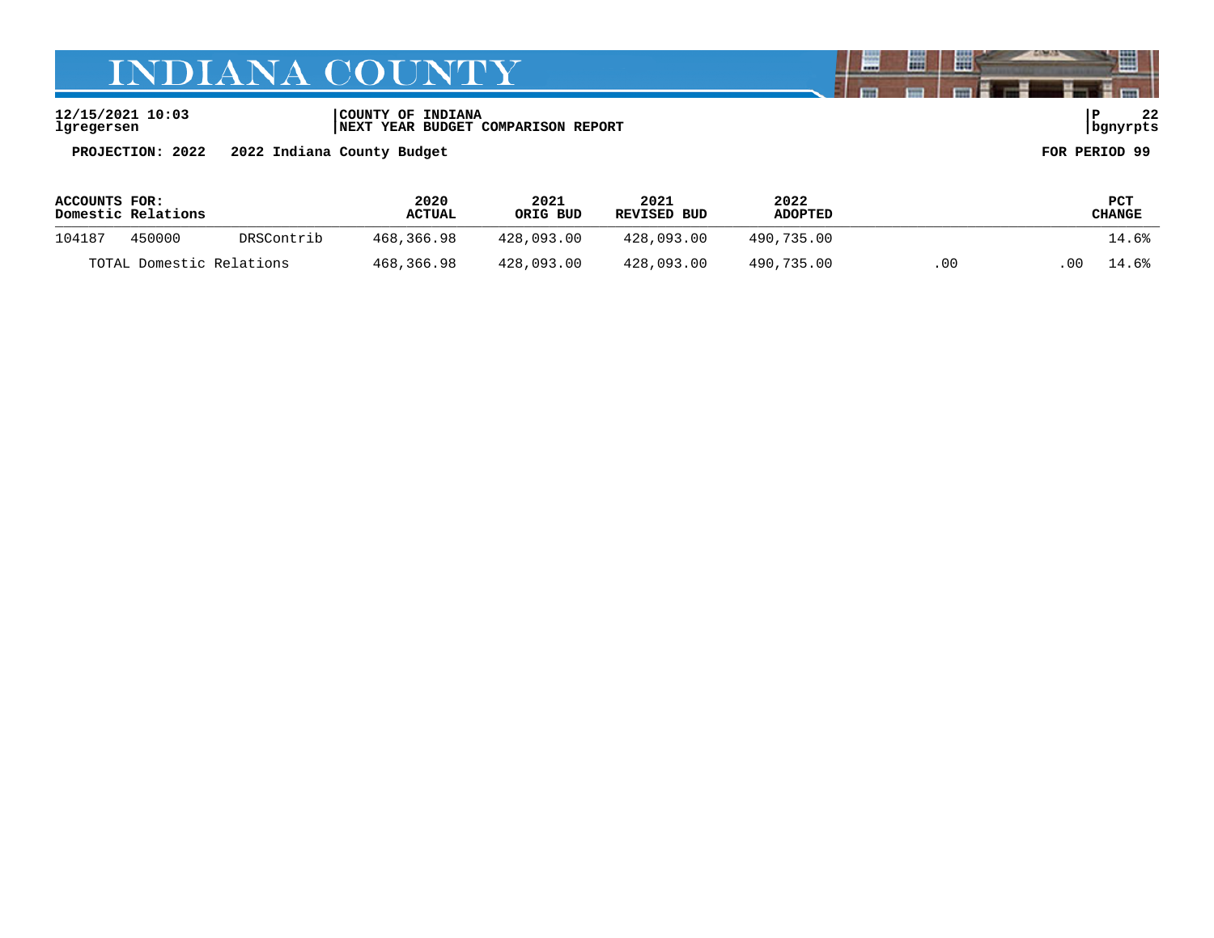# INDIANA COUNTY

**12/15/2021 10:03** | **COUNTY OF INDIANA** | **P 22**
**lgregersen** | **NEXT YEAR BUDGET COMPARISON REPORT** | **bgnyrpts**

**PROJECTION: 2022 2022 Indiana County Budget** **FOR PERIOD 99**

| ACCOUNTS FOR: Domestic Relations | | | 2020 ACTUAL | 2021 ORIG BUD | 2021 REVISED BUD | 2022 ADOPTED | | | PCT CHANGE |
|---|---|---|---|---|---|---|---|---|---|
| 104187 | 450000 | DRSContrib | 468,366.98 | 428,093.00 | 428,093.00 | 490,735.00 | | | 14.6% |
| TOTAL Domestic Relations | | | 468,366.98 | 428,093.00 | 428,093.00 | 490,735.00 | .00 | .00 | 14.6% |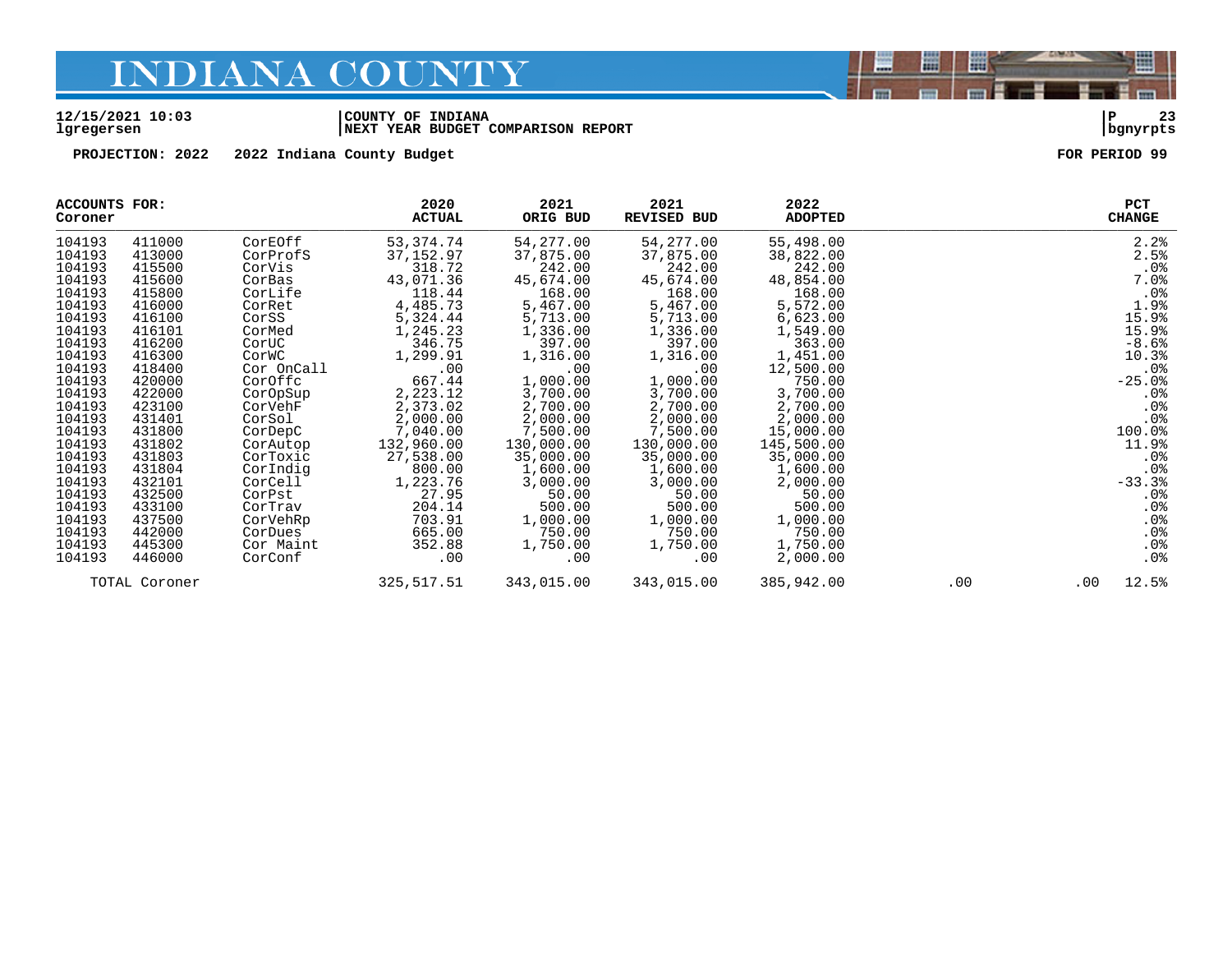# INDIANA COUNTY

**12/15/2021 10:03** | **COUNTY OF INDIANA** | **P 23**
**lgregersen** | **NEXT YEAR BUDGET COMPARISON REPORT** | **bgnyrpts**

**PROJECTION: 2022 2022 Indiana County Budget** **FOR PERIOD 99**

| ACCOUNTS FOR: Coroner | | | 2020 ACTUAL | 2021 ORIG BUD | 2021 REVISED BUD | 2022 ADOPTED | | | PCT CHANGE |
|---|---|---|---|---|---|---|---|---|---|
| 104193 | 411000 | CorEOff | 53,374.74 | 54,277.00 | 54,277.00 | 55,498.00 | | | 2.2% |
| 104193 | 413000 | CorProfS | 37,152.97 | 37,875.00 | 37,875.00 | 38,822.00 | | | 2.5% |
| 104193 | 415500 | CorVis | 318.72 | 242.00 | 242.00 | 242.00 | | | .0% |
| 104193 | 415600 | CorBas | 43,071.36 | 45,674.00 | 45,674.00 | 48,854.00 | | | 7.0% |
| 104193 | 415800 | CorLife | 118.44 | 168.00 | 168.00 | 168.00 | | | .0% |
| 104193 | 416000 | CorRet | 4,485.73 | 5,467.00 | 5,467.00 | 5,572.00 | | | 1.9% |
| 104193 | 416100 | CorSS | 5,324.44 | 5,713.00 | 5,713.00 | 6,623.00 | | | 15.9% |
| 104193 | 416101 | CorMed | 1,245.23 | 1,336.00 | 1,336.00 | 1,549.00 | | | 15.9% |
| 104193 | 416200 | CorUC | 346.75 | 397.00 | 397.00 | 363.00 | | | -8.6% |
| 104193 | 416300 | CorWC | 1,299.91 | 1,316.00 | 1,316.00 | 1,451.00 | | | 10.3% |
| 104193 | 418400 | Cor OnCall | .00 | .00 | .00 | 12,500.00 | | | .0% |
| 104193 | 420000 | CorOffc | 667.44 | 1,000.00 | 1,000.00 | 750.00 | | | -25.0% |
| 104193 | 422000 | CorOpSup | 2,223.12 | 3,700.00 | 3,700.00 | 3,700.00 | | | .0% |
| 104193 | 423100 | CorVehF | 2,373.02 | 2,700.00 | 2,700.00 | 2,700.00 | | | .0% |
| 104193 | 431401 | CorSol | 2,000.00 | 2,000.00 | 2,000.00 | 2,000.00 | | | .0% |
| 104193 | 431800 | CorDepC | 7,040.00 | 7,500.00 | 7,500.00 | 15,000.00 | | | 100.0% |
| 104193 | 431802 | CorAutop | 132,960.00 | 130,000.00 | 130,000.00 | 145,500.00 | | | 11.9% |
| 104193 | 431803 | CorToxic | 27,538.00 | 35,000.00 | 35,000.00 | 35,000.00 | | | .0% |
| 104193 | 431804 | CorIndig | 800.00 | 1,600.00 | 1,600.00 | 1,600.00 | | | .0% |
| 104193 | 432101 | CorCell | 1,223.76 | 3,000.00 | 3,000.00 | 2,000.00 | | | -33.3% |
| 104193 | 432500 | CorPst | 27.95 | 50.00 | 50.00 | 50.00 | | | .0% |
| 104193 | 433100 | CorTrav | 204.14 | 500.00 | 500.00 | 500.00 | | | .0% |
| 104193 | 437500 | CorVehRp | 703.91 | 1,000.00 | 1,000.00 | 1,000.00 | | | .0% |
| 104193 | 442000 | CorDues | 665.00 | 750.00 | 750.00 | 750.00 | | | .0% |
| 104193 | 445300 | Cor Maint | 352.88 | 1,750.00 | 1,750.00 | 1,750.00 | | | .0% |
| 104193 | 446000 | CorConf | .00 | .00 | .00 | 2,000.00 | | | .0% |
| TOTAL Coroner | | | 325,517.51 | 343,015.00 | 343,015.00 | 385,942.00 | .00 | .00 | 12.5% |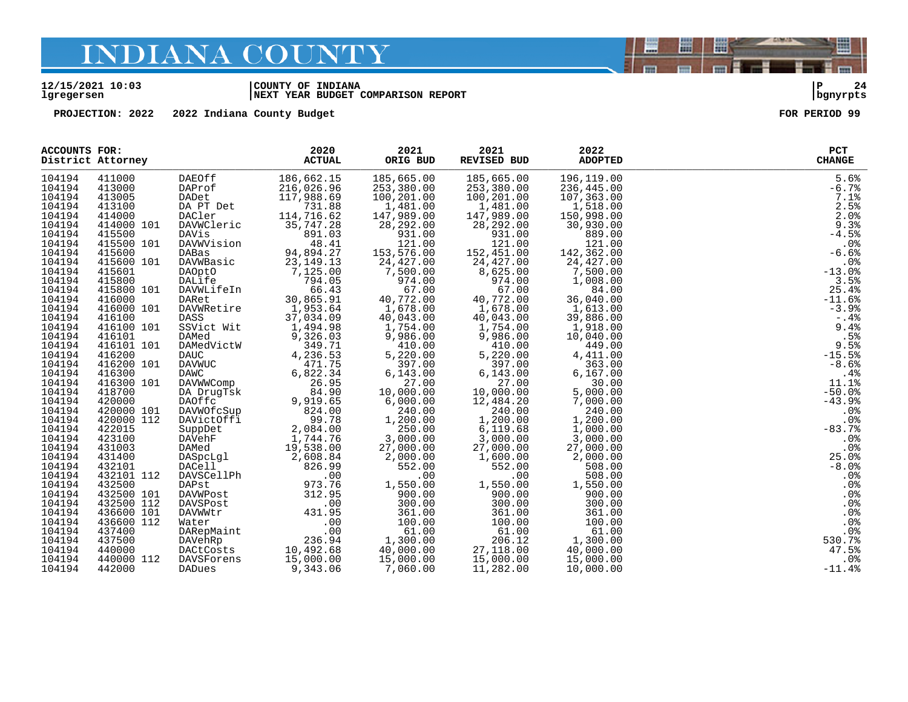# INDIANA COUNTY

12/15/2021 10:03 | COUNTY OF INDIANA | P 24
lgregersen | NEXT YEAR BUDGET COMPARISON REPORT | bgnyrpts

PROJECTION: 2022 2022 Indiana County Budget FOR PERIOD 99

| ACCOUNTS FOR: District Attorney | | | 2020 ACTUAL | 2021 ORIG BUD | 2021 REVISED BUD | 2022 ADOPTED | PCT CHANGE |
|---|---|---|---|---|---|---|---|
| 104194 | 411000 | DAEOff | 186,662.15 | 185,665.00 | 185,665.00 | 196,119.00 | 5.6% |
| 104194 | 413000 | DAProf | 216,026.96 | 253,380.00 | 253,380.00 | 236,445.00 | -6.7% |
| 104194 | 413005 | DADet | 117,988.69 | 100,201.00 | 100,201.00 | 107,363.00 | 7.1% |
| 104194 | 413100 | DA PT Det | 731.88 | 1,481.00 | 1,481.00 | 1,518.00 | 2.5% |
| 104194 | 414000 | DACler | 114,716.62 | 147,989.00 | 147,989.00 | 150,998.00 | 2.0% |
| 104194 | 414000 101 | DAVWCleric | 35,747.28 | 28,292.00 | 28,292.00 | 30,930.00 | 9.3% |
| 104194 | 415500 | DAVis | 891.03 | 931.00 | 931.00 | 889.00 | -4.5% |
| 104194 | 415500 101 | DAVWVision | 48.41 | 121.00 | 121.00 | 121.00 | .0% |
| 104194 | 415600 | DABas | 94,894.27 | 153,576.00 | 152,451.00 | 142,362.00 | -6.6% |
| 104194 | 415600 101 | DAVWBasic | 23,149.13 | 24,427.00 | 24,427.00 | 24,427.00 | .0% |
| 104194 | 415601 | DAOptO | 7,125.00 | 7,500.00 | 8,625.00 | 7,500.00 | -13.0% |
| 104194 | 415800 | DALife | 794.05 | 974.00 | 974.00 | 1,008.00 | 3.5% |
| 104194 | 415800 101 | DAVWLifeIn | 66.43 | 67.00 | 67.00 | 84.00 | 25.4% |
| 104194 | 416000 | DARet | 30,865.91 | 40,772.00 | 40,772.00 | 36,040.00 | -11.6% |
| 104194 | 416000 101 | DAVWRetire | 1,953.64 | 1,678.00 | 1,678.00 | 1,613.00 | -3.9% |
| 104194 | 416100 | DASS | 37,034.09 | 40,043.00 | 40,043.00 | 39,886.00 | -.4% |
| 104194 | 416100 101 | SSVict Wit | 1,494.98 | 1,754.00 | 1,754.00 | 1,918.00 | 9.4% |
| 104194 | 416101 | DAMed | 9,326.03 | 9,986.00 | 9,986.00 | 10,040.00 | .5% |
| 104194 | 416101 101 | DAMedVictW | 349.71 | 410.00 | 410.00 | 449.00 | 9.5% |
| 104194 | 416200 | DAUC | 4,236.53 | 5,220.00 | 5,220.00 | 4,411.00 | -15.5% |
| 104194 | 416200 101 | DAVWUC | 471.75 | 397.00 | 397.00 | 363.00 | -8.6% |
| 104194 | 416300 | DAWC | 6,822.34 | 6,143.00 | 6,143.00 | 6,167.00 | .4% |
| 104194 | 416300 101 | DAVWWComp | 26.95 | 27.00 | 27.00 | 30.00 | 11.1% |
| 104194 | 418700 | DA DrugTsk | 84.90 | 10,000.00 | 10,000.00 | 5,000.00 | -50.0% |
| 104194 | 420000 | DAOffc | 9,919.65 | 6,000.00 | 12,484.20 | 7,000.00 | -43.9% |
| 104194 | 420000 101 | DAVWOfcSup | 824.00 | 240.00 | 240.00 | 240.00 | .0% |
| 104194 | 420000 112 | DAVictOffi | 99.78 | 1,200.00 | 1,200.00 | 1,200.00 | .0% |
| 104194 | 422015 | SuppDet | 2,084.00 | 250.00 | 6,119.68 | 1,000.00 | -83.7% |
| 104194 | 423100 | DAVehF | 1,744.76 | 3,000.00 | 3,000.00 | 3,000.00 | .0% |
| 104194 | 431003 | DAMed | 19,538.00 | 27,000.00 | 27,000.00 | 27,000.00 | .0% |
| 104194 | 431400 | DASpcLgl | 2,608.84 | 2,000.00 | 1,600.00 | 2,000.00 | 25.0% |
| 104194 | 432101 | DACell | 826.99 | 552.00 | 552.00 | 508.00 | -8.0% |
| 104194 | 432101 112 | DAVSCellPh | .00 | .00 | .00 | 508.00 | .0% |
| 104194 | 432500 | DAPst | 973.76 | 1,550.00 | 1,550.00 | 1,550.00 | .0% |
| 104194 | 432500 101 | DAVWPost | 312.95 | 900.00 | 900.00 | 900.00 | .0% |
| 104194 | 432500 112 | DAVSPost | .00 | 300.00 | 300.00 | 300.00 | .0% |
| 104194 | 436600 101 | DAVWWtr | 431.95 | 361.00 | 361.00 | 361.00 | .0% |
| 104194 | 436600 112 | Water | .00 | 100.00 | 100.00 | 100.00 | .0% |
| 104194 | 437400 | DARepMaint | .00 | 61.00 | 61.00 | 61.00 | .0% |
| 104194 | 437500 | DAVehRp | 236.94 | 1,300.00 | 206.12 | 1,300.00 | 530.7% |
| 104194 | 440000 | DACtCosts | 10,492.68 | 40,000.00 | 27,118.00 | 40,000.00 | 47.5% |
| 104194 | 440000 112 | DAVSForens | 15,000.00 | 15,000.00 | 15,000.00 | 15,000.00 | .0% |
| 104194 | 442000 | DADues | 9,343.06 | 7,060.00 | 11,282.00 | 10,000.00 | -11.4% |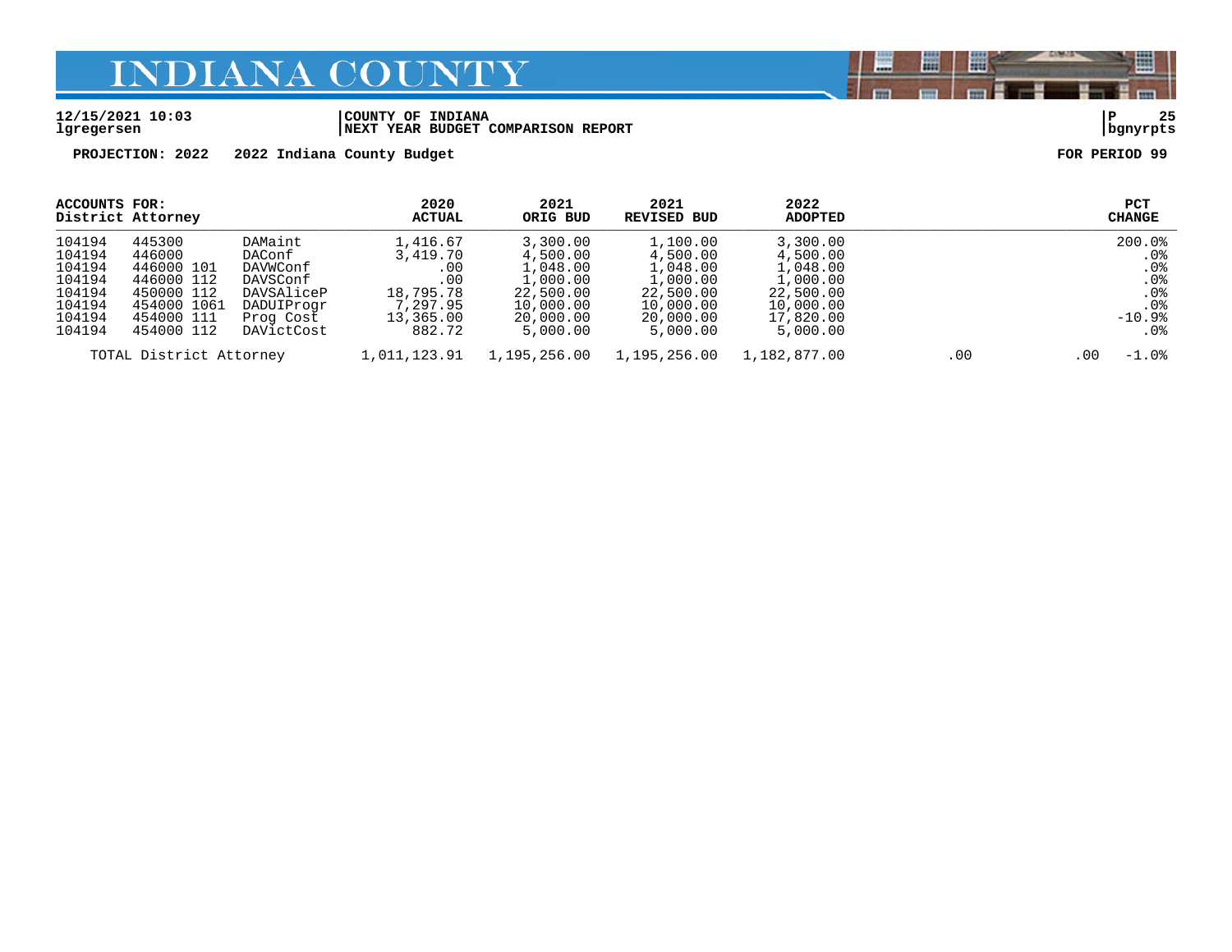# INDIANA COUNTY

**12/15/2021 10:03** | **COUNTY OF INDIANA** | **P 25**
**lgregersen** | **NEXT YEAR BUDGET COMPARISON REPORT** | **bgnyrpts**

**PROJECTION: 2022  2022 Indiana County Budget**  **FOR PERIOD 99**

| ACCOUNTS FOR: District Attorney | | | 2020 ACTUAL | 2021 ORIG BUD | 2021 REVISED BUD | 2022 ADOPTED | | | PCT CHANGE |
|---|---|---|---|---|---|---|---|---|---|
| 104194 | 445300 | DAMaint | 1,416.67 | 3,300.00 | 1,100.00 | 3,300.00 | | | 200.0% |
| 104194 | 446000 | DAConf | 3,419.70 | 4,500.00 | 4,500.00 | 4,500.00 | | | .0% |
| 104194 | 446000 101 | DAVWConf | .00 | 1,048.00 | 1,048.00 | 1,048.00 | | | .0% |
| 104194 | 446000 112 | DAVSConf | .00 | 1,000.00 | 1,000.00 | 1,000.00 | | | .0% |
| 104194 | 450000 112 | DAVSAliceP | 18,795.78 | 22,500.00 | 22,500.00 | 22,500.00 | | | .0% |
| 104194 | 454000 1061 | DADUIProgr | 7,297.95 | 10,000.00 | 10,000.00 | 10,000.00 | | | .0% |
| 104194 | 454000 111 | Prog Cost | 13,365.00 | 20,000.00 | 20,000.00 | 17,820.00 | | | -10.9% |
| 104194 | 454000 112 | DAVictCost | 882.72 | 5,000.00 | 5,000.00 | 5,000.00 | | | .0% |
| TOTAL District Attorney | | | 1,011,123.91 | 1,195,256.00 | 1,195,256.00 | 1,182,877.00 | .00 | .00 | -1.0% |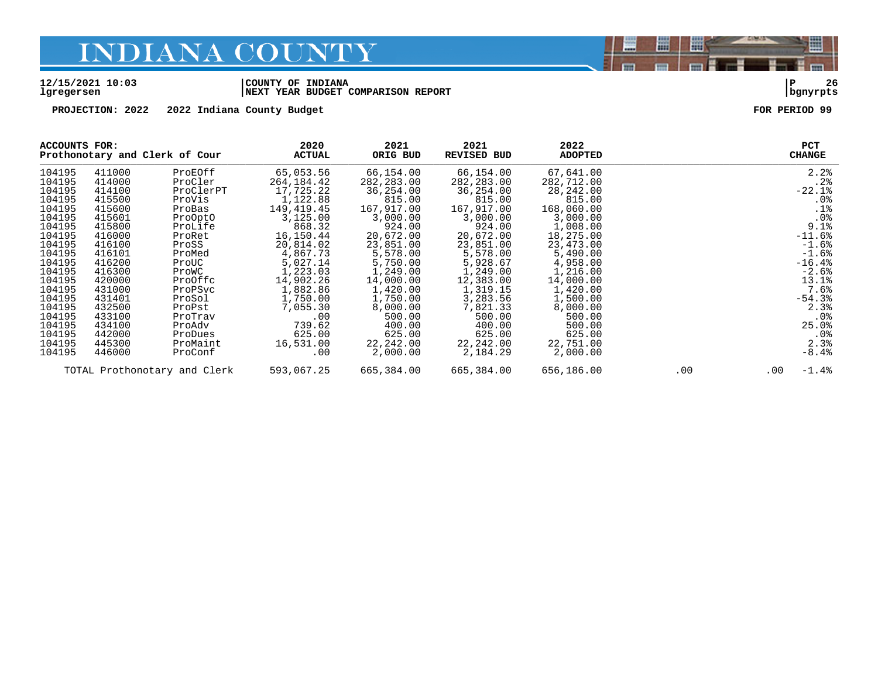# INDIANA COUNTY

12/15/2021 10:03 | COUNTY OF INDIANA | P 26
lgregersen | NEXT YEAR BUDGET COMPARISON REPORT | bgnyrpts

PROJECTION: 2022 2022 Indiana County Budget FOR PERIOD 99

| ACCOUNTS FOR: Prothonotary and Clerk of Cour | | | 2020 ACTUAL | 2021 ORIG BUD | 2021 REVISED BUD | 2022 ADOPTED | | | PCT CHANGE |
|---|---|---|---|---|---|---|---|---|---|
| 104195 | 411000 | ProEOff | 65,053.56 | 66,154.00 | 66,154.00 | 67,641.00 | | | 2.2% |
| 104195 | 414000 | ProCler | 264,184.42 | 282,283.00 | 282,283.00 | 282,712.00 | | | .2% |
| 104195 | 414100 | ProClerPT | 17,725.22 | 36,254.00 | 36,254.00 | 28,242.00 | | | -22.1% |
| 104195 | 415500 | ProVis | 1,122.88 | 815.00 | 815.00 | 815.00 | | | .0% |
| 104195 | 415600 | ProBas | 149,419.45 | 167,917.00 | 167,917.00 | 168,060.00 | | | .1% |
| 104195 | 415601 | ProOptO | 3,125.00 | 3,000.00 | 3,000.00 | 3,000.00 | | | .0% |
| 104195 | 415800 | ProLife | 868.32 | 924.00 | 924.00 | 1,008.00 | | | 9.1% |
| 104195 | 416000 | ProRet | 16,150.44 | 20,672.00 | 20,672.00 | 18,275.00 | | | -11.6% |
| 104195 | 416100 | ProSS | 20,814.02 | 23,851.00 | 23,851.00 | 23,473.00 | | | -1.6% |
| 104195 | 416101 | ProMed | 4,867.73 | 5,578.00 | 5,578.00 | 5,490.00 | | | -1.6% |
| 104195 | 416200 | ProUC | 5,027.14 | 5,750.00 | 5,928.67 | 4,958.00 | | | -16.4% |
| 104195 | 416300 | ProWC | 1,223.03 | 1,249.00 | 1,249.00 | 1,216.00 | | | -2.6% |
| 104195 | 420000 | ProOffc | 14,902.26 | 14,000.00 | 12,383.00 | 14,000.00 | | | 13.1% |
| 104195 | 431000 | ProPSvc | 1,882.86 | 1,420.00 | 1,319.15 | 1,420.00 | | | 7.6% |
| 104195 | 431401 | ProSol | 1,750.00 | 1,750.00 | 3,283.56 | 1,500.00 | | | -54.3% |
| 104195 | 432500 | ProPst | 7,055.30 | 8,000.00 | 7,821.33 | 8,000.00 | | | 2.3% |
| 104195 | 433100 | ProTrav | .00 | 500.00 | 500.00 | 500.00 | | | .0% |
| 104195 | 434100 | ProAdv | 739.62 | 400.00 | 400.00 | 500.00 | | | 25.0% |
| 104195 | 442000 | ProDues | 625.00 | 625.00 | 625.00 | 625.00 | | | .0% |
| 104195 | 445300 | ProMaint | 16,531.00 | 22,242.00 | 22,242.00 | 22,751.00 | | | 2.3% |
| 104195 | 446000 | ProConf | .00 | 2,000.00 | 2,184.29 | 2,000.00 | | | -8.4% |
| TOTAL Prothonotary and Clerk | | | 593,067.25 | 665,384.00 | 665,384.00 | 656,186.00 | .00 | .00 | -1.4% |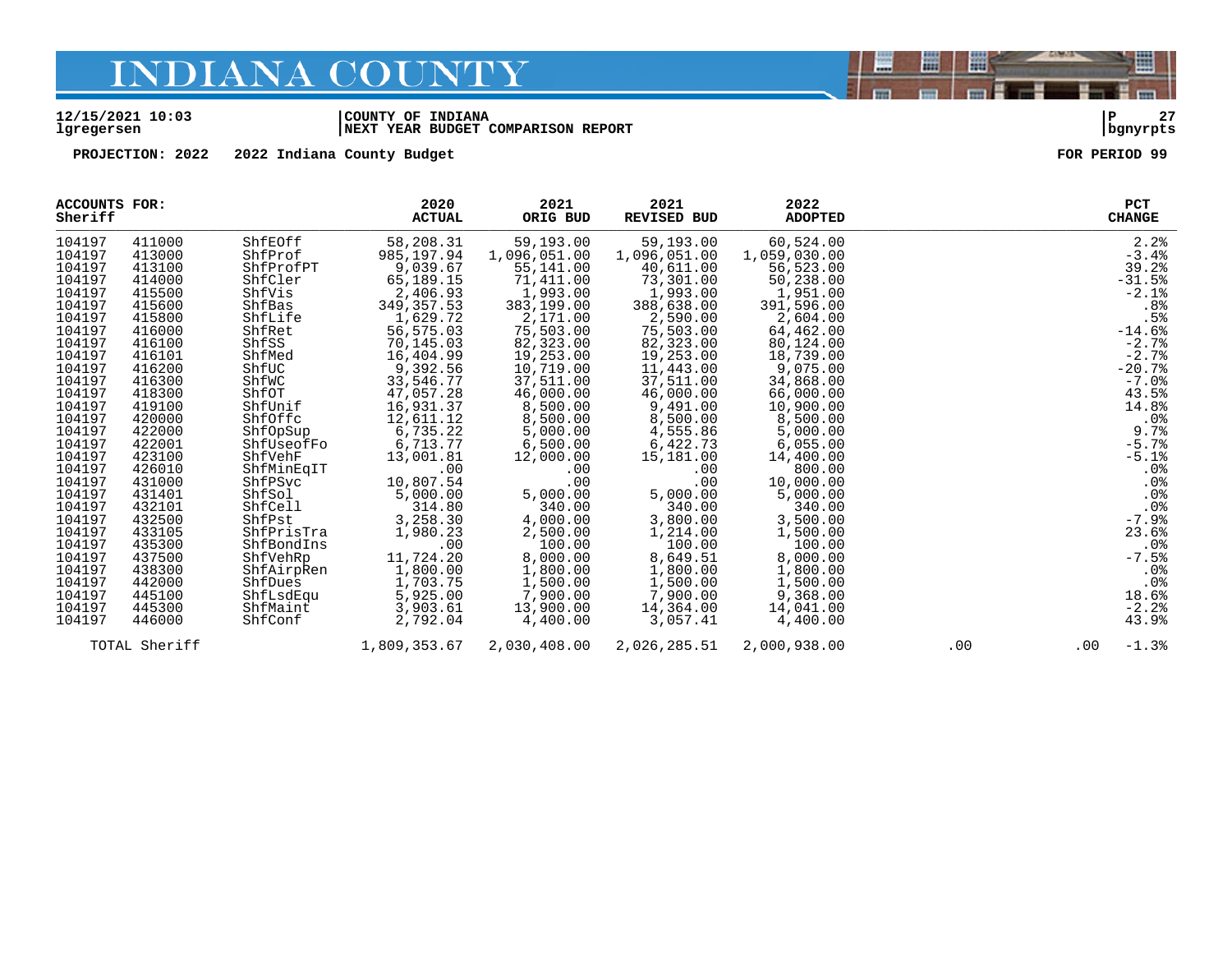# INDIANA COUNTY

12/15/2021 10:03 | COUNTY OF INDIANA | P 27
lgregersen | NEXT YEAR BUDGET COMPARISON REPORT | bgnyrpts

PROJECTION: 2022 2022 Indiana County Budget FOR PERIOD 99

| ACCOUNTS FOR: Sheriff | | | 2020 ACTUAL | 2021 ORIG BUD | 2021 REVISED BUD | 2022 ADOPTED | | | PCT CHANGE |
|---|---|---|---|---|---|---|---|---|---|
| 104197 | 411000 | ShfEOff | 58,208.31 | 59,193.00 | 59,193.00 | 60,524.00 | | | 2.2% |
| 104197 | 413000 | ShfProf | 985,197.94 | 1,096,051.00 | 1,096,051.00 | 1,059,030.00 | | | -3.4% |
| 104197 | 413100 | ShfProfPT | 9,039.67 | 55,141.00 | 40,611.00 | 56,523.00 | | | 39.2% |
| 104197 | 414000 | ShfCler | 65,189.15 | 71,411.00 | 73,301.00 | 50,238.00 | | | -31.5% |
| 104197 | 415500 | ShfVis | 2,406.93 | 1,993.00 | 1,993.00 | 1,951.00 | | | -2.1% |
| 104197 | 415600 | ShfBas | 349,357.53 | 383,199.00 | 388,638.00 | 391,596.00 | | | .8% |
| 104197 | 415800 | ShfLife | 1,629.72 | 2,171.00 | 2,590.00 | 2,604.00 | | | .5% |
| 104197 | 416000 | ShfRet | 56,575.03 | 75,503.00 | 75,503.00 | 64,462.00 | | | -14.6% |
| 104197 | 416100 | ShfSS | 70,145.03 | 82,323.00 | 82,323.00 | 80,124.00 | | | -2.7% |
| 104197 | 416101 | ShfMed | 16,404.99 | 19,253.00 | 19,253.00 | 18,739.00 | | | -2.7% |
| 104197 | 416200 | ShfUC | 9,392.56 | 10,719.00 | 11,443.00 | 9,075.00 | | | -20.7% |
| 104197 | 416300 | ShfWC | 33,546.77 | 37,511.00 | 37,511.00 | 34,868.00 | | | -7.0% |
| 104197 | 418300 | ShfOT | 47,057.28 | 46,000.00 | 46,000.00 | 66,000.00 | | | 43.5% |
| 104197 | 419100 | ShfUnif | 16,931.37 | 8,500.00 | 9,491.00 | 10,900.00 | | | 14.8% |
| 104197 | 420000 | ShfOffc | 12,611.12 | 8,500.00 | 8,500.00 | 8,500.00 | | | .0% |
| 104197 | 422000 | ShfOpSup | 6,735.22 | 5,000.00 | 4,555.86 | 5,000.00 | | | 9.7% |
| 104197 | 422001 | ShfUseofFo | 6,713.77 | 6,500.00 | 6,422.73 | 6,055.00 | | | -5.7% |
| 104197 | 423100 | ShfVehF | 13,001.81 | 12,000.00 | 15,181.00 | 14,400.00 | | | -5.1% |
| 104197 | 426010 | ShfMinEqIT | .00 | .00 | .00 | 800.00 | | | .0% |
| 104197 | 431000 | ShfPSvc | 10,807.54 | .00 | .00 | 10,000.00 | | | .0% |
| 104197 | 431401 | ShfSol | 5,000.00 | 5,000.00 | 5,000.00 | 5,000.00 | | | .0% |
| 104197 | 432101 | ShfCell | 314.80 | 340.00 | 340.00 | 340.00 | | | .0% |
| 104197 | 432500 | ShfPst | 3,258.30 | 4,000.00 | 3,800.00 | 3,500.00 | | | -7.9% |
| 104197 | 433105 | ShfPrisTra | 1,980.23 | 2,500.00 | 1,214.00 | 1,500.00 | | | 23.6% |
| 104197 | 435300 | ShfBondIns | .00 | 100.00 | 100.00 | 100.00 | | | .0% |
| 104197 | 437500 | ShfVehRp | 11,724.20 | 8,000.00 | 8,649.51 | 8,000.00 | | | -7.5% |
| 104197 | 438300 | ShfAirpRen | 1,800.00 | 1,800.00 | 1,800.00 | 1,800.00 | | | .0% |
| 104197 | 442000 | ShfDues | 1,703.75 | 1,500.00 | 1,500.00 | 1,500.00 | | | .0% |
| 104197 | 445100 | ShfLsdEqu | 5,925.00 | 7,900.00 | 7,900.00 | 9,368.00 | | | 18.6% |
| 104197 | 445300 | ShfMaint | 3,903.61 | 13,900.00 | 14,364.00 | 14,041.00 | | | -2.2% |
| 104197 | 446000 | ShfConf | 2,792.04 | 4,400.00 | 3,057.41 | 4,400.00 | | | 43.9% |
| TOTAL Sheriff | | | 1,809,353.67 | 2,030,408.00 | 2,026,285.51 | 2,000,938.00 | .00 | .00 | -1.3% |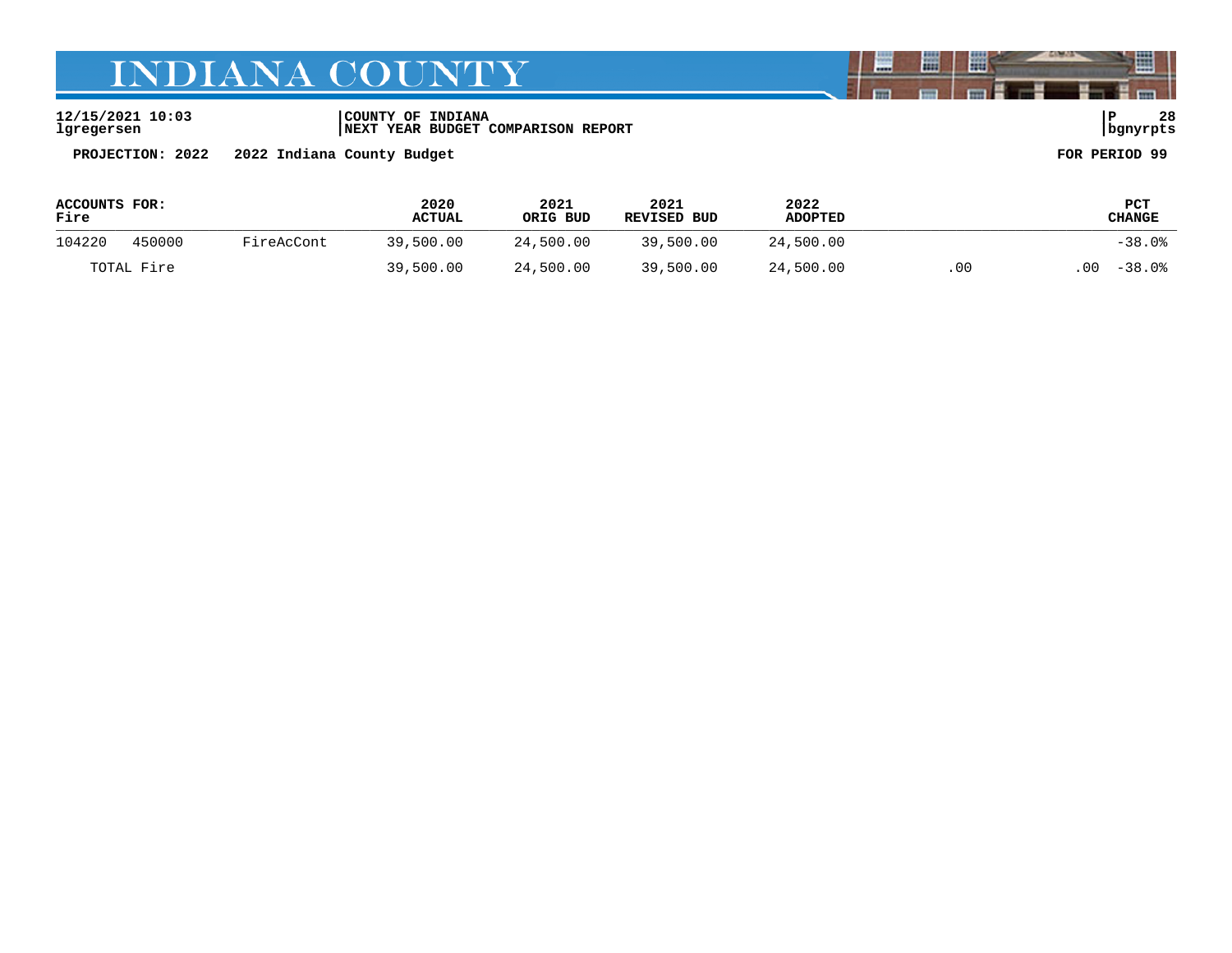12/15/2021 10:03 | COUNTY OF INDIANA
lgregersen | NEXT YEAR BUDGET COMPARISON REPORT

**PROJECTION: 2022 2022 Indiana County Budget** **FOR PERIOD 99**

| ACCOUNTS FOR: Fire | | | 2020 ACTUAL | 2021 ORIG BUD | 2021 REVISED BUD | 2022 ADOPTED | | | PCT CHANGE |
|---|---|---|---|---|---|---|---|---|---|
| 104220 | 450000 | FireAcCont | 39,500.00 | 24,500.00 | 39,500.00 | 24,500.00 | | | -38.0% |
| TOTAL Fire | | | 39,500.00 | 24,500.00 | 39,500.00 | 24,500.00 | .00 | .00 | -38.0% |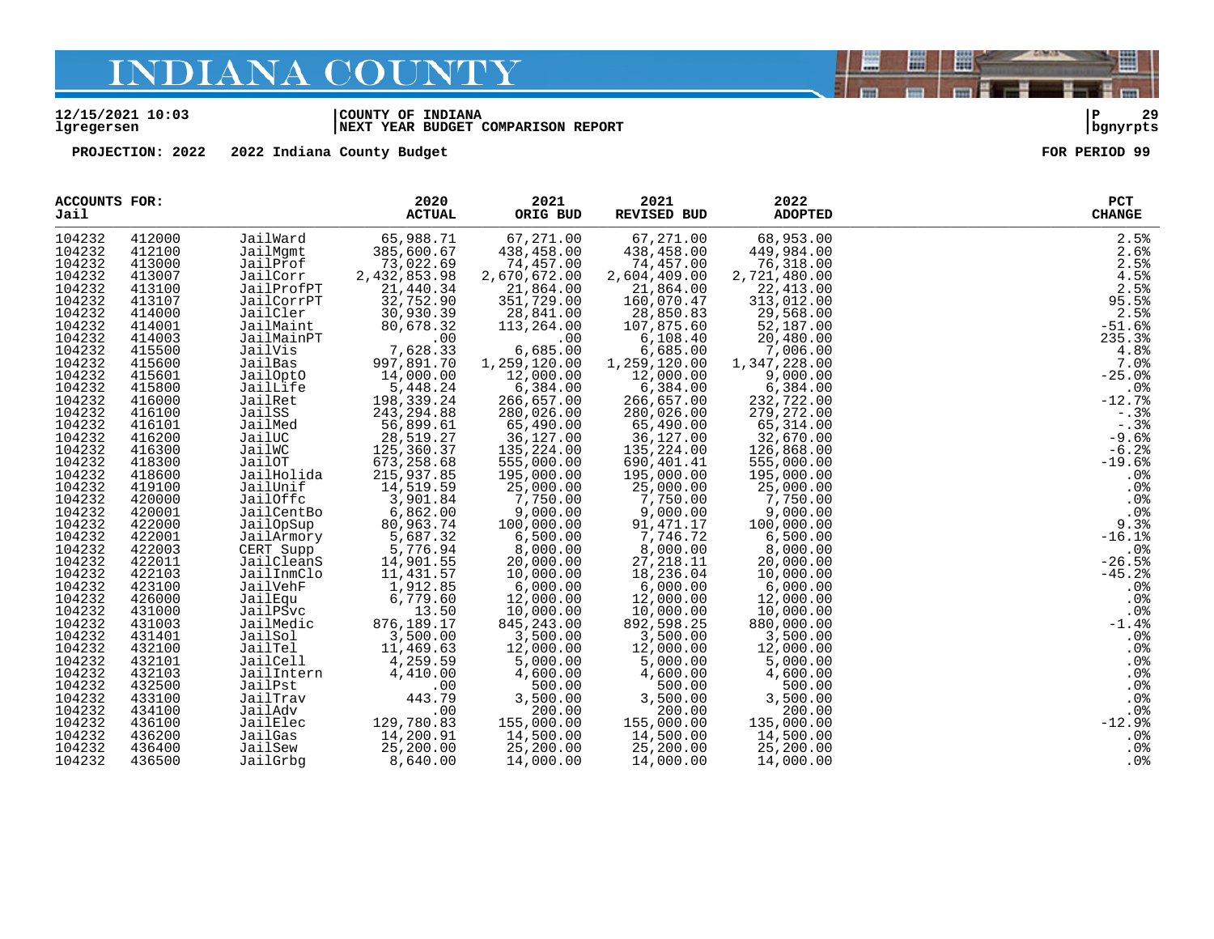# INDIANA COUNTY

12/15/2021 10:03 | COUNTY OF INDIANA | P 29
lgregersen | NEXT YEAR BUDGET COMPARISON REPORT | bgnyrpts

**PROJECTION: 2022    2022 Indiana County Budget    FOR PERIOD 99**

| ACCOUNTS FOR: Jail | | | 2020 ACTUAL | 2021 ORIG BUD | 2021 REVISED BUD | 2022 ADOPTED | PCT CHANGE |
|---|---|---|---|---|---|---|---|
| 104232 | 412000 | JailWard | 65,988.71 | 67,271.00 | 67,271.00 | 68,953.00 | 2.5% |
| 104232 | 412100 | JailMgmt | 385,600.67 | 438,458.00 | 438,458.00 | 449,984.00 | 2.6% |
| 104232 | 413000 | JailProf | 73,022.69 | 74,457.00 | 74,457.00 | 76,318.00 | 2.5% |
| 104232 | 413007 | JailCorr | 2,432,853.98 | 2,670,672.00 | 2,604,409.00 | 2,721,480.00 | 4.5% |
| 104232 | 413100 | JailProfPT | 21,440.34 | 21,864.00 | 21,864.00 | 22,413.00 | 2.5% |
| 104232 | 413107 | JailCorrPT | 32,752.90 | 351,729.00 | 160,070.47 | 313,012.00 | 95.5% |
| 104232 | 414000 | JailCler | 30,930.39 | 28,841.00 | 28,850.83 | 29,568.00 | 2.5% |
| 104232 | 414001 | JailMaint | 80,678.32 | 113,264.00 | 107,875.60 | 52,187.00 | -51.6% |
| 104232 | 414003 | JailMainPT | .00 | .00 | 6,108.40 | 20,480.00 | 235.3% |
| 104232 | 415500 | JailVis | 7,628.33 | 6,685.00 | 6,685.00 | 7,006.00 | 4.8% |
| 104232 | 415600 | JailBas | 997,891.70 | 1,259,120.00 | 1,259,120.00 | 1,347,228.00 | 7.0% |
| 104232 | 415601 | JailOptO | 14,000.00 | 12,000.00 | 12,000.00 | 9,000.00 | -25.0% |
| 104232 | 415800 | JailLife | 5,448.24 | 6,384.00 | 6,384.00 | 6,384.00 | .0% |
| 104232 | 416000 | JailRet | 198,339.24 | 266,657.00 | 266,657.00 | 232,722.00 | -12.7% |
| 104232 | 416100 | JailSS | 243,294.88 | 280,026.00 | 280,026.00 | 279,272.00 | -.3% |
| 104232 | 416101 | JailMed | 56,899.61 | 65,490.00 | 65,490.00 | 65,314.00 | -.3% |
| 104232 | 416200 | JailUC | 28,519.27 | 36,127.00 | 36,127.00 | 32,670.00 | -9.6% |
| 104232 | 416300 | JailWC | 125,360.37 | 135,224.00 | 135,224.00 | 126,868.00 | -6.2% |
| 104232 | 418300 | JailOT | 673,258.68 | 555,000.00 | 690,401.41 | 555,000.00 | -19.6% |
| 104232 | 418600 | JailHolida | 215,937.85 | 195,000.00 | 195,000.00 | 195,000.00 | .0% |
| 104232 | 419100 | JailUnif | 14,519.59 | 25,000.00 | 25,000.00 | 25,000.00 | .0% |
| 104232 | 420000 | JailOffc | 3,901.84 | 7,750.00 | 7,750.00 | 7,750.00 | .0% |
| 104232 | 420001 | JailCentBo | 6,862.00 | 9,000.00 | 9,000.00 | 9,000.00 | .0% |
| 104232 | 422000 | JailOpSup | 80,963.74 | 100,000.00 | 91,471.17 | 100,000.00 | 9.3% |
| 104232 | 422001 | JailArmory | 5,687.32 | 6,500.00 | 7,746.72 | 6,500.00 | -16.1% |
| 104232 | 422003 | CERT Supp | 5,776.94 | 8,000.00 | 8,000.00 | 8,000.00 | .0% |
| 104232 | 422011 | JailCleanS | 14,901.55 | 20,000.00 | 27,218.11 | 20,000.00 | -26.5% |
| 104232 | 422103 | JailInmClo | 11,431.57 | 10,000.00 | 18,236.04 | 10,000.00 | -45.2% |
| 104232 | 423100 | JailVehF | 1,912.85 | 6,000.00 | 6,000.00 | 6,000.00 | .0% |
| 104232 | 426000 | JailEqu | 6,779.60 | 12,000.00 | 12,000.00 | 12,000.00 | .0% |
| 104232 | 431000 | JailPSvc | 13.50 | 10,000.00 | 10,000.00 | 10,000.00 | .0% |
| 104232 | 431003 | JailMedic | 876,189.17 | 845,243.00 | 892,598.25 | 880,000.00 | -1.4% |
| 104232 | 431401 | JailSol | 3,500.00 | 3,500.00 | 3,500.00 | 3,500.00 | .0% |
| 104232 | 432100 | JailTel | 11,469.63 | 12,000.00 | 12,000.00 | 12,000.00 | .0% |
| 104232 | 432101 | JailCell | 4,259.59 | 5,000.00 | 5,000.00 | 5,000.00 | .0% |
| 104232 | 432103 | JailIntern | 4,410.00 | 4,600.00 | 4,600.00 | 4,600.00 | .0% |
| 104232 | 432500 | JailPst | .00 | 500.00 | 500.00 | 500.00 | .0% |
| 104232 | 433100 | JailTrav | 443.79 | 3,500.00 | 3,500.00 | 3,500.00 | .0% |
| 104232 | 434100 | JailAdv | .00 | 200.00 | 200.00 | 200.00 | .0% |
| 104232 | 436100 | JailElec | 129,780.83 | 155,000.00 | 155,000.00 | 135,000.00 | -12.9% |
| 104232 | 436200 | JailGas | 14,200.91 | 14,500.00 | 14,500.00 | 14,500.00 | .0% |
| 104232 | 436400 | JailSew | 25,200.00 | 25,200.00 | 25,200.00 | 25,200.00 | .0% |
| 104232 | 436500 | JailGrbg | 8,640.00 | 14,000.00 | 14,000.00 | 14,000.00 | .0% |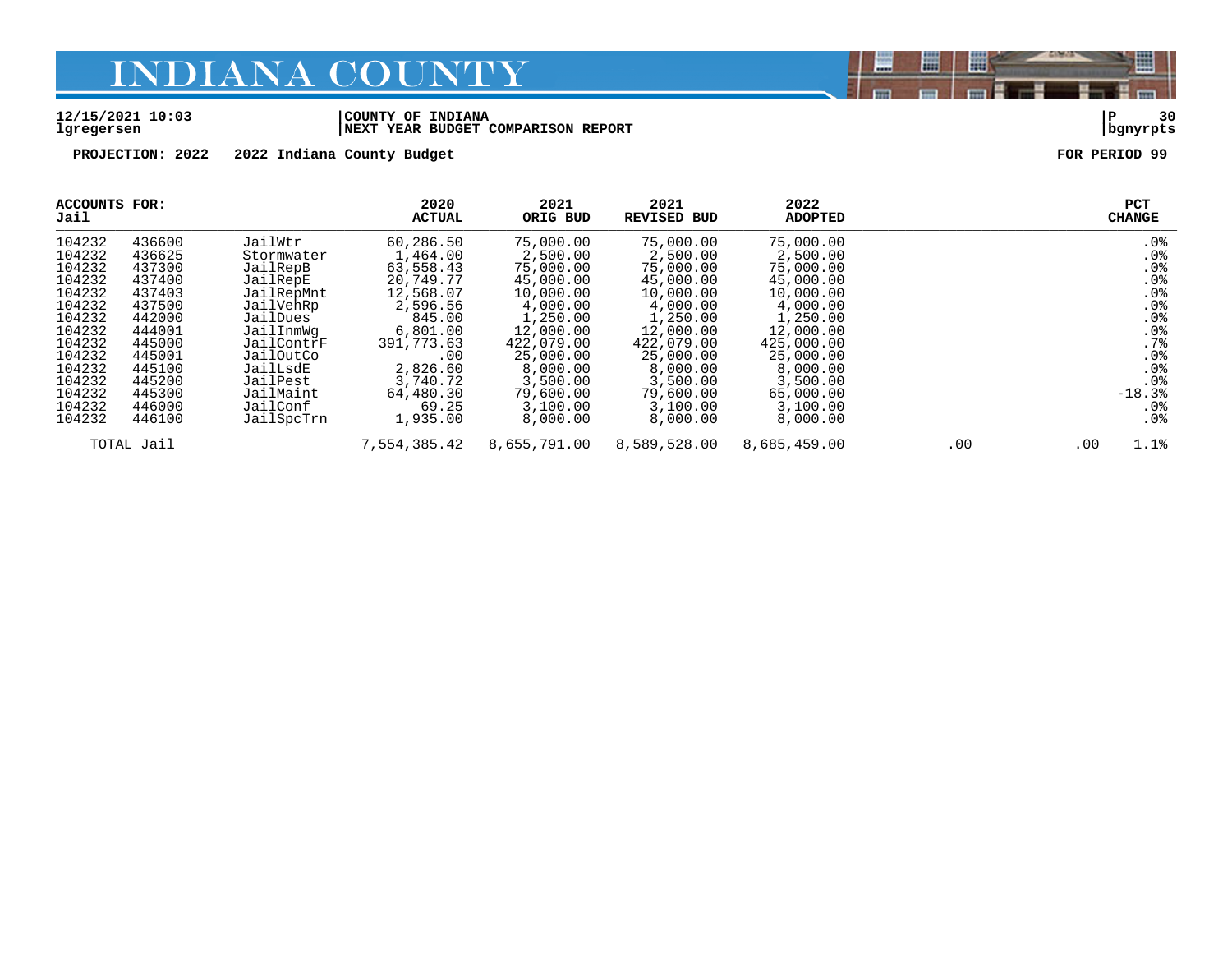12/15/2021 10:03 | COUNTY OF INDIANA
lgregersen | NEXT YEAR BUDGET COMPARISON REPORT

PROJECTION: 2022 2022 Indiana County Budget FOR PERIOD 99

| ACCOUNTS FOR: Jail | | | 2020 ACTUAL | 2021 ORIG BUD | 2021 REVISED BUD | 2022 ADOPTED | | | PCT CHANGE |
|---|---|---|---|---|---|---|---|---|---|
| 104232 | 436600 | JailWtr | 60,286.50 | 75,000.00 | 75,000.00 | 75,000.00 | | | .0% |
| 104232 | 436625 | Stormwater | 1,464.00 | 2,500.00 | 2,500.00 | 2,500.00 | | | .0% |
| 104232 | 437300 | JailRepB | 63,558.43 | 75,000.00 | 75,000.00 | 75,000.00 | | | .0% |
| 104232 | 437400 | JailRepE | 20,749.77 | 45,000.00 | 45,000.00 | 45,000.00 | | | .0% |
| 104232 | 437403 | JailRepMnt | 12,568.07 | 10,000.00 | 10,000.00 | 10,000.00 | | | .0% |
| 104232 | 437500 | JailVehRp | 2,596.56 | 4,000.00 | 4,000.00 | 4,000.00 | | | .0% |
| 104232 | 442000 | JailDues | 845.00 | 1,250.00 | 1,250.00 | 1,250.00 | | | .0% |
| 104232 | 444001 | JailInmWg | 6,801.00 | 12,000.00 | 12,000.00 | 12,000.00 | | | .0% |
| 104232 | 445000 | JailContrF | 391,773.63 | 422,079.00 | 422,079.00 | 425,000.00 | | | .7% |
| 104232 | 445001 | JailOutCo | .00 | 25,000.00 | 25,000.00 | 25,000.00 | | | .0% |
| 104232 | 445100 | JailLsdE | 2,826.60 | 8,000.00 | 8,000.00 | 8,000.00 | | | .0% |
| 104232 | 445200 | JailPest | 3,740.72 | 3,500.00 | 3,500.00 | 3,500.00 | | | .0% |
| 104232 | 445300 | JailMaint | 64,480.30 | 79,600.00 | 79,600.00 | 65,000.00 | | | -18.3% |
| 104232 | 446000 | JailConf | 69.25 | 3,100.00 | 3,100.00 | 3,100.00 | | | .0% |
| 104232 | 446100 | JailSpcTrn | 1,935.00 | 8,000.00 | 8,000.00 | 8,000.00 | | | .0% |
| TOTAL Jail | | | 7,554,385.42 | 8,655,791.00 | 8,589,528.00 | 8,685,459.00 | .00 | .00 | 1.1% |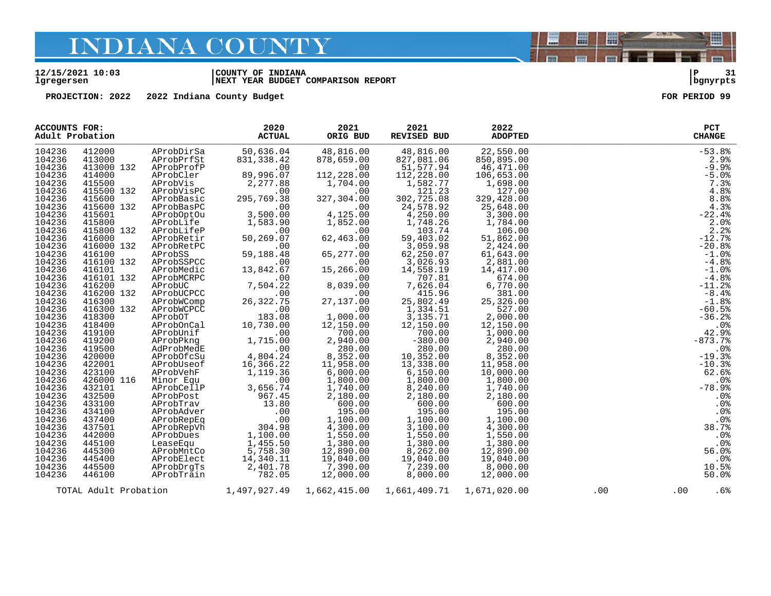# INDIANA COUNTY

**12/15/2021 10:03** | **COUNTY OF INDIANA** | **P 31**
**lgregersen** | **NEXT YEAR BUDGET COMPARISON REPORT** | **bgnyrpts**

**PROJECTION: 2022 2022 Indiana County Budget** **FOR PERIOD 99**

| ACCOUNTS FOR: Adult Probation | | | 2020 ACTUAL | 2021 ORIG BUD | 2021 REVISED BUD | 2022 ADOPTED | | | PCT CHANGE |
|---|---|---|---|---|---|---|---|---|---|
| 104236 | 412000 | AProbDirSa | 50,636.04 | 48,816.00 | 48,816.00 | 22,550.00 | | | -53.8% |
| 104236 | 413000 | AProbPrfSt | 831,338.42 | 878,659.00 | 827,081.06 | 850,895.00 | | | 2.9% |
| 104236 | 413000 132 | AProbProfP | .00 | .00 | 51,577.94 | 46,471.00 | | | -9.9% |
| 104236 | 414000 | AProbCler | 89,996.07 | 112,228.00 | 112,228.00 | 106,653.00 | | | -5.0% |
| 104236 | 415500 | AProbVis | 2,277.88 | 1,704.00 | 1,582.77 | 1,698.00 | | | 7.3% |
| 104236 | 415500 132 | AProbVisPC | .00 | .00 | 121.23 | 127.00 | | | 4.8% |
| 104236 | 415600 | AProbBasic | 295,769.38 | 327,304.00 | 302,725.08 | 329,428.00 | | | 8.8% |
| 104236 | 415600 132 | AProbBasPC | .00 | .00 | 24,578.92 | 25,648.00 | | | 4.3% |
| 104236 | 415601 | AProbOptOu | 3,500.00 | 4,125.00 | 4,250.00 | 3,300.00 | | | -22.4% |
| 104236 | 415800 | AProbLife | 1,583.90 | 1,852.00 | 1,748.26 | 1,784.00 | | | 2.0% |
| 104236 | 415800 132 | AProbLifeP | .00 | .00 | 103.74 | 106.00 | | | 2.2% |
| 104236 | 416000 | AProbRetir | 50,269.07 | 62,463.00 | 59,403.02 | 51,862.00 | | | -12.7% |
| 104236 | 416000 132 | AProbRetPC | .00 | .00 | 3,059.98 | 2,424.00 | | | -20.8% |
| 104236 | 416100 | AProbSS | 59,188.48 | 65,277.00 | 62,250.07 | 61,643.00 | | | -1.0% |
| 104236 | 416100 132 | AProbSSPCC | .00 | .00 | 3,026.93 | 2,881.00 | | | -4.8% |
| 104236 | 416101 | AProbMedic | 13,842.67 | 15,266.00 | 14,558.19 | 14,417.00 | | | -1.0% |
| 104236 | 416101 132 | AProbMCRPC | .00 | .00 | 707.81 | 674.00 | | | -4.8% |
| 104236 | 416200 | AProbUC | 7,504.22 | 8,039.00 | 7,626.04 | 6,770.00 | | | -11.2% |
| 104236 | 416200 132 | AProbUCPCC | .00 | .00 | 415.96 | 381.00 | | | -8.4% |
| 104236 | 416300 | AProbWComp | 26,322.75 | 27,137.00 | 25,802.49 | 25,326.00 | | | -1.8% |
| 104236 | 416300 132 | AProbWCPCC | .00 | .00 | 1,334.51 | 527.00 | | | -60.5% |
| 104236 | 418300 | AProbOT | 183.08 | 1,000.00 | 3,135.71 | 2,000.00 | | | -36.2% |
| 104236 | 418400 | AProbOnCal | 10,730.00 | 12,150.00 | 12,150.00 | 12,150.00 | | | .0% |
| 104236 | 419100 | AProbUnif | .00 | 700.00 | 700.00 | 1,000.00 | | | 42.9% |
| 104236 | 419200 | AProbPkng | 1,715.00 | 2,940.00 | -380.00 | 2,940.00 | | | -873.7% |
| 104236 | 419500 | AdProbMedE | .00 | 280.00 | 280.00 | 280.00 | | | .0% |
| 104236 | 420000 | AProbOfcSu | 4,804.24 | 8,352.00 | 10,352.00 | 8,352.00 | | | -19.3% |
| 104236 | 422001 | AProbUseof | 16,366.22 | 11,958.00 | 13,338.00 | 11,958.00 | | | -10.3% |
| 104236 | 423100 | AProbVehF | 1,119.36 | 6,000.00 | 6,150.00 | 10,000.00 | | | 62.6% |
| 104236 | 426000 116 | Minor Equ | .00 | 1,800.00 | 1,800.00 | 1,800.00 | | | .0% |
| 104236 | 432101 | AProbCellP | 3,656.74 | 1,740.00 | 8,240.00 | 1,740.00 | | | -78.9% |
| 104236 | 432500 | AProbPost | 967.45 | 2,180.00 | 2,180.00 | 2,180.00 | | | .0% |
| 104236 | 433100 | AProbTrav | 13.80 | 600.00 | 600.00 | 600.00 | | | .0% |
| 104236 | 434100 | AProbAdver | .00 | 195.00 | 195.00 | 195.00 | | | .0% |
| 104236 | 437400 | AProbRepEq | .00 | 1,100.00 | 1,100.00 | 1,100.00 | | | .0% |
| 104236 | 437501 | AProbRepVh | 304.98 | 4,300.00 | 3,100.00 | 4,300.00 | | | 38.7% |
| 104236 | 442000 | AProbDues | 1,100.00 | 1,550.00 | 1,550.00 | 1,550.00 | | | .0% |
| 104236 | 445100 | LeaseEqu | 1,455.50 | 1,380.00 | 1,380.00 | 1,380.00 | | | .0% |
| 104236 | 445300 | AProbMntCo | 5,758.30 | 12,890.00 | 8,262.00 | 12,890.00 | | | 56.0% |
| 104236 | 445400 | AProbElect | 14,340.11 | 19,040.00 | 19,040.00 | 19,040.00 | | | .0% |
| 104236 | 445500 | AProbDrgTs | 2,401.78 | 7,390.00 | 7,239.00 | 8,000.00 | | | 10.5% |
| 104236 | 446100 | AProbTrain | 782.05 | 12,000.00 | 8,000.00 | 12,000.00 | | | 50.0% |
| TOTAL Adult Probation | | | 1,497,927.49 | 1,662,415.00 | 1,661,409.71 | 1,671,020.00 | .00 | .00 | .6% |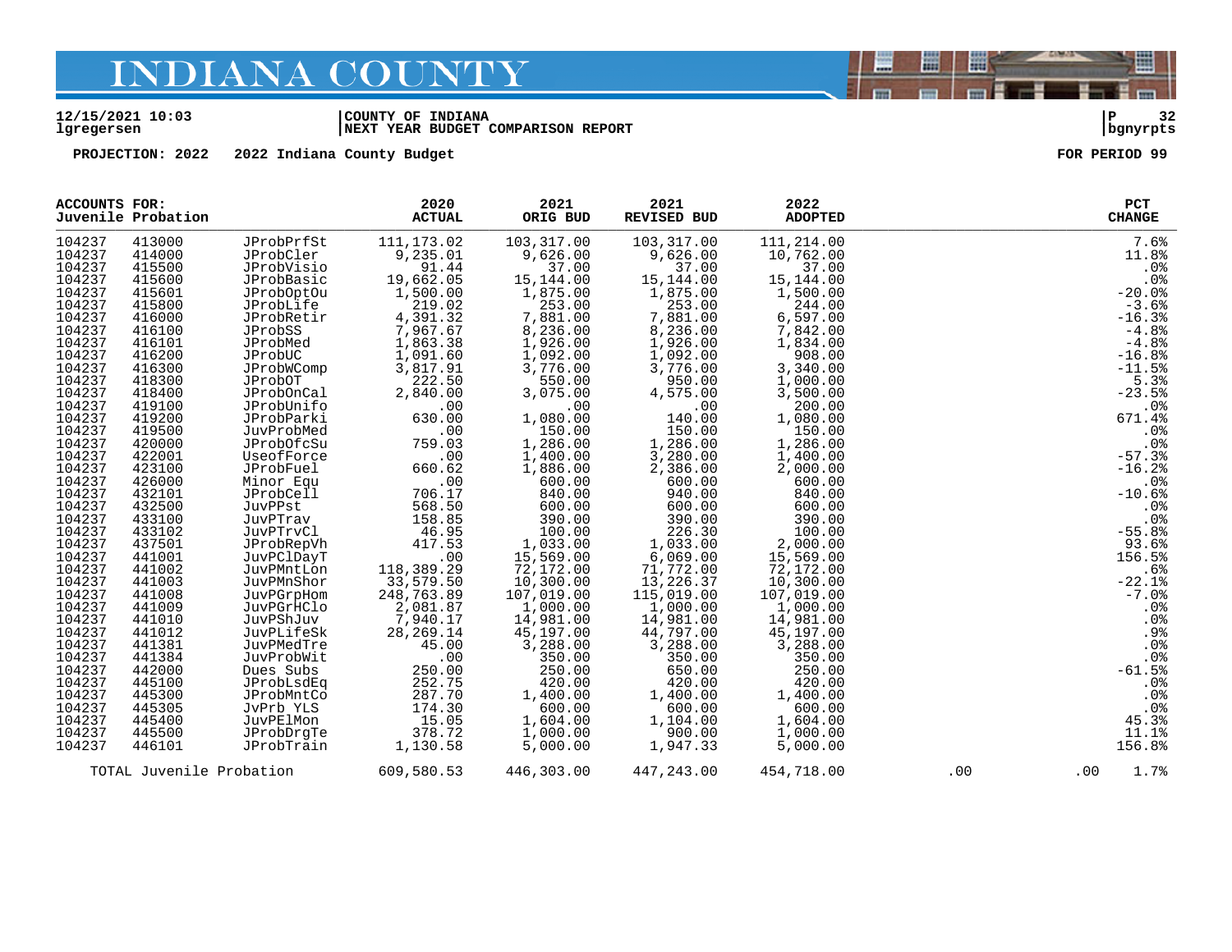# INDIANA COUNTY

12/15/2021 10:03 | COUNTY OF INDIANA | P 32
lgregersen | NEXT YEAR BUDGET COMPARISON REPORT | bgnyrpts

PROJECTION: 2022 2022 Indiana County Budget FOR PERIOD 99

| ACCOUNTS FOR: Juvenile Probation | | | 2020 ACTUAL | 2021 ORIG BUD | 2021 REVISED BUD | 2022 ADOPTED | | | PCT CHANGE |
|---|---|---|---|---|---|---|---|---|---|
| 104237 | 413000 | JProbPrfSt | 111,173.02 | 103,317.00 | 103,317.00 | 111,214.00 | | | 7.6% |
| 104237 | 414000 | JProbCler | 9,235.01 | 9,626.00 | 9,626.00 | 10,762.00 | | | 11.8% |
| 104237 | 415500 | JProbVisio | 91.44 | 37.00 | 37.00 | 37.00 | | | .0% |
| 104237 | 415600 | JProbBasic | 19,662.05 | 15,144.00 | 15,144.00 | 15,144.00 | | | .0% |
| 104237 | 415601 | JProbOptOu | 1,500.00 | 1,875.00 | 1,875.00 | 1,500.00 | | | -20.0% |
| 104237 | 415800 | JProbLife | 219.02 | 253.00 | 253.00 | 244.00 | | | -3.6% |
| 104237 | 416000 | JProbRetir | 4,391.32 | 7,881.00 | 7,881.00 | 6,597.00 | | | -16.3% |
| 104237 | 416100 | JProbSS | 7,967.67 | 8,236.00 | 8,236.00 | 7,842.00 | | | -4.8% |
| 104237 | 416101 | JProbMed | 1,863.38 | 1,926.00 | 1,926.00 | 1,834.00 | | | -4.8% |
| 104237 | 416200 | JProbUC | 1,091.60 | 1,092.00 | 1,092.00 | 908.00 | | | -16.8% |
| 104237 | 416300 | JProbWComp | 3,817.91 | 3,776.00 | 3,776.00 | 3,340.00 | | | -11.5% |
| 104237 | 418300 | JProbOT | 222.50 | 550.00 | 950.00 | 1,000.00 | | | 5.3% |
| 104237 | 418400 | JProbOnCal | 2,840.00 | 3,075.00 | 4,575.00 | 3,500.00 | | | -23.5% |
| 104237 | 419100 | JProbUnifo | .00 | .00 | .00 | 200.00 | | | .0% |
| 104237 | 419200 | JProbParki | 630.00 | 1,080.00 | 140.00 | 1,080.00 | | | 671.4% |
| 104237 | 419500 | JuvProbMed | .00 | 150.00 | 150.00 | 150.00 | | | .0% |
| 104237 | 420000 | JProbOfcSu | 759.03 | 1,286.00 | 1,286.00 | 1,286.00 | | | .0% |
| 104237 | 422001 | UseofForce | .00 | 1,400.00 | 3,280.00 | 1,400.00 | | | -57.3% |
| 104237 | 423100 | JProbFuel | 660.62 | 1,886.00 | 2,386.00 | 2,000.00 | | | -16.2% |
| 104237 | 426000 | Minor Equ | .00 | 600.00 | 600.00 | 600.00 | | | .0% |
| 104237 | 432101 | JProbCell | 706.17 | 840.00 | 940.00 | 840.00 | | | -10.6% |
| 104237 | 432500 | JuvPPst | 568.50 | 600.00 | 600.00 | 600.00 | | | .0% |
| 104237 | 433100 | JuvPTrav | 158.85 | 390.00 | 390.00 | 390.00 | | | .0% |
| 104237 | 433102 | JuvPTrvCl | 46.95 | 100.00 | 226.30 | 100.00 | | | -55.8% |
| 104237 | 437501 | JProbRepVh | 417.53 | 1,033.00 | 1,033.00 | 2,000.00 | | | 93.6% |
| 104237 | 441001 | JuvPClDayT | .00 | 15,569.00 | 6,069.00 | 15,569.00 | | | 156.5% |
| 104237 | 441002 | JuvPMntLon | 118,389.29 | 72,172.00 | 71,772.00 | 72,172.00 | | | .6% |
| 104237 | 441003 | JuvPMnShor | 33,579.50 | 10,300.00 | 13,226.37 | 10,300.00 | | | -22.1% |
| 104237 | 441008 | JuvPGrpHom | 248,763.89 | 107,019.00 | 115,019.00 | 107,019.00 | | | -7.0% |
| 104237 | 441009 | JuvPGrHClo | 2,081.87 | 1,000.00 | 1,000.00 | 1,000.00 | | | .0% |
| 104237 | 441010 | JuvPShJuv | 7,940.17 | 14,981.00 | 14,981.00 | 14,981.00 | | | .0% |
| 104237 | 441012 | JuvPLifeSk | 28,269.14 | 45,197.00 | 44,797.00 | 45,197.00 | | | .9% |
| 104237 | 441381 | JuvPMedTre | 45.00 | 3,288.00 | 3,288.00 | 3,288.00 | | | .0% |
| 104237 | 441384 | JuvProbWit | .00 | 350.00 | 350.00 | 350.00 | | | .0% |
| 104237 | 442000 | Dues Subs | 250.00 | 250.00 | 650.00 | 250.00 | | | -61.5% |
| 104237 | 445100 | JProbLsdEq | 252.75 | 420.00 | 420.00 | 420.00 | | | .0% |
| 104237 | 445300 | JProbMntCo | 287.70 | 1,400.00 | 1,400.00 | 1,400.00 | | | .0% |
| 104237 | 445305 | JvPrb YLS | 174.30 | 600.00 | 600.00 | 600.00 | | | .0% |
| 104237 | 445400 | JuvPElMon | 15.05 | 1,604.00 | 1,104.00 | 1,604.00 | | | 45.3% |
| 104237 | 445500 | JProbDrgTe | 378.72 | 1,000.00 | 900.00 | 1,000.00 | | | 11.1% |
| 104237 | 446101 | JProbTrain | 1,130.58 | 5,000.00 | 1,947.33 | 5,000.00 | | | 156.8% |
| TOTAL Juvenile Probation | | | 609,580.53 | 446,303.00 | 447,243.00 | 454,718.00 | .00 | .00 | 1.7% |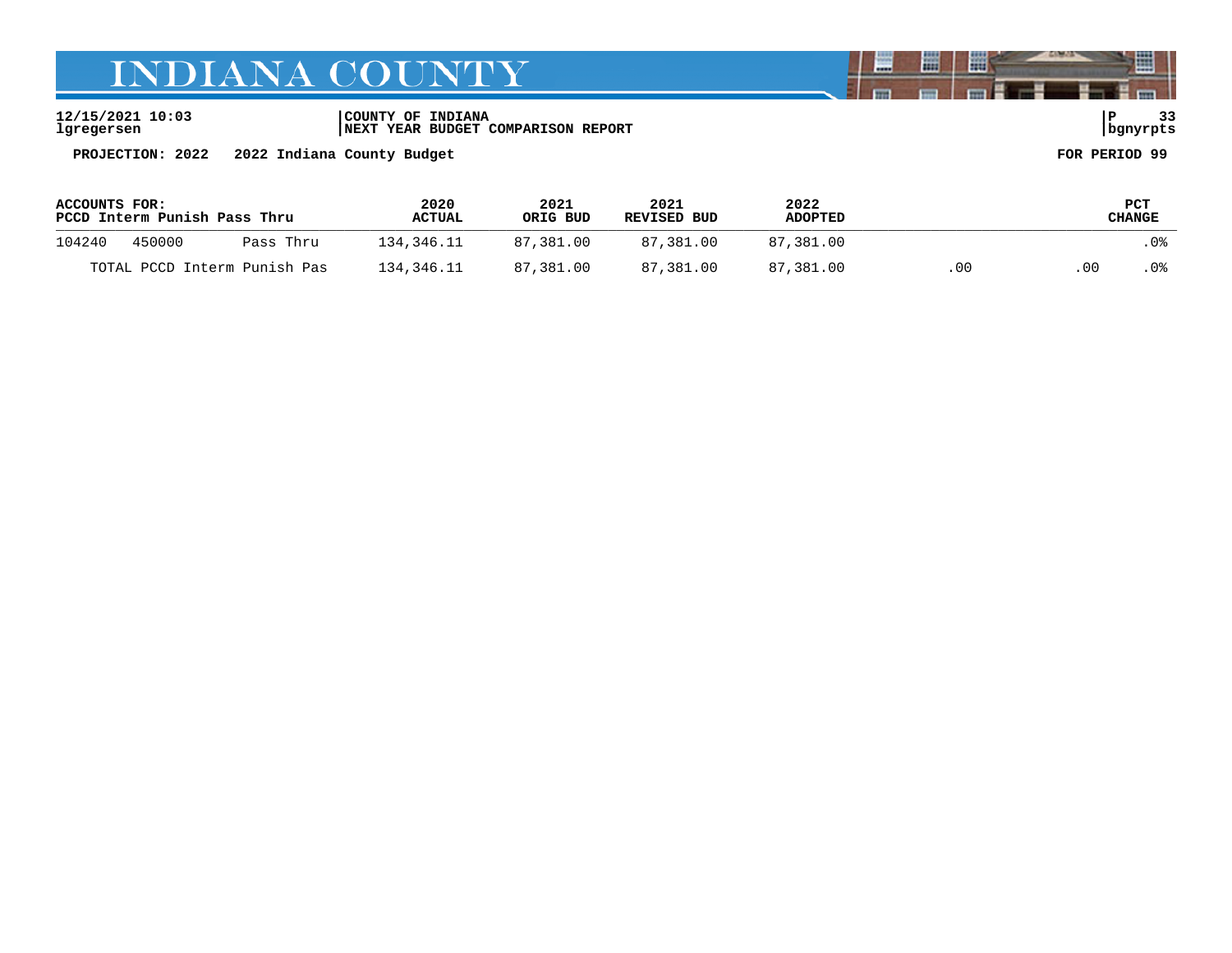# INDIANA COUNTY

12/15/2021 10:03
lgregersen

COUNTY OF INDIANA
NEXT YEAR BUDGET COMPARISON REPORT

bgnyrpts

**PROJECTION: 2022 2022 Indiana County Budget** **FOR PERIOD 99**

| ACCOUNTS FOR: PCCD Interm Punish Pass Thru | | | 2020 ACTUAL | 2021 ORIG BUD | 2021 REVISED BUD | 2022 ADOPTED | | | PCT CHANGE |
|---|---|---|---|---|---|---|---|---|---|
| 104240 | 450000 | Pass Thru | 134,346.11 | 87,381.00 | 87,381.00 | 87,381.00 | | | .0% |
| TOTAL PCCD Interm Punish Pas | | | 134,346.11 | 87,381.00 | 87,381.00 | 87,381.00 | .00 | .00 | .0% |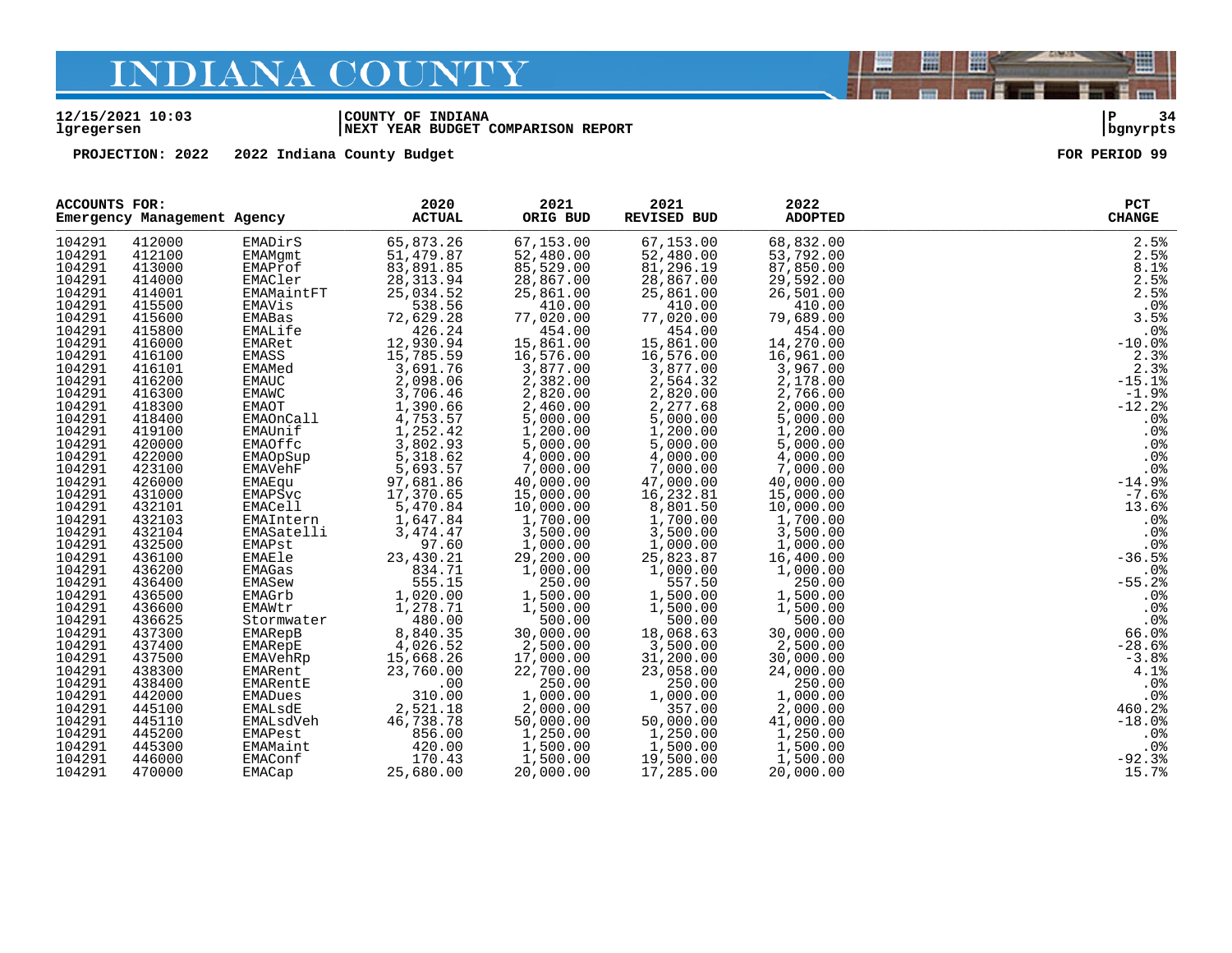# INDIANA COUNTY

12/15/2021 10:03 | COUNTY OF INDIANA | P 34
lgregersen | NEXT YEAR BUDGET COMPARISON REPORT | bgnyrpts

PROJECTION: 2022 2022 Indiana County Budget FOR PERIOD 99

| ACCOUNTS FOR: Emergency Management Agency | | | 2020 ACTUAL | 2021 ORIG BUD | 2021 REVISED BUD | 2022 ADOPTED | PCT CHANGE |
|---|---|---|---|---|---|---|---|
| 104291 | 412000 | EMADirS | 65,873.26 | 67,153.00 | 67,153.00 | 68,832.00 | 2.5% |
| 104291 | 412100 | EMAMgmt | 51,479.87 | 52,480.00 | 52,480.00 | 53,792.00 | 2.5% |
| 104291 | 413000 | EMAProf | 83,891.85 | 85,529.00 | 81,296.19 | 87,850.00 | 8.1% |
| 104291 | 414000 | EMACler | 28,313.94 | 28,867.00 | 28,867.00 | 29,592.00 | 2.5% |
| 104291 | 414001 | EMAMaintFT | 25,034.52 | 25,861.00 | 25,861.00 | 26,501.00 | 2.5% |
| 104291 | 415500 | EMAVis | 538.56 | 410.00 | 410.00 | 410.00 | .0% |
| 104291 | 415600 | EMABas | 72,629.28 | 77,020.00 | 77,020.00 | 79,689.00 | 3.5% |
| 104291 | 415800 | EMALife | 426.24 | 454.00 | 454.00 | 454.00 | .0% |
| 104291 | 416000 | EMARet | 12,930.94 | 15,861.00 | 15,861.00 | 14,270.00 | -10.0% |
| 104291 | 416100 | EMASS | 15,785.59 | 16,576.00 | 16,576.00 | 16,961.00 | 2.3% |
| 104291 | 416101 | EMAMed | 3,691.76 | 3,877.00 | 3,877.00 | 3,967.00 | 2.3% |
| 104291 | 416200 | EMAUC | 2,098.06 | 2,382.00 | 2,564.32 | 2,178.00 | -15.1% |
| 104291 | 416300 | EMAWC | 3,706.46 | 2,820.00 | 2,820.00 | 2,766.00 | -1.9% |
| 104291 | 418300 | EMAOT | 1,390.66 | 2,460.00 | 2,277.68 | 2,000.00 | -12.2% |
| 104291 | 418400 | EMAOnCall | 4,753.57 | 5,000.00 | 5,000.00 | 5,000.00 | .0% |
| 104291 | 419100 | EMAUnif | 1,252.42 | 1,200.00 | 1,200.00 | 1,200.00 | .0% |
| 104291 | 420000 | EMAOffc | 3,802.93 | 5,000.00 | 5,000.00 | 5,000.00 | .0% |
| 104291 | 422000 | EMAOpSup | 5,318.62 | 4,000.00 | 4,000.00 | 4,000.00 | .0% |
| 104291 | 423100 | EMAVehF | 5,693.57 | 7,000.00 | 7,000.00 | 7,000.00 | .0% |
| 104291 | 426000 | EMAEqu | 97,681.86 | 40,000.00 | 47,000.00 | 40,000.00 | -14.9% |
| 104291 | 431000 | EMAPSvc | 17,370.65 | 15,000.00 | 16,232.81 | 15,000.00 | -7.6% |
| 104291 | 432101 | EMACell | 5,470.84 | 10,000.00 | 8,801.50 | 10,000.00 | 13.6% |
| 104291 | 432103 | EMAIntern | 1,647.84 | 1,700.00 | 1,700.00 | 1,700.00 | .0% |
| 104291 | 432104 | EMASatelli | 3,474.47 | 3,500.00 | 3,500.00 | 3,500.00 | .0% |
| 104291 | 432500 | EMAPst | 97.60 | 1,000.00 | 1,000.00 | 1,000.00 | .0% |
| 104291 | 436100 | EMAEle | 23,430.21 | 29,200.00 | 25,823.87 | 16,400.00 | -36.5% |
| 104291 | 436200 | EMAGas | 834.71 | 1,000.00 | 1,000.00 | 1,000.00 | .0% |
| 104291 | 436400 | EMASew | 555.15 | 250.00 | 557.50 | 250.00 | -55.2% |
| 104291 | 436500 | EMAGrb | 1,020.00 | 1,500.00 | 1,500.00 | 1,500.00 | .0% |
| 104291 | 436600 | EMAWtr | 1,278.71 | 1,500.00 | 1,500.00 | 1,500.00 | .0% |
| 104291 | 436625 | Stormwater | 480.00 | 500.00 | 500.00 | 500.00 | .0% |
| 104291 | 437300 | EMARepB | 8,840.35 | 30,000.00 | 18,068.63 | 30,000.00 | 66.0% |
| 104291 | 437400 | EMARepE | 4,026.52 | 2,500.00 | 3,500.00 | 2,500.00 | -28.6% |
| 104291 | 437500 | EMAVehRp | 15,668.26 | 17,000.00 | 31,200.00 | 30,000.00 | -3.8% |
| 104291 | 438300 | EMARent | 23,760.00 | 22,700.00 | 23,058.00 | 24,000.00 | 4.1% |
| 104291 | 438400 | EMARentE | .00 | 250.00 | 250.00 | 250.00 | .0% |
| 104291 | 442000 | EMADues | 310.00 | 1,000.00 | 1,000.00 | 1,000.00 | .0% |
| 104291 | 445100 | EMALsdE | 2,521.18 | 2,000.00 | 357.00 | 2,000.00 | 460.2% |
| 104291 | 445110 | EMALsdVeh | 46,738.78 | 50,000.00 | 50,000.00 | 41,000.00 | -18.0% |
| 104291 | 445200 | EMAPest | 856.00 | 1,250.00 | 1,250.00 | 1,250.00 | .0% |
| 104291 | 445300 | EMAMaint | 420.00 | 1,500.00 | 1,500.00 | 1,500.00 | .0% |
| 104291 | 446000 | EMAConf | 170.43 | 1,500.00 | 19,500.00 | 1,500.00 | -92.3% |
| 104291 | 470000 | EMACap | 25,680.00 | 20,000.00 | 17,285.00 | 20,000.00 | 15.7% |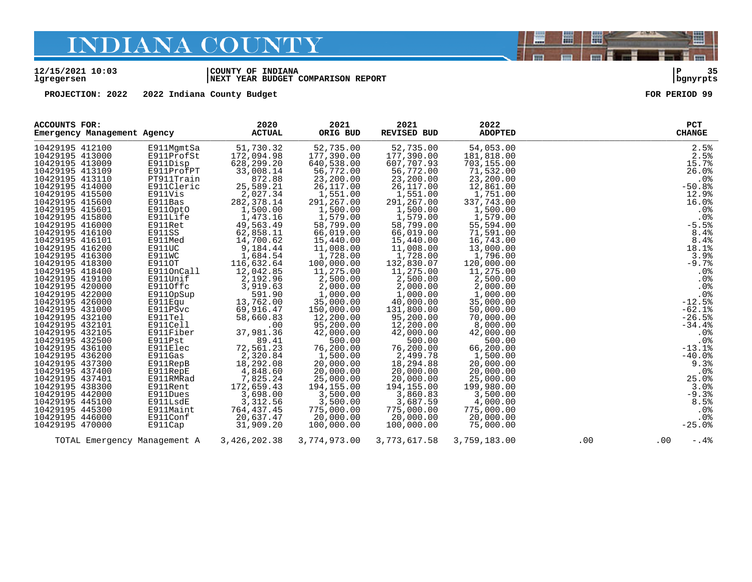# INDIANA COUNTY

12/15/2021 10:03 | COUNTY OF INDIANA | P 35
lgregersen | NEXT YEAR BUDGET COMPARISON REPORT | bgnyrpts

PROJECTION: 2022 2022 Indiana County Budget FOR PERIOD 99

| ACCOUNTS FOR: Emergency Management Agency | | 2020 ACTUAL | 2021 ORIG BUD | 2021 REVISED BUD | 2022 ADOPTED | | | PCT CHANGE |
|---|---|---|---|---|---|---|---|---|
| 10429195 412100 | E911MgmtSa | 51,730.32 | 52,735.00 | 52,735.00 | 54,053.00 | | | 2.5% |
| 10429195 413000 | E911ProfSt | 172,094.98 | 177,390.00 | 177,390.00 | 181,818.00 | | | 2.5% |
| 10429195 413009 | E911Disp | 628,299.20 | 640,538.00 | 607,707.93 | 703,155.00 | | | 15.7% |
| 10429195 413109 | E911ProfPT | 33,008.14 | 56,772.00 | 56,772.00 | 71,532.00 | | | 26.0% |
| 10429195 413110 | PT911Train | 872.88 | 23,200.00 | 23,200.00 | 23,200.00 | | | .0% |
| 10429195 414000 | E911Cleric | 25,589.21 | 26,117.00 | 26,117.00 | 12,861.00 | | | -50.8% |
| 10429195 415500 | E911Vis | 2,027.34 | 1,551.00 | 1,551.00 | 1,751.00 | | | 12.9% |
| 10429195 415600 | E911Bas | 282,378.14 | 291,267.00 | 291,267.00 | 337,743.00 | | | 16.0% |
| 10429195 415601 | E911OptO | 1,500.00 | 1,500.00 | 1,500.00 | 1,500.00 | | | .0% |
| 10429195 415800 | E911Life | 1,473.16 | 1,579.00 | 1,579.00 | 1,579.00 | | | .0% |
| 10429195 416000 | E911Ret | 49,563.49 | 58,799.00 | 58,799.00 | 55,594.00 | | | -5.5% |
| 10429195 416100 | E911SS | 62,858.11 | 66,019.00 | 66,019.00 | 71,591.00 | | | 8.4% |
| 10429195 416101 | E911Med | 14,700.62 | 15,440.00 | 15,440.00 | 16,743.00 | | | 8.4% |
| 10429195 416200 | E911UC | 9,184.44 | 11,008.00 | 11,008.00 | 13,000.00 | | | 18.1% |
| 10429195 416300 | E911WC | 1,684.54 | 1,728.00 | 1,728.00 | 1,796.00 | | | 3.9% |
| 10429195 418300 | E911OT | 116,632.64 | 100,000.00 | 132,830.07 | 120,000.00 | | | -9.7% |
| 10429195 418400 | E911OnCall | 12,042.85 | 11,275.00 | 11,275.00 | 11,275.00 | | | .0% |
| 10429195 419100 | E911Unif | 2,192.96 | 2,500.00 | 2,500.00 | 2,500.00 | | | .0% |
| 10429195 420000 | E911Offc | 3,919.63 | 2,000.00 | 2,000.00 | 2,000.00 | | | .0% |
| 10429195 422000 | E911OpSup | 591.90 | 1,000.00 | 1,000.00 | 1,000.00 | | | .0% |
| 10429195 426000 | E911Equ | 13,762.00 | 35,000.00 | 40,000.00 | 35,000.00 | | | -12.5% |
| 10429195 431000 | E911PSvc | 69,916.47 | 150,000.00 | 131,800.00 | 50,000.00 | | | -62.1% |
| 10429195 432100 | E911Tel | 58,660.83 | 12,200.00 | 95,200.00 | 70,000.00 | | | -26.5% |
| 10429195 432101 | E911Cell | .00 | 95,200.00 | 12,200.00 | 8,000.00 | | | -34.4% |
| 10429195 432105 | E911Fiber | 37,981.36 | 42,000.00 | 42,000.00 | 42,000.00 | | | .0% |
| 10429195 432500 | E911Pst | 89.41 | 500.00 | 500.00 | 500.00 | | | .0% |
| 10429195 436100 | E911Elec | 72,561.23 | 76,200.00 | 76,200.00 | 66,200.00 | | | -13.1% |
| 10429195 436200 | E911Gas | 2,320.84 | 1,500.00 | 2,499.78 | 1,500.00 | | | -40.0% |
| 10429195 437300 | E911RepB | 18,292.08 | 20,000.00 | 18,294.88 | 20,000.00 | | | 9.3% |
| 10429195 437400 | E911RepE | 4,848.60 | 20,000.00 | 20,000.00 | 20,000.00 | | | .0% |
| 10429195 437401 | E911RMRad | 7,825.24 | 25,000.00 | 20,000.00 | 25,000.00 | | | 25.0% |
| 10429195 438300 | E911Rent | 172,659.43 | 194,155.00 | 194,155.00 | 199,980.00 | | | 3.0% |
| 10429195 442000 | E911Dues | 3,698.00 | 3,500.00 | 3,860.83 | 3,500.00 | | | -9.3% |
| 10429195 445100 | E911LsdE | 3,312.56 | 3,500.00 | 3,687.59 | 4,000.00 | | | 8.5% |
| 10429195 445300 | E911Maint | 764,437.45 | 775,000.00 | 775,000.00 | 775,000.00 | | | .0% |
| 10429195 446000 | E911Conf | 20,637.47 | 20,000.00 | 20,000.00 | 20,000.00 | | | .0% |
| 10429195 470000 | E911Cap | 31,909.20 | 100,000.00 | 100,000.00 | 75,000.00 | | | -25.0% |
| TOTAL Emergency Management A | | 3,426,202.38 | 3,774,973.00 | 3,773,617.58 | 3,759,183.00 | .00 | .00 | -.4% |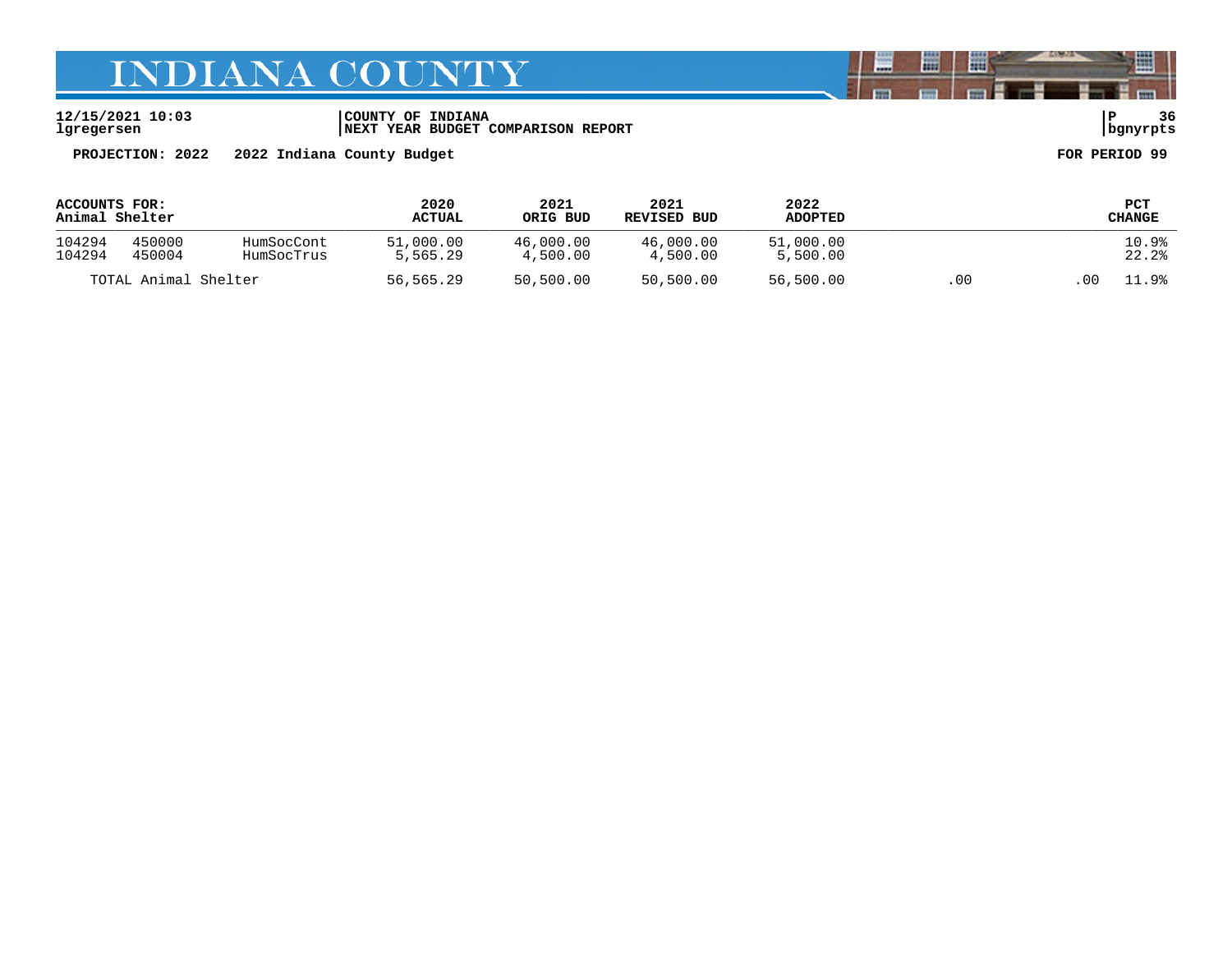12/15/2021 10:03 | COUNTY OF INDIANA | P 36
lgregersen | NEXT YEAR BUDGET COMPARISON REPORT | bgnyrpts

**PROJECTION: 2022 2022 Indiana County Budget** **FOR PERIOD 99**

| ACCOUNTS FOR: Animal Shelter | | | 2020 ACTUAL | 2021 ORIG BUD | 2021 REVISED BUD | 2022 ADOPTED | | | PCT CHANGE |
|---|---|---|---|---|---|---|---|---|---|
| 104294 | 450000 | HumSocCont | 51,000.00 | 46,000.00 | 46,000.00 | 51,000.00 | | | 10.9% |
| 104294 | 450004 | HumSocTrus | 5,565.29 | 4,500.00 | 4,500.00 | 5,500.00 | | | 22.2% |
| TOTAL Animal Shelter | | | 56,565.29 | 50,500.00 | 50,500.00 | 56,500.00 | .00 | .00 | 11.9% |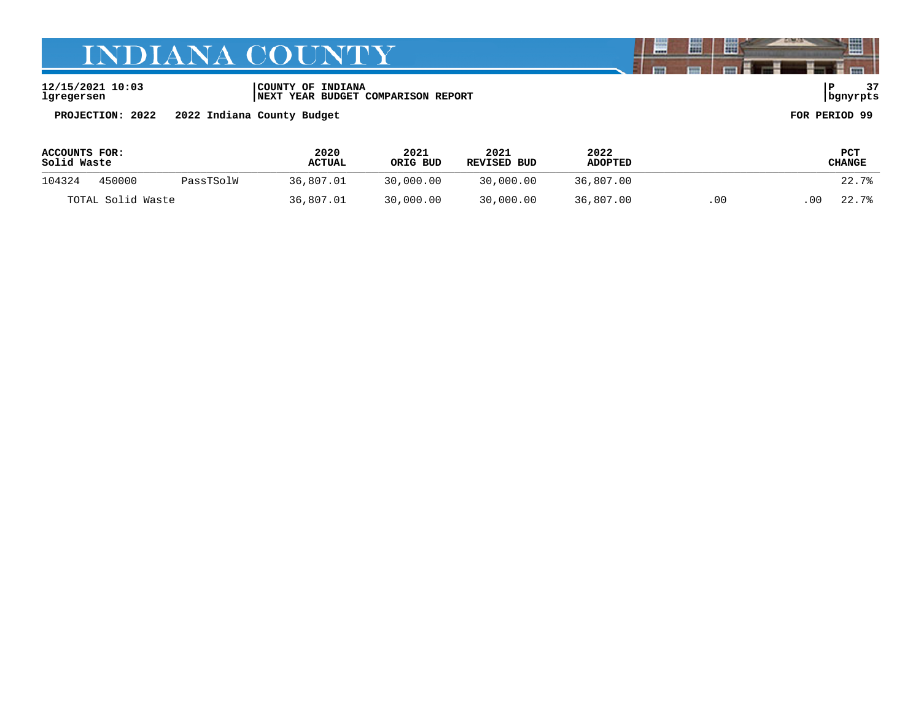# INDIANA COUNTY

12/15/2021 10:03
lgregersen

COUNTY OF INDIANA
NEXT YEAR BUDGET COMPARISON REPORT

bgnyrpts

**PROJECTION: 2022** **2022 Indiana County Budget** **FOR PERIOD 99**

| ACCOUNTS FOR: Solid Waste | | | 2020 ACTUAL | 2021 ORIG BUD | 2021 REVISED BUD | 2022 ADOPTED | | | PCT CHANGE |
|---|---|---|---|---|---|---|---|---|---|
| 104324 | 450000 | PassTSolW | 36,807.01 | 30,000.00 | 30,000.00 | 36,807.00 | | | 22.7% |
| TOTAL Solid Waste | | | 36,807.01 | 30,000.00 | 30,000.00 | 36,807.00 | .00 | .00 | 22.7% |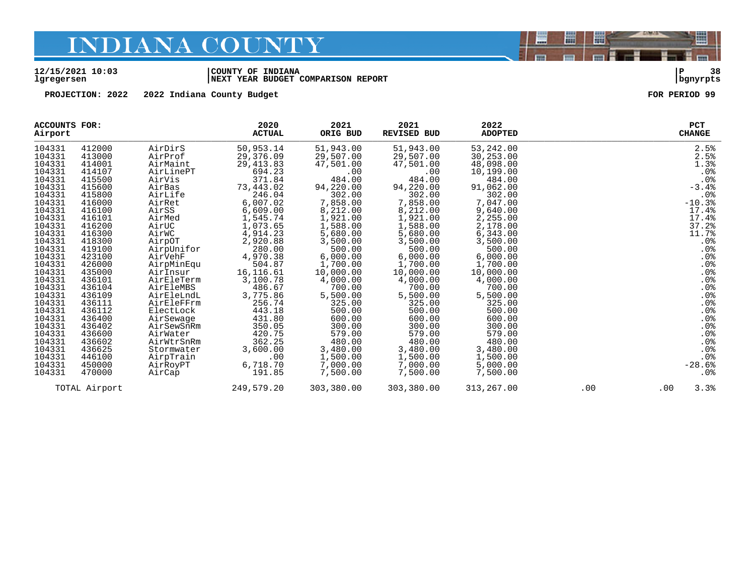# INDIANA COUNTY

12/15/2021 10:03 | COUNTY OF INDIANA | P 38
lgregersen | NEXT YEAR BUDGET COMPARISON REPORT | bgnyrpts

PROJECTION: 2022 2022 Indiana County Budget FOR PERIOD 99

| ACCOUNTS FOR: Airport | | | 2020 ACTUAL | 2021 ORIG BUD | 2021 REVISED BUD | 2022 ADOPTED | | | PCT CHANGE |
|---|---|---|---|---|---|---|---|---|---|
| 104331 | 412000 | AirDirS | 50,953.14 | 51,943.00 | 51,943.00 | 53,242.00 | | | 2.5% |
| 104331 | 413000 | AirProf | 29,376.09 | 29,507.00 | 29,507.00 | 30,253.00 | | | 2.5% |
| 104331 | 414001 | AirMaint | 29,413.83 | 47,501.00 | 47,501.00 | 48,098.00 | | | 1.3% |
| 104331 | 414107 | AirLinePT | 694.23 | .00 | .00 | 10,199.00 | | | .0% |
| 104331 | 415500 | AirVis | 371.84 | 484.00 | 484.00 | 484.00 | | | .0% |
| 104331 | 415600 | AirBas | 73,443.02 | 94,220.00 | 94,220.00 | 91,062.00 | | | -3.4% |
| 104331 | 415800 | AirLife | 246.04 | 302.00 | 302.00 | 302.00 | | | .0% |
| 104331 | 416000 | AirRet | 6,007.02 | 7,858.00 | 7,858.00 | 7,047.00 | | | -10.3% |
| 104331 | 416100 | AirSS | 6,609.00 | 8,212.00 | 8,212.00 | 9,640.00 | | | 17.4% |
| 104331 | 416101 | AirMed | 1,545.74 | 1,921.00 | 1,921.00 | 2,255.00 | | | 17.4% |
| 104331 | 416200 | AirUC | 1,073.65 | 1,588.00 | 1,588.00 | 2,178.00 | | | 37.2% |
| 104331 | 416300 | AirWC | 4,914.23 | 5,680.00 | 5,680.00 | 6,343.00 | | | 11.7% |
| 104331 | 418300 | AirpOT | 2,920.88 | 3,500.00 | 3,500.00 | 3,500.00 | | | .0% |
| 104331 | 419100 | AirpUnifor | 280.00 | 500.00 | 500.00 | 500.00 | | | .0% |
| 104331 | 423100 | AirVehF | 4,970.38 | 6,000.00 | 6,000.00 | 6,000.00 | | | .0% |
| 104331 | 426000 | AirpMinEqu | 504.87 | 1,700.00 | 1,700.00 | 1,700.00 | | | .0% |
| 104331 | 435000 | AirInsur | 16,116.61 | 10,000.00 | 10,000.00 | 10,000.00 | | | .0% |
| 104331 | 436101 | AirEleTerm | 3,100.78 | 4,000.00 | 4,000.00 | 4,000.00 | | | .0% |
| 104331 | 436104 | AirEleMBS | 486.67 | 700.00 | 700.00 | 700.00 | | | .0% |
| 104331 | 436109 | AirEleLndL | 3,775.86 | 5,500.00 | 5,500.00 | 5,500.00 | | | .0% |
| 104331 | 436111 | AirEleFFrm | 256.74 | 325.00 | 325.00 | 325.00 | | | .0% |
| 104331 | 436112 | ElectLock | 443.18 | 500.00 | 500.00 | 500.00 | | | .0% |
| 104331 | 436400 | AirSewage | 431.80 | 600.00 | 600.00 | 600.00 | | | .0% |
| 104331 | 436402 | AirSewSnRm | 350.05 | 300.00 | 300.00 | 300.00 | | | .0% |
| 104331 | 436600 | AirWater | 420.75 | 579.00 | 579.00 | 579.00 | | | .0% |
| 104331 | 436602 | AirWtrSnRm | 362.25 | 480.00 | 480.00 | 480.00 | | | .0% |
| 104331 | 436625 | Stormwater | 3,600.00 | 3,480.00 | 3,480.00 | 3,480.00 | | | .0% |
| 104331 | 446100 | AirpTrain | .00 | 1,500.00 | 1,500.00 | 1,500.00 | | | .0% |
| 104331 | 450000 | AirRoyPT | 6,718.70 | 7,000.00 | 7,000.00 | 5,000.00 | | | -28.6% |
| 104331 | 470000 | AirCap | 191.85 | 7,500.00 | 7,500.00 | 7,500.00 | | | .0% |
| TOTAL Airport | | | 249,579.20 | 303,380.00 | 303,380.00 | 313,267.00 | .00 | .00 | 3.3% |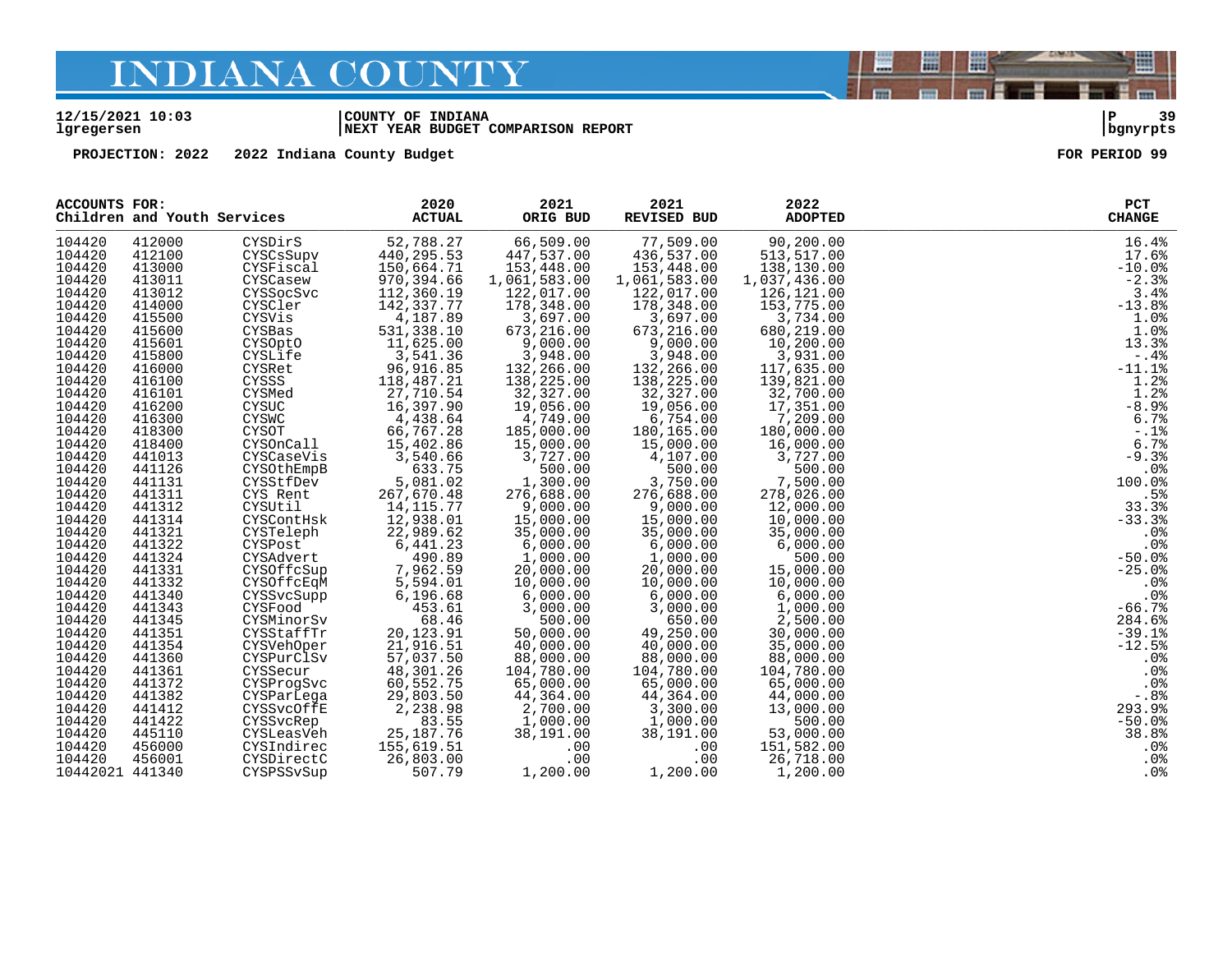# INDIANA COUNTY

12/15/2021 10:03 | COUNTY OF INDIANA | P 39
lgregersen | NEXT YEAR BUDGET COMPARISON REPORT | bgnyrpts

PROJECTION: 2022 2022 Indiana County Budget FOR PERIOD 99

| ACCOUNTS FOR: Children and Youth Services | | | 2020 ACTUAL | 2021 ORIG BUD | 2021 REVISED BUD | 2022 ADOPTED | PCT CHANGE |
|---|---|---|---|---|---|---|---|
| 104420 | 412000 | CYSDirS | 52,788.27 | 66,509.00 | 77,509.00 | 90,200.00 | 16.4% |
| 104420 | 412100 | CYSCsSupv | 440,295.53 | 447,537.00 | 436,537.00 | 513,517.00 | 17.6% |
| 104420 | 413000 | CYSFiscal | 150,664.71 | 153,448.00 | 153,448.00 | 138,130.00 | -10.0% |
| 104420 | 413011 | CYSCasew | 970,394.66 | 1,061,583.00 | 1,061,583.00 | 1,037,436.00 | -2.3% |
| 104420 | 413012 | CYSSocSvc | 112,360.19 | 122,017.00 | 122,017.00 | 126,121.00 | 3.4% |
| 104420 | 414000 | CYSCler | 142,337.77 | 178,348.00 | 178,348.00 | 153,775.00 | -13.8% |
| 104420 | 415500 | CYSVis | 4,187.89 | 3,697.00 | 3,697.00 | 3,734.00 | 1.0% |
| 104420 | 415600 | CYSBas | 531,338.10 | 673,216.00 | 673,216.00 | 680,219.00 | 1.0% |
| 104420 | 415601 | CYSOptO | 11,625.00 | 9,000.00 | 9,000.00 | 10,200.00 | 13.3% |
| 104420 | 415800 | CYSLife | 3,541.36 | 3,948.00 | 3,948.00 | 3,931.00 | -.4% |
| 104420 | 416000 | CYSRet | 96,916.85 | 132,266.00 | 132,266.00 | 117,635.00 | -11.1% |
| 104420 | 416100 | CYSSS | 118,487.21 | 138,225.00 | 138,225.00 | 139,821.00 | 1.2% |
| 104420 | 416101 | CYSMed | 27,710.54 | 32,327.00 | 32,327.00 | 32,700.00 | 1.2% |
| 104420 | 416200 | CYSUC | 16,397.90 | 19,056.00 | 19,056.00 | 17,351.00 | -8.9% |
| 104420 | 416300 | CYSWC | 4,438.64 | 4,749.00 | 6,754.00 | 7,209.00 | 6.7% |
| 104420 | 418300 | CYSOT | 66,767.28 | 185,000.00 | 180,165.00 | 180,000.00 | -.1% |
| 104420 | 418400 | CYSOnCall | 15,402.86 | 15,000.00 | 15,000.00 | 16,000.00 | 6.7% |
| 104420 | 441013 | CYSCaseVis | 3,540.66 | 3,727.00 | 4,107.00 | 3,727.00 | -9.3% |
| 104420 | 441126 | CYSOthEmpB | 633.75 | 500.00 | 500.00 | 500.00 | .0% |
| 104420 | 441131 | CYSStfDev | 5,081.02 | 1,300.00 | 3,750.00 | 7,500.00 | 100.0% |
| 104420 | 441311 | CYS Rent | 267,670.48 | 276,688.00 | 276,688.00 | 278,026.00 | .5% |
| 104420 | 441312 | CYSUtil | 14,115.77 | 9,000.00 | 9,000.00 | 12,000.00 | 33.3% |
| 104420 | 441314 | CYSContHsk | 12,938.01 | 15,000.00 | 15,000.00 | 10,000.00 | -33.3% |
| 104420 | 441321 | CYSTeleph | 22,989.62 | 35,000.00 | 35,000.00 | 35,000.00 | .0% |
| 104420 | 441322 | CYSPost | 6,441.23 | 6,000.00 | 6,000.00 | 6,000.00 | .0% |
| 104420 | 441324 | CYSAdvert | 490.89 | 1,000.00 | 1,000.00 | 500.00 | -50.0% |
| 104420 | 441331 | CYSOffcSup | 7,962.59 | 20,000.00 | 20,000.00 | 15,000.00 | -25.0% |
| 104420 | 441332 | CYSOffcEqM | 5,594.01 | 10,000.00 | 10,000.00 | 10,000.00 | .0% |
| 104420 | 441340 | CYSSvcSupp | 6,196.68 | 6,000.00 | 6,000.00 | 6,000.00 | .0% |
| 104420 | 441343 | CYSFood | 453.61 | 3,000.00 | 3,000.00 | 1,000.00 | -66.7% |
| 104420 | 441345 | CYSMinorSv | 68.46 | 500.00 | 650.00 | 2,500.00 | 284.6% |
| 104420 | 441351 | CYSStaffTr | 20,123.91 | 50,000.00 | 49,250.00 | 30,000.00 | -39.1% |
| 104420 | 441354 | CYSVehOper | 21,916.51 | 40,000.00 | 40,000.00 | 35,000.00 | -12.5% |
| 104420 | 441360 | CYSPurClSv | 57,037.50 | 88,000.00 | 88,000.00 | 88,000.00 | .0% |
| 104420 | 441361 | CYSSecur | 48,301.26 | 104,780.00 | 104,780.00 | 104,780.00 | .0% |
| 104420 | 441372 | CYSProgSvc | 60,552.75 | 65,000.00 | 65,000.00 | 65,000.00 | .0% |
| 104420 | 441382 | CYSParLega | 29,803.50 | 44,364.00 | 44,364.00 | 44,000.00 | -.8% |
| 104420 | 441412 | CYSSvcOffE | 2,238.98 | 2,700.00 | 3,300.00 | 13,000.00 | 293.9% |
| 104420 | 441422 | CYSSvcRep | 83.55 | 1,000.00 | 1,000.00 | 500.00 | -50.0% |
| 104420 | 445110 | CYSLeasVeh | 25,187.76 | 38,191.00 | 38,191.00 | 53,000.00 | 38.8% |
| 104420 | 456000 | CYSIndirec | 155,619.51 | .00 | .00 | 151,582.00 | .0% |
| 104420 | 456001 | CYSDirectC | 26,803.00 | .00 | .00 | 26,718.00 | .0% |
| 10442021 | 441340 | CYSPSSvSup | 507.79 | 1,200.00 | 1,200.00 | 1,200.00 | .0% |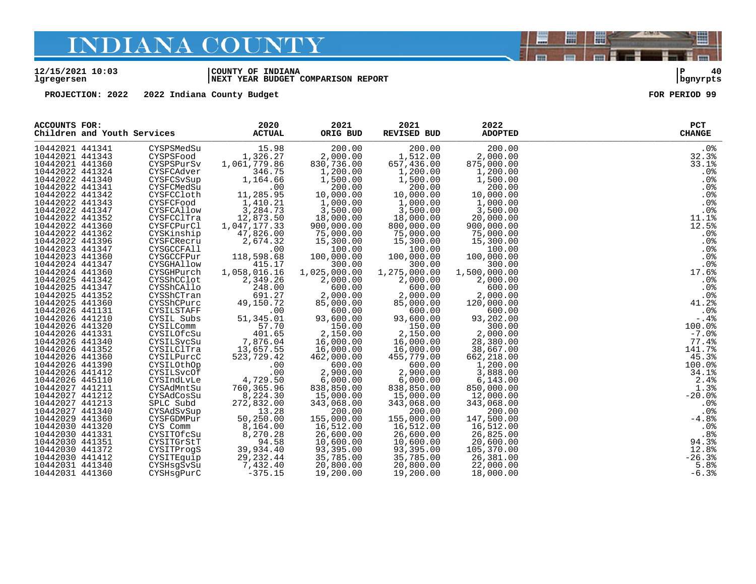# INDIANA COUNTY

12/15/2021 10:03 | COUNTY OF INDIANA | P 40
lgregersen | NEXT YEAR BUDGET COMPARISON REPORT | bgnyrpts

PROJECTION: 2022 2022 Indiana County Budget FOR PERIOD 99

| ACCOUNTS FOR: Children and Youth Services | | | 2020 ACTUAL | 2021 ORIG BUD | 2021 REVISED BUD | 2022 ADOPTED | PCT CHANGE |
|---|---|---|---|---|---|---|---|
| 10442021 | 441341 | CYSPSMedSu | 15.98 | 200.00 | 200.00 | 200.00 | .0% |
| 10442021 | 441343 | CYSPSFood | 1,326.27 | 2,000.00 | 1,512.00 | 2,000.00 | 32.3% |
| 10442021 | 441360 | CYSPSPurSv | 1,061,779.86 | 830,736.00 | 657,436.00 | 875,000.00 | 33.1% |
| 10442022 | 441324 | CYSFCAdver | 346.75 | 1,200.00 | 1,200.00 | 1,200.00 | .0% |
| 10442022 | 441340 | CYSFCSvSup | 1,164.66 | 1,500.00 | 1,500.00 | 1,500.00 | .0% |
| 10442022 | 441341 | CYSFCMedSu | .00 | 200.00 | 200.00 | 200.00 | .0% |
| 10442022 | 441342 | CYSFCCloth | 11,285.95 | 10,000.00 | 10,000.00 | 10,000.00 | .0% |
| 10442022 | 441343 | CYSFCFood | 1,410.21 | 1,000.00 | 1,000.00 | 1,000.00 | .0% |
| 10442022 | 441347 | CYSFCAllow | 3,284.73 | 3,500.00 | 3,500.00 | 3,500.00 | .0% |
| 10442022 | 441352 | CYSFCClTra | 12,873.50 | 18,000.00 | 18,000.00 | 20,000.00 | 11.1% |
| 10442022 | 441360 | CYSFCPurCl | 1,047,177.33 | 900,000.00 | 800,000.00 | 900,000.00 | 12.5% |
| 10442022 | 441362 | CYSKinship | 47,826.00 | 75,000.00 | 75,000.00 | 75,000.00 | .0% |
| 10442022 | 441396 | CYSFCRecru | 2,674.32 | 15,300.00 | 15,300.00 | 15,300.00 | .0% |
| 10442023 | 441347 | CYSGCCFAll | .00 | 100.00 | 100.00 | 100.00 | .0% |
| 10442023 | 441360 | CYSGCCFPur | 118,598.68 | 100,000.00 | 100,000.00 | 100,000.00 | .0% |
| 10442024 | 441347 | CYSGHAllow | 415.17 | 300.00 | 300.00 | 300.00 | .0% |
| 10442024 | 441360 | CYSGHPurch | 1,058,016.16 | 1,025,000.00 | 1,275,000.00 | 1,500,000.00 | 17.6% |
| 10442025 | 441342 | CYSShCClot | 2,349.26 | 2,000.00 | 2,000.00 | 2,000.00 | .0% |
| 10442025 | 441347 | CYSShCAllo | 248.00 | 600.00 | 600.00 | 600.00 | .0% |
| 10442025 | 441352 | CYSShCTran | 691.27 | 2,000.00 | 2,000.00 | 2,000.00 | .0% |
| 10442025 | 441360 | CYSShCPurc | 49,150.72 | 85,000.00 | 85,000.00 | 120,000.00 | 41.2% |
| 10442026 | 441131 | CYSILSTAFF | .00 | 600.00 | 600.00 | 600.00 | .0% |
| 10442026 | 441210 | CYSIL Subs | 51,345.01 | 93,600.00 | 93,600.00 | 93,202.00 | -.4% |
| 10442026 | 441320 | CYSILComm | 57.70 | 150.00 | 150.00 | 300.00 | 100.0% |
| 10442026 | 441331 | CYSILOfcSu | 401.65 | 2,150.00 | 2,150.00 | 2,000.00 | -7.0% |
| 10442026 | 441340 | CYSILSvcSu | 7,876.04 | 16,000.00 | 16,000.00 | 28,380.00 | 77.4% |
| 10442026 | 441352 | CYSILClTra | 13,657.55 | 16,000.00 | 16,000.00 | 38,667.00 | 141.7% |
| 10442026 | 441360 | CYSILPurcC | 523,729.42 | 462,000.00 | 455,779.00 | 662,218.00 | 45.3% |
| 10442026 | 441390 | CYSILOthOp | .00 | 600.00 | 600.00 | 1,200.00 | 100.0% |
| 10442026 | 441412 | CYSILSvcOf | .00 | 2,900.00 | 2,900.00 | 3,888.00 | 34.1% |
| 10442026 | 445110 | CYSIndLvLe | 4,729.50 | 6,000.00 | 6,000.00 | 6,143.00 | 2.4% |
| 10442027 | 441211 | CYSAdMntSu | 760,365.96 | 838,850.00 | 838,850.00 | 850,000.00 | 1.3% |
| 10442027 | 441212 | CYSAdCosSu | 8,224.30 | 15,000.00 | 15,000.00 | 12,000.00 | -20.0% |
| 10442027 | 441213 | SPLC Subd | 272,832.00 | 343,068.00 | 343,068.00 | 343,068.00 | .0% |
| 10442027 | 441340 | CYSAdSvSup | 13.28 | 200.00 | 200.00 | 200.00 | .0% |
| 10442029 | 441360 | CYSFGDMPur | 50,250.00 | 155,000.00 | 155,000.00 | 147,500.00 | -4.8% |
| 10442030 | 441320 | CYS Comm | 8,164.00 | 16,512.00 | 16,512.00 | 16,512.00 | .0% |
| 10442030 | 441331 | CYSITOfcSu | 8,270.28 | 26,600.00 | 26,600.00 | 26,825.00 | .8% |
| 10442030 | 441351 | CYSITGrStT | 94.58 | 10,600.00 | 10,600.00 | 20,600.00 | 94.3% |
| 10442030 | 441372 | CYSITProgS | 39,934.40 | 93,395.00 | 93,395.00 | 105,370.00 | 12.8% |
| 10442030 | 441412 | CYSITEquip | 29,232.44 | 35,785.00 | 35,785.00 | 26,381.00 | -26.3% |
| 10442031 | 441340 | CYSHsgSvSu | 7,432.40 | 20,800.00 | 20,800.00 | 22,000.00 | 5.8% |
| 10442031 | 441360 | CYSHsgPurC | -375.15 | 19,200.00 | 19,200.00 | 18,000.00 | -6.3% |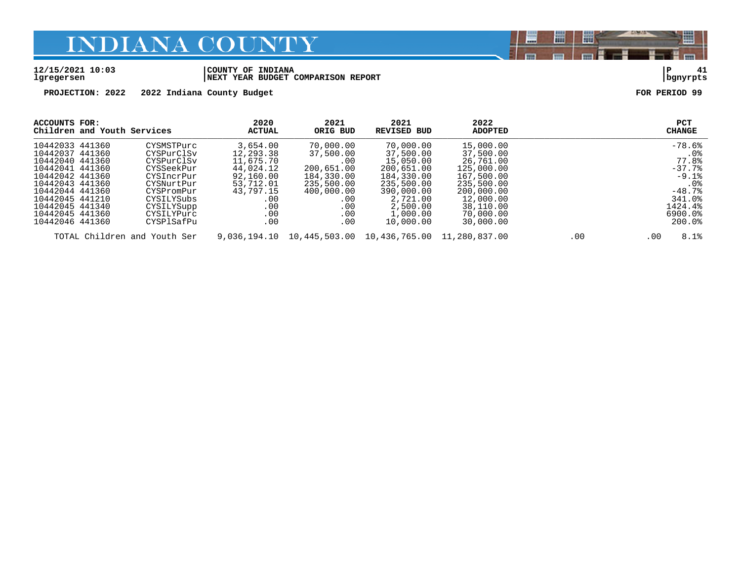# INDIANA COUNTY

**12/15/2021 10:03** | **COUNTY OF INDIANA** | **P 41**
**lgregersen** | **NEXT YEAR BUDGET COMPARISON REPORT** | **bgnyrpts**

**PROJECTION: 2022 2022 Indiana County Budget** **FOR PERIOD 99**

| ACCOUNTS FOR: Children and Youth Services | | | 2020 ACTUAL | 2021 ORIG BUD | 2021 REVISED BUD | 2022 ADOPTED | | | PCT CHANGE |
|---|---|---|---|---|---|---|---|---|---|
| 10442033 | 441360 | CYSMSTPurc | 3,654.00 | 70,000.00 | 70,000.00 | 15,000.00 | | | -78.6% |
| 10442037 | 441360 | CYSPurClSv | 12,293.38 | 37,500.00 | 37,500.00 | 37,500.00 | | | .0% |
| 10442040 | 441360 | CYSPurClSv | 11,675.70 | .00 | 15,050.00 | 26,761.00 | | | 77.8% |
| 10442041 | 441360 | CYSSeekPur | 44,024.12 | 200,651.00 | 200,651.00 | 125,000.00 | | | -37.7% |
| 10442042 | 441360 | CYSIncrPur | 92,160.00 | 184,330.00 | 184,330.00 | 167,500.00 | | | -9.1% |
| 10442043 | 441360 | CYSNurtPur | 53,712.01 | 235,500.00 | 235,500.00 | 235,500.00 | | | .0% |
| 10442044 | 441360 | CYSPromPur | 43,797.15 | 400,000.00 | 390,000.00 | 200,000.00 | | | -48.7% |
| 10442045 | 441210 | CYSILYSubs | .00 | .00 | 2,721.00 | 12,000.00 | | | 341.0% |
| 10442045 | 441340 | CYSILYSupp | .00 | .00 | 2,500.00 | 38,110.00 | | | 1424.4% |
| 10442045 | 441360 | CYSILYPurc | .00 | .00 | 1,000.00 | 70,000.00 | | | 6900.0% |
| 10442046 | 441360 | CYSPlSafPu | .00 | .00 | 10,000.00 | 30,000.00 | | | 200.0% |
| TOTAL Children and Youth Ser | | | 9,036,194.10 | 10,445,503.00 | 10,436,765.00 | 11,280,837.00 | .00 | .00 | 8.1% |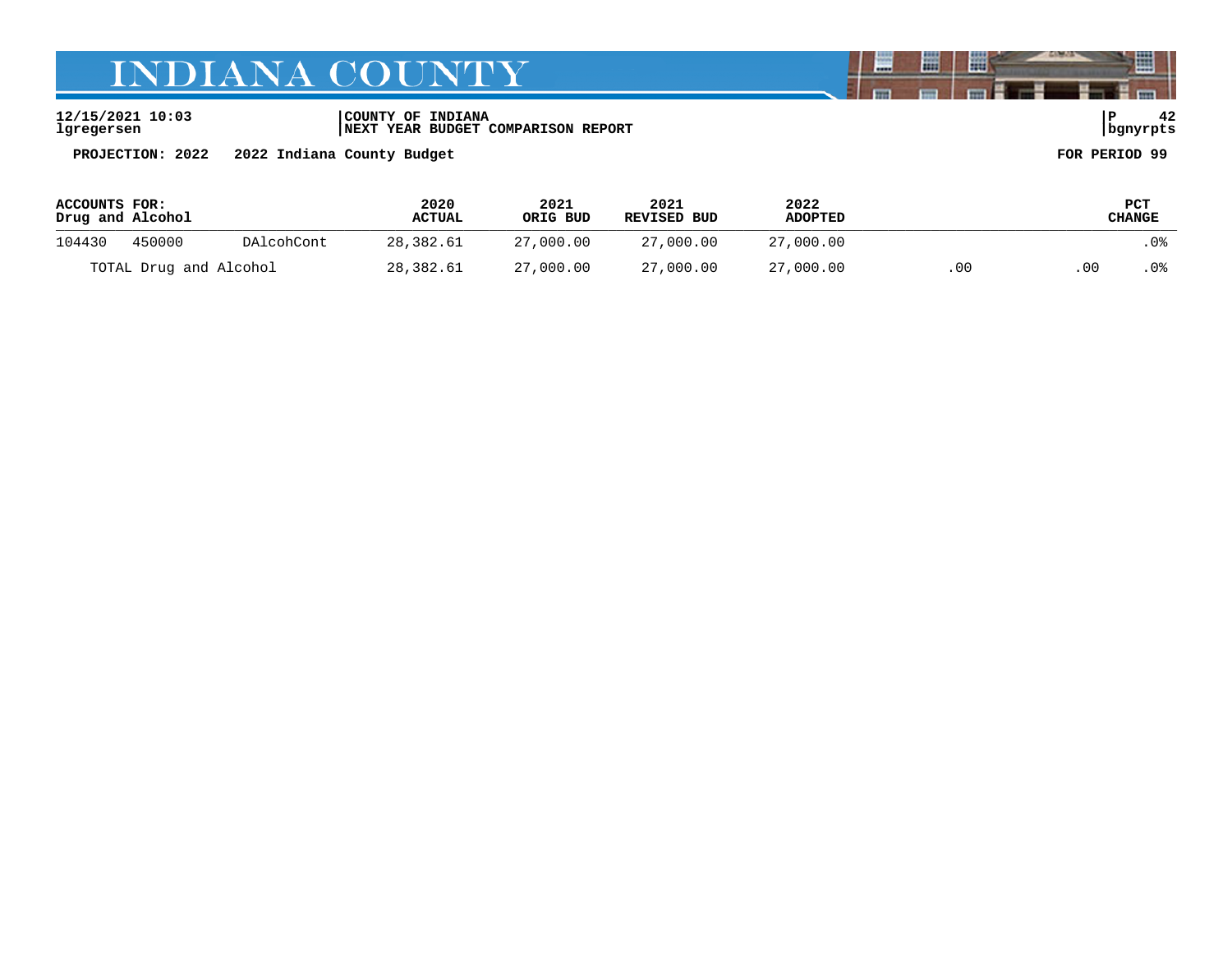12/15/2021 10:03 | COUNTY OF INDIANA
lgregersen | NEXT YEAR BUDGET COMPARISON REPORT | bgnyrpts

PROJECTION: 2022 2022 Indiana County Budget FOR PERIOD 99

| ACCOUNTS FOR: Drug and Alcohol | | | 2020 ACTUAL | 2021 ORIG BUD | 2021 REVISED BUD | 2022 ADOPTED | | | PCT CHANGE |
|---|---|---|---|---|---|---|---|---|---|
| 104430 | 450000 | DAlcohCont | 28,382.61 | 27,000.00 | 27,000.00 | 27,000.00 | | | .0% |
| TOTAL Drug and Alcohol | | | 28,382.61 | 27,000.00 | 27,000.00 | 27,000.00 | .00 | .00 | .0% |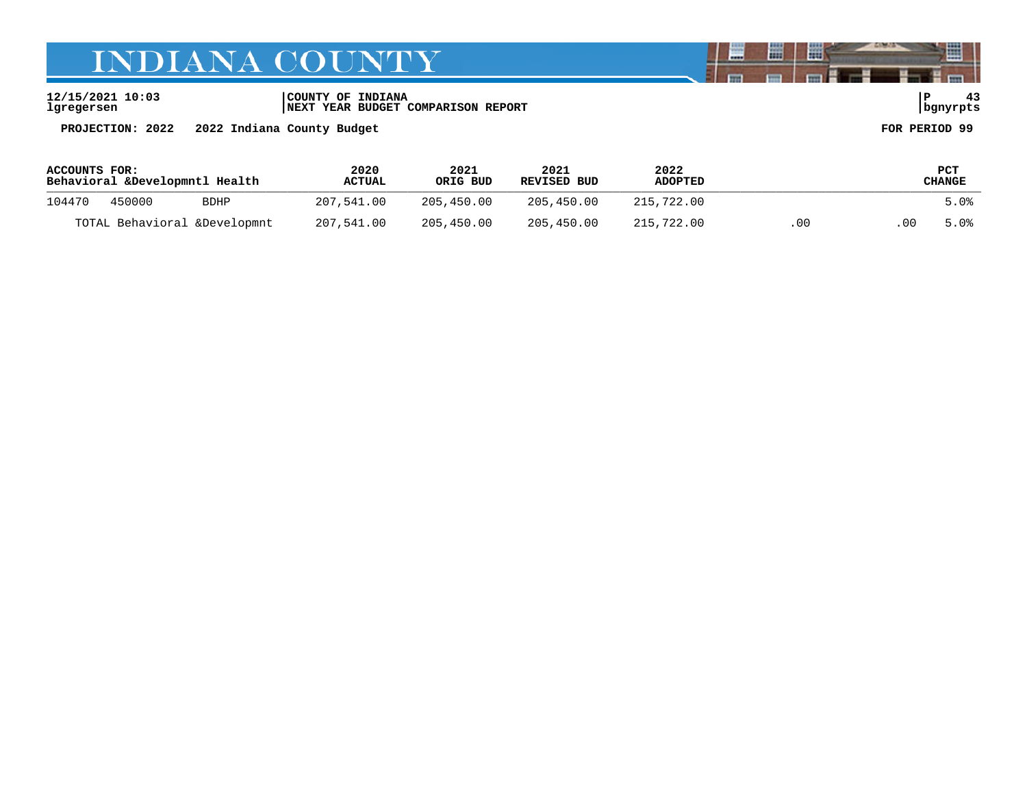**12/15/2021 10:03** | **COUNTY OF INDIANA** | **P 43**
**lgregersen** | **NEXT YEAR BUDGET COMPARISON REPORT** | **bgnyrpts**

**PROJECTION: 2022 2022 Indiana County Budget** **FOR PERIOD 99**

| ACCOUNTS FOR: Behavioral &Developmntl Health | | | 2020 ACTUAL | 2021 ORIG BUD | 2021 REVISED BUD | 2022 ADOPTED | | | PCT CHANGE |
|---|---|---|---|---|---|---|---|---|---|
| 104470 | 450000 | BDHP | 207,541.00 | 205,450.00 | 205,450.00 | 215,722.00 | | | 5.0% |
| TOTAL Behavioral &Developmnt | | | 207,541.00 | 205,450.00 | 205,450.00 | 215,722.00 | .00 | .00 | 5.0% |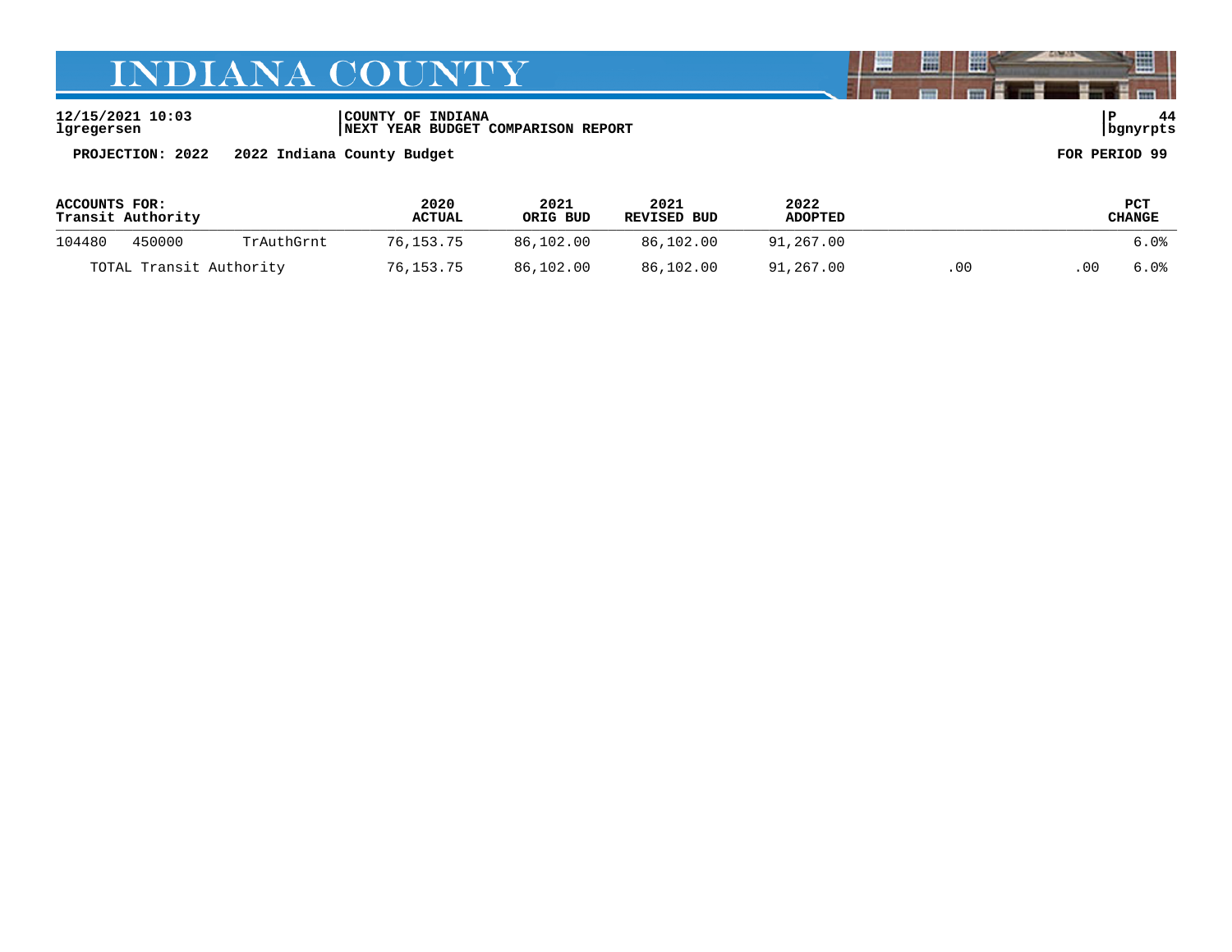**12/15/2021 10:03** | **COUNTY OF INDIANA**
**lgregersen** | **NEXT YEAR BUDGET COMPARISON REPORT**

**PROJECTION: 2022 2022 Indiana County Budget** | **FOR PERIOD 99**

| ACCOUNTS FOR: Transit Authority | | | 2020 ACTUAL | 2021 ORIG BUD | 2021 REVISED BUD | 2022 ADOPTED | | | PCT CHANGE |
|---|---|---|---|---|---|---|---|---|---|
| 104480 | 450000 | TrAuthGrnt | 76,153.75 | 86,102.00 | 86,102.00 | 91,267.00 | | | 6.0% |
| TOTAL Transit Authority | | | 76,153.75 | 86,102.00 | 86,102.00 | 91,267.00 | .00 | .00 | 6.0% |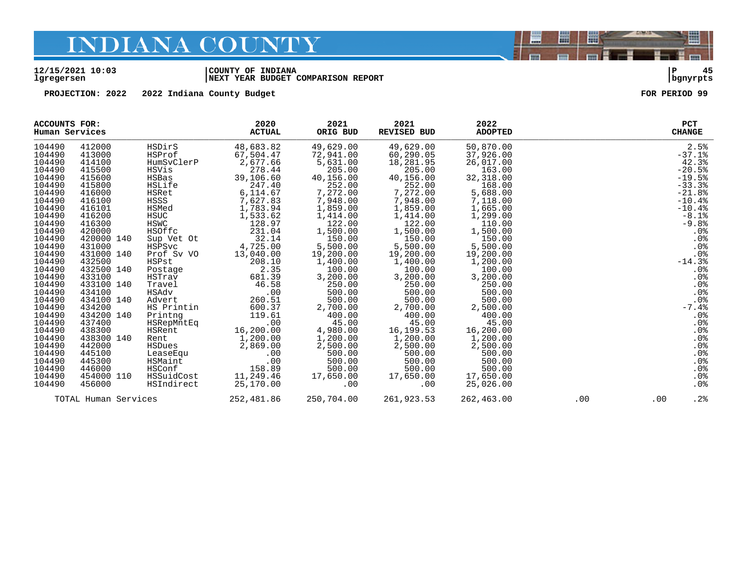# INDIANA COUNTY

**12/15/2021 10:03** | **COUNTY OF INDIANA** | **P 45**
**lgregersen** | **NEXT YEAR BUDGET COMPARISON REPORT** | **bgnyrpts**

**PROJECTION: 2022  2022 Indiana County Budget**  **FOR PERIOD 99**

| ACCOUNTS FOR: Human Services | | | 2020 ACTUAL | 2021 ORIG BUD | 2021 REVISED BUD | 2022 ADOPTED | | | PCT CHANGE |
|---|---|---|---|---|---|---|---|---|---|
| 104490 | 412000 | HSDirS | 48,683.82 | 49,629.00 | 49,629.00 | 50,870.00 | | | 2.5% |
| 104490 | 413000 | HSProf | 67,504.47 | 72,941.00 | 60,290.05 | 37,926.00 | | | -37.1% |
| 104490 | 414100 | HumSvClerP | 2,677.66 | 5,631.00 | 18,281.95 | 26,017.00 | | | 42.3% |
| 104490 | 415500 | HSVis | 278.44 | 205.00 | 205.00 | 163.00 | | | -20.5% |
| 104490 | 415600 | HSBas | 39,106.60 | 40,156.00 | 40,156.00 | 32,318.00 | | | -19.5% |
| 104490 | 415800 | HSLife | 247.40 | 252.00 | 252.00 | 168.00 | | | -33.3% |
| 104490 | 416000 | HSRet | 6,114.67 | 7,272.00 | 7,272.00 | 5,688.00 | | | -21.8% |
| 104490 | 416100 | HSSS | 7,627.83 | 7,948.00 | 7,948.00 | 7,118.00 | | | -10.4% |
| 104490 | 416101 | HSMed | 1,783.94 | 1,859.00 | 1,859.00 | 1,665.00 | | | -10.4% |
| 104490 | 416200 | HSUC | 1,533.62 | 1,414.00 | 1,414.00 | 1,299.00 | | | -8.1% |
| 104490 | 416300 | HSWC | 128.97 | 122.00 | 122.00 | 110.00 | | | -9.8% |
| 104490 | 420000 | HSOffc | 231.04 | 1,500.00 | 1,500.00 | 1,500.00 | | | .0% |
| 104490 | 420000 140 | Sup Vet Ot | 32.14 | 150.00 | 150.00 | 150.00 | | | .0% |
| 104490 | 431000 | HSPSvc | 4,725.00 | 5,500.00 | 5,500.00 | 5,500.00 | | | .0% |
| 104490 | 431000 140 | Prof Sv VO | 13,040.00 | 19,200.00 | 19,200.00 | 19,200.00 | | | .0% |
| 104490 | 432500 | HSPst | 208.10 | 1,400.00 | 1,400.00 | 1,200.00 | | | -14.3% |
| 104490 | 432500 140 | Postage | 2.35 | 100.00 | 100.00 | 100.00 | | | .0% |
| 104490 | 433100 | HSTrav | 681.39 | 3,200.00 | 3,200.00 | 3,200.00 | | | .0% |
| 104490 | 433100 140 | Travel | 46.58 | 250.00 | 250.00 | 250.00 | | | .0% |
| 104490 | 434100 | HSAdv | .00 | 500.00 | 500.00 | 500.00 | | | .0% |
| 104490 | 434100 140 | Advert | 260.51 | 500.00 | 500.00 | 500.00 | | | .0% |
| 104490 | 434200 | HS Printin | 600.37 | 2,700.00 | 2,700.00 | 2,500.00 | | | -7.4% |
| 104490 | 434200 140 | Printng | 119.61 | 400.00 | 400.00 | 400.00 | | | .0% |
| 104490 | 437400 | HSRepMntEq | .00 | 45.00 | 45.00 | 45.00 | | | .0% |
| 104490 | 438300 | HSRent | 16,200.00 | 4,980.00 | 16,199.53 | 16,200.00 | | | .0% |
| 104490 | 438300 140 | Rent | 1,200.00 | 1,200.00 | 1,200.00 | 1,200.00 | | | .0% |
| 104490 | 442000 | HSDues | 2,869.00 | 2,500.00 | 2,500.00 | 2,500.00 | | | .0% |
| 104490 | 445100 | LeaseEqu | .00 | 500.00 | 500.00 | 500.00 | | | .0% |
| 104490 | 445300 | HSMaint | .00 | 500.00 | 500.00 | 500.00 | | | .0% |
| 104490 | 446000 | HSConf | 158.89 | 500.00 | 500.00 | 500.00 | | | .0% |
| 104490 | 454000 110 | HSSuidCost | 11,249.46 | 17,650.00 | 17,650.00 | 17,650.00 | | | .0% |
| 104490 | 456000 | HSIndirect | 25,170.00 | .00 | .00 | 25,026.00 | | | .0% |
| TOTAL Human Services | | | 252,481.86 | 250,704.00 | 261,923.53 | 262,463.00 | .00 | .00 | .2% |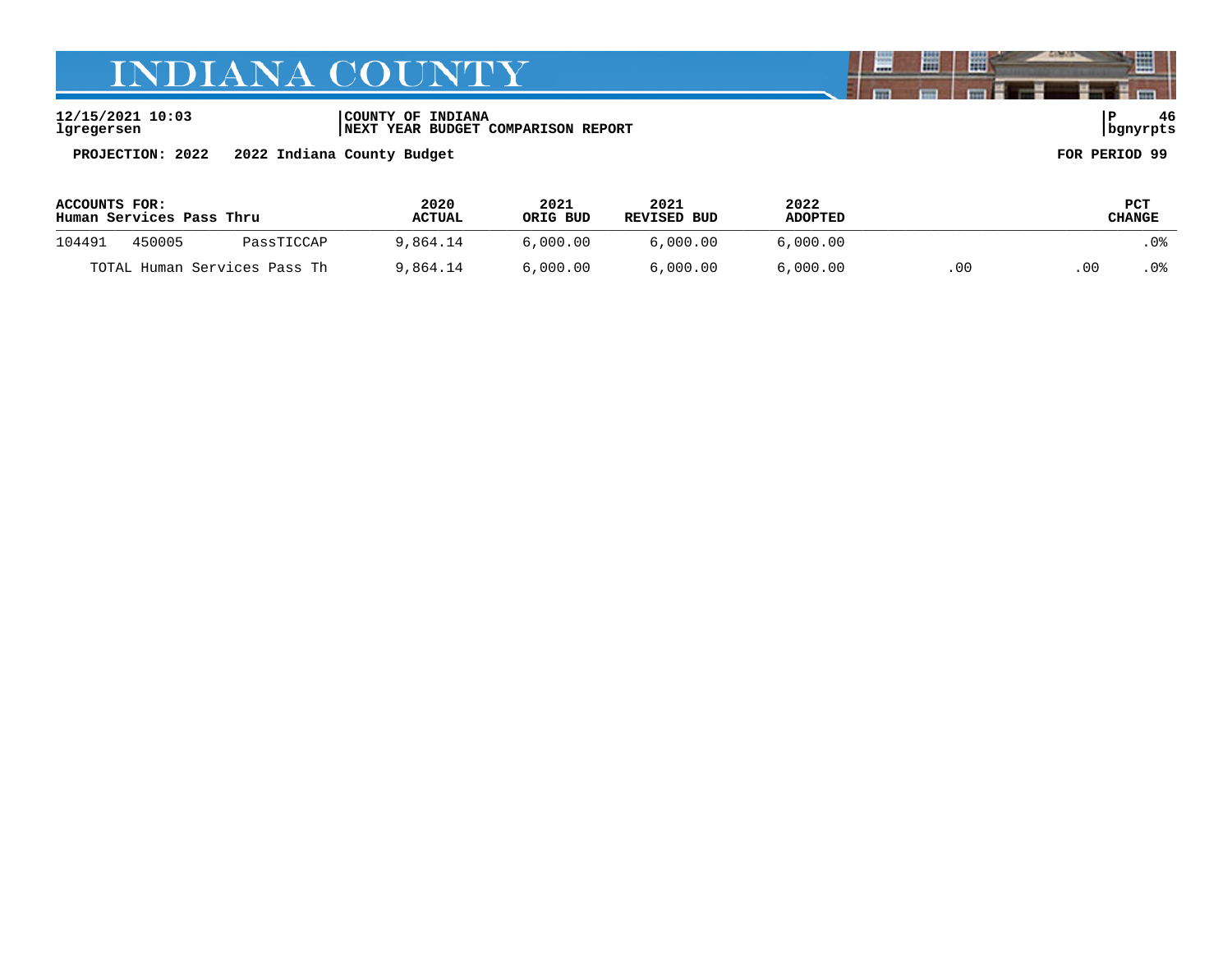# INDIANA COUNTY

12/15/2021 10:03
lgregersen

COUNTY OF INDIANA
NEXT YEAR BUDGET COMPARISON REPORT

P 46
bgnyrpts

PROJECTION: 2022 2022 Indiana County Budget

FOR PERIOD 99

| ACCOUNTS FOR: Human Services Pass Thru | | | 2020 ACTUAL | 2021 ORIG BUD | 2021 REVISED BUD | 2022 ADOPTED | | | PCT CHANGE |
|---|---|---|---|---|---|---|---|---|---|
| 104491 | 450005 | PassTICCAP | 9,864.14 | 6,000.00 | 6,000.00 | 6,000.00 | | | .0% |
| TOTAL Human Services Pass Th | | | 9,864.14 | 6,000.00 | 6,000.00 | 6,000.00 | .00 | .00 | .0% |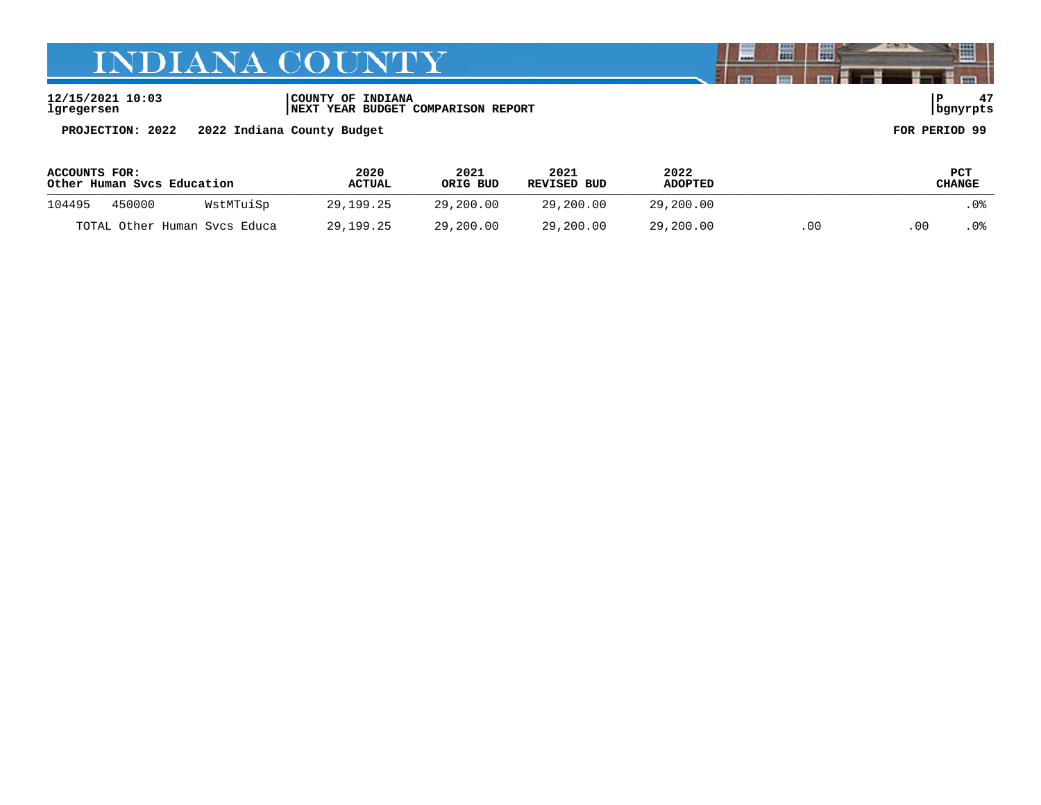# INDIANA COUNTY

12/15/2021 10:03 | COUNTY OF INDIANA
lgregersen | NEXT YEAR BUDGET COMPARISON REPORT | bgnyrpts

**PROJECTION: 2022 2022 Indiana County Budget** | **FOR PERIOD 99**

| ACCOUNTS FOR: Other Human Svcs Education | | | 2020 ACTUAL | 2021 ORIG BUD | 2021 REVISED BUD | 2022 ADOPTED | | | PCT CHANGE |
|---|---|---|---|---|---|---|---|---|---|
| 104495 | 450000 | WstMTuiSp | 29,199.25 | 29,200.00 | 29,200.00 | 29,200.00 | | | .0% |
| TOTAL Other Human Svcs Educa | | | 29,199.25 | 29,200.00 | 29,200.00 | 29,200.00 | .00 | .00 | .0% |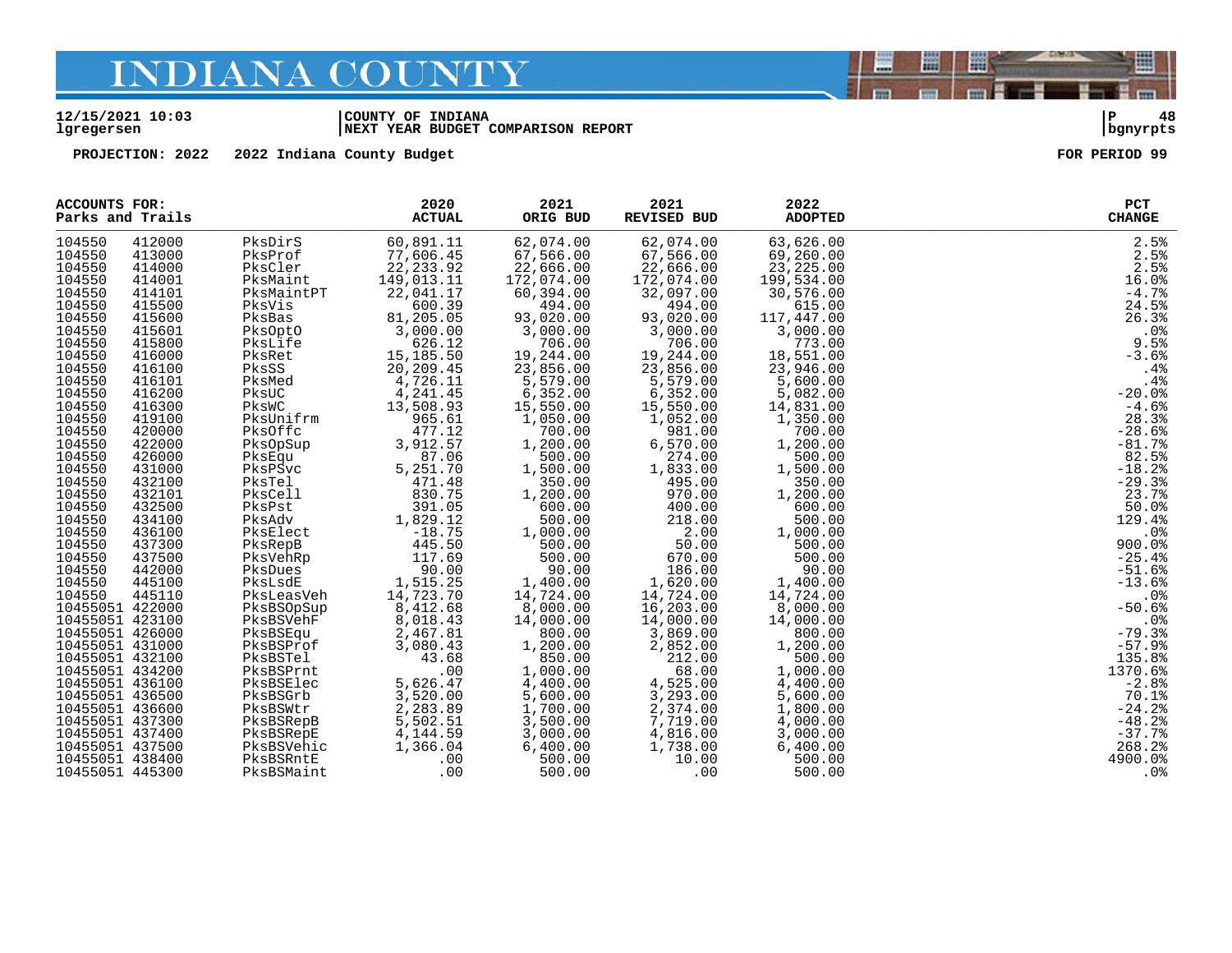# INDIANA COUNTY

12/15/2021 10:03 | COUNTY OF INDIANA | P 48
lgregersen | NEXT YEAR BUDGET COMPARISON REPORT | bgnyrpts

PROJECTION: 2022 2022 Indiana County Budget FOR PERIOD 99

ACCOUNTS FOR:
Parks and Trails

| | | | 2020 ACTUAL | 2021 ORIG BUD | 2021 REVISED BUD | 2022 ADOPTED | PCT CHANGE |
|---|---|---|---|---|---|---|---|
| 104550 | 412000 | PksDirS | 60,891.11 | 62,074.00 | 62,074.00 | 63,626.00 | 2.5% |
| 104550 | 413000 | PksProf | 77,606.45 | 67,566.00 | 67,566.00 | 69,260.00 | 2.5% |
| 104550 | 414000 | PksCler | 22,233.92 | 22,666.00 | 22,666.00 | 23,225.00 | 2.5% |
| 104550 | 414001 | PksMaint | 149,013.11 | 172,074.00 | 172,074.00 | 199,534.00 | 16.0% |
| 104550 | 414101 | PksMaintPT | 22,041.17 | 60,394.00 | 32,097.00 | 30,576.00 | -4.7% |
| 104550 | 415500 | PksVis | 600.39 | 494.00 | 494.00 | 615.00 | 24.5% |
| 104550 | 415600 | PksBas | 81,205.05 | 93,020.00 | 93,020.00 | 117,447.00 | 26.3% |
| 104550 | 415601 | PksOptO | 3,000.00 | 3,000.00 | 3,000.00 | 3,000.00 | .0% |
| 104550 | 415800 | PksLife | 626.12 | 706.00 | 706.00 | 773.00 | 9.5% |
| 104550 | 416000 | PksRet | 15,185.50 | 19,244.00 | 19,244.00 | 18,551.00 | -3.6% |
| 104550 | 416100 | PksSS | 20,209.45 | 23,856.00 | 23,856.00 | 23,946.00 | .4% |
| 104550 | 416101 | PksMed | 4,726.11 | 5,579.00 | 5,579.00 | 5,600.00 | .4% |
| 104550 | 416200 | PksUC | 4,241.45 | 6,352.00 | 6,352.00 | 5,082.00 | -20.0% |
| 104550 | 416300 | PksWC | 13,508.93 | 15,550.00 | 15,550.00 | 14,831.00 | -4.6% |
| 104550 | 419100 | PksUnifrm | 965.61 | 1,050.00 | 1,052.00 | 1,350.00 | 28.3% |
| 104550 | 420000 | PksOffc | 477.12 | 700.00 | 981.00 | 700.00 | -28.6% |
| 104550 | 422000 | PksOpSup | 3,912.57 | 1,200.00 | 6,570.00 | 1,200.00 | -81.7% |
| 104550 | 426000 | PksEqu | 87.06 | 500.00 | 274.00 | 500.00 | 82.5% |
| 104550 | 431000 | PksPSvc | 5,251.70 | 1,500.00 | 1,833.00 | 1,500.00 | -18.2% |
| 104550 | 432100 | PksTel | 471.48 | 350.00 | 495.00 | 350.00 | -29.3% |
| 104550 | 432101 | PksCell | 830.75 | 1,200.00 | 970.00 | 1,200.00 | 23.7% |
| 104550 | 432500 | PksPst | 391.05 | 600.00 | 400.00 | 600.00 | 50.0% |
| 104550 | 434100 | PksAdv | 1,829.12 | 500.00 | 218.00 | 500.00 | 129.4% |
| 104550 | 436100 | PksElect | -18.75 | 1,000.00 | 2.00 | 1,000.00 | .0% |
| 104550 | 437300 | PksRepB | 445.50 | 500.00 | 50.00 | 500.00 | 900.0% |
| 104550 | 437500 | PksVehRp | 117.69 | 500.00 | 670.00 | 500.00 | -25.4% |
| 104550 | 442000 | PksDues | 90.00 | 90.00 | 186.00 | 90.00 | -51.6% |
| 104550 | 445100 | PksLsdE | 1,515.25 | 1,400.00 | 1,620.00 | 1,400.00 | -13.6% |
| 104550 | 445110 | PksLeasVeh | 14,723.70 | 14,724.00 | 14,724.00 | 14,724.00 | .0% |
| 10455051 | 422000 | PksBSOpSup | 8,412.68 | 8,000.00 | 16,203.00 | 8,000.00 | -50.6% |
| 10455051 | 423100 | PksBSVehF | 8,018.43 | 14,000.00 | 14,000.00 | 14,000.00 | .0% |
| 10455051 | 426000 | PksBSEqu | 2,467.81 | 800.00 | 3,869.00 | 800.00 | -79.3% |
| 10455051 | 431000 | PksBSProf | 3,080.43 | 1,200.00 | 2,852.00 | 1,200.00 | -57.9% |
| 10455051 | 432100 | PksBSTel | 43.68 | 850.00 | 212.00 | 500.00 | 135.8% |
| 10455051 | 434200 | PksBSPrnt | .00 | 1,000.00 | 68.00 | 1,000.00 | 1370.6% |
| 10455051 | 436100 | PksBSElec | 5,626.47 | 4,400.00 | 4,525.00 | 4,400.00 | -2.8% |
| 10455051 | 436500 | PksBSGrb | 3,520.00 | 5,600.00 | 3,293.00 | 5,600.00 | 70.1% |
| 10455051 | 436600 | PksBSWtr | 2,283.89 | 1,700.00 | 2,374.00 | 1,800.00 | -24.2% |
| 10455051 | 437300 | PksBSRepB | 5,502.51 | 3,500.00 | 7,719.00 | 4,000.00 | -48.2% |
| 10455051 | 437400 | PksBSRepE | 4,144.59 | 3,000.00 | 4,816.00 | 3,000.00 | -37.7% |
| 10455051 | 437500 | PksBSVehic | 1,366.04 | 6,400.00 | 1,738.00 | 6,400.00 | 268.2% |
| 10455051 | 438400 | PksBSRntE | .00 | 500.00 | 10.00 | 500.00 | 4900.0% |
| 10455051 | 445300 | PksBSMaint | .00 | 500.00 | .00 | 500.00 | .0% |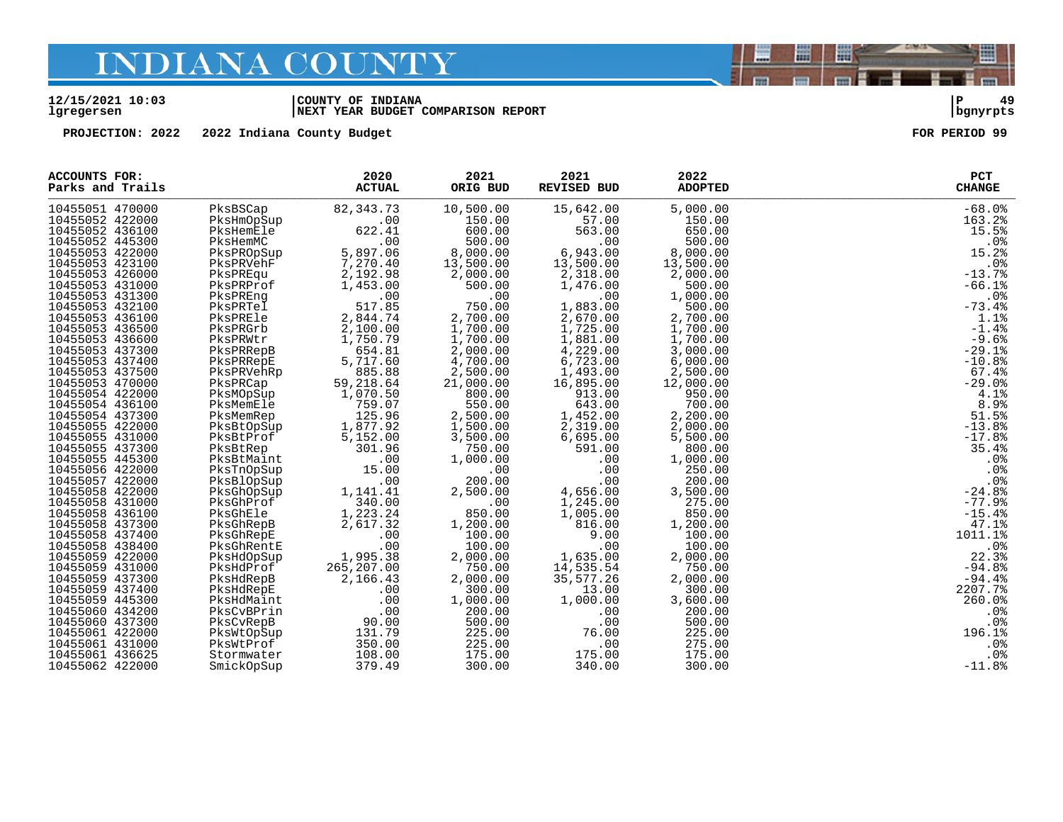# INDIANA COUNTY

**12/15/2021 10:03** | **COUNTY OF INDIANA** | **P 49**
**lgregersen** | **NEXT YEAR BUDGET COMPARISON REPORT** | **bgnyrpts**

**PROJECTION: 2022 2022 Indiana County Budget** **FOR PERIOD 99**

| ACCOUNTS FOR: Parks and Trails | | 2020 ACTUAL | 2021 ORIG BUD | 2021 REVISED BUD | 2022 ADOPTED | PCT CHANGE |
|---|---|---|---|---|---|---|
| 10455051 470000 | PksBSCap | 82,343.73 | 10,500.00 | 15,642.00 | 5,000.00 | -68.0% |
| 10455052 422000 | PksHmOpSup | .00 | 150.00 | 57.00 | 150.00 | 163.2% |
| 10455052 436100 | PksHemEle | 622.41 | 600.00 | 563.00 | 650.00 | 15.5% |
| 10455052 445300 | PksHemMC | .00 | 500.00 | .00 | 500.00 | .0% |
| 10455053 422000 | PksPROpSup | 5,897.06 | 8,000.00 | 6,943.00 | 8,000.00 | 15.2% |
| 10455053 423100 | PksPRVehF | 7,270.40 | 13,500.00 | 13,500.00 | 13,500.00 | .0% |
| 10455053 426000 | PksPREqu | 2,192.98 | 2,000.00 | 2,318.00 | 2,000.00 | -13.7% |
| 10455053 431000 | PksPRProf | 1,453.00 | 500.00 | 1,476.00 | 500.00 | -66.1% |
| 10455053 431300 | PksPREng | .00 | .00 | .00 | 1,000.00 | .0% |
| 10455053 432100 | PksPRTel | 517.85 | 750.00 | 1,883.00 | 500.00 | -73.4% |
| 10455053 436100 | PksPREle | 2,844.74 | 2,700.00 | 2,670.00 | 2,700.00 | 1.1% |
| 10455053 436500 | PksPRGrb | 2,100.00 | 1,700.00 | 1,725.00 | 1,700.00 | -1.4% |
| 10455053 436600 | PksPRWtr | 1,750.79 | 1,700.00 | 1,881.00 | 1,700.00 | -9.6% |
| 10455053 437300 | PksPRRepB | 654.81 | 2,000.00 | 4,229.00 | 3,000.00 | -29.1% |
| 10455053 437400 | PksPRRepE | 5,717.60 | 4,700.00 | 6,723.00 | 6,000.00 | -10.8% |
| 10455053 437500 | PksPRVehRp | 885.88 | 2,500.00 | 1,493.00 | 2,500.00 | 67.4% |
| 10455053 470000 | PksPRCap | 59,218.64 | 21,000.00 | 16,895.00 | 12,000.00 | -29.0% |
| 10455054 422000 | PksMOpSup | 1,070.50 | 800.00 | 913.00 | 950.00 | 4.1% |
| 10455054 436100 | PksMemEle | 759.07 | 550.00 | 643.00 | 700.00 | 8.9% |
| 10455054 437300 | PksMemRep | 125.96 | 2,500.00 | 1,452.00 | 2,200.00 | 51.5% |
| 10455055 422000 | PksBtOpSup | 1,877.92 | 1,500.00 | 2,319.00 | 2,000.00 | -13.8% |
| 10455055 431000 | PksBtProf | 5,152.00 | 3,500.00 | 6,695.00 | 5,500.00 | -17.8% |
| 10455055 437300 | PksBtRep | 301.96 | 750.00 | 591.00 | 800.00 | 35.4% |
| 10455055 445300 | PksBtMaint | .00 | 1,000.00 | .00 | 1,000.00 | .0% |
| 10455056 422000 | PksTnOpSup | 15.00 | .00 | .00 | 250.00 | .0% |
| 10455057 422000 | PksBlOpSup | .00 | 200.00 | .00 | 200.00 | .0% |
| 10455058 422000 | PksGhOpSup | 1,141.41 | 2,500.00 | 4,656.00 | 3,500.00 | -24.8% |
| 10455058 431000 | PksGhProf | 340.00 | .00 | 1,245.00 | 275.00 | -77.9% |
| 10455058 436100 | PksGhEle | 1,223.24 | 850.00 | 1,005.00 | 850.00 | -15.4% |
| 10455058 437300 | PksGhRepB | 2,617.32 | 1,200.00 | 816.00 | 1,200.00 | 47.1% |
| 10455058 437400 | PksGhRepE | .00 | 100.00 | 9.00 | 100.00 | 1011.1% |
| 10455058 438400 | PksGhRentE | .00 | 100.00 | .00 | 100.00 | .0% |
| 10455059 422000 | PksHdOpSup | 1,995.38 | 2,000.00 | 1,635.00 | 2,000.00 | 22.3% |
| 10455059 431000 | PksHdProf | 265,207.00 | 750.00 | 14,535.54 | 750.00 | -94.8% |
| 10455059 437300 | PksHdRepB | 2,166.43 | 2,000.00 | 35,577.26 | 2,000.00 | -94.4% |
| 10455059 437400 | PksHdRepE | .00 | 300.00 | 13.00 | 300.00 | 2207.7% |
| 10455059 445300 | PksHdMaint | .00 | 1,000.00 | 1,000.00 | 3,600.00 | 260.0% |
| 10455060 434200 | PksCvBPrin | .00 | 200.00 | .00 | 200.00 | .0% |
| 10455060 437300 | PksCvRepB | 90.00 | 500.00 | .00 | 500.00 | .0% |
| 10455061 422000 | PksWtOpSup | 131.79 | 225.00 | 76.00 | 225.00 | 196.1% |
| 10455061 431000 | PksWtProf | 350.00 | 225.00 | .00 | 275.00 | .0% |
| 10455061 436625 | Stormwater | 108.00 | 175.00 | 175.00 | 175.00 | .0% |
| 10455062 422000 | SmickOpSup | 379.49 | 300.00 | 340.00 | 300.00 | -11.8% |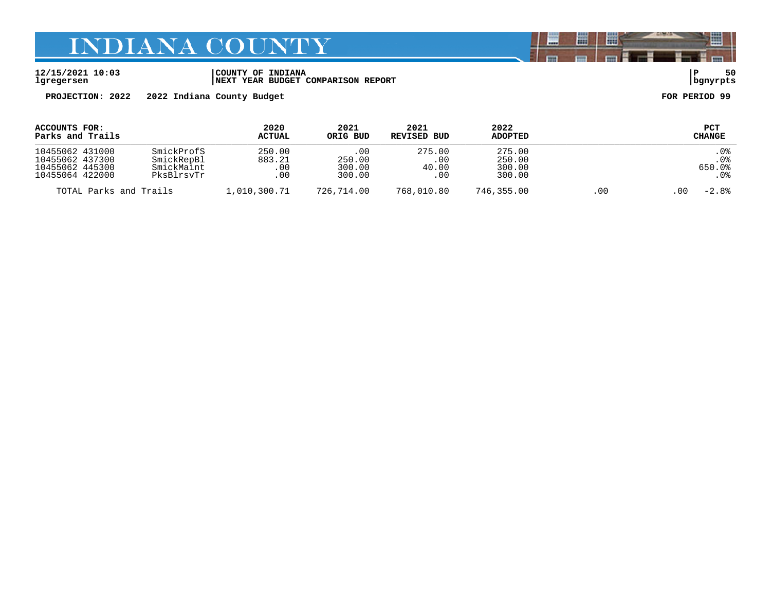# INDIANA COUNTY

12/15/2021 10:03 | COUNTY OF INDIANA | P 50
lgregersen | NEXT YEAR BUDGET COMPARISON REPORT | bgnyrpts

**PROJECTION: 2022 2022 Indiana County Budget** **FOR PERIOD 99**

| ACCOUNTS FOR: Parks and Trails | | 2020 ACTUAL | 2021 ORIG BUD | 2021 REVISED BUD | 2022 ADOPTED | | | PCT CHANGE |
|---|---|---|---|---|---|---|---|---|
| 10455062 431000 | SmickProfS | 250.00 | .00 | 275.00 | 275.00 | | | .0% |
| 10455062 437300 | SmickRepBl | 883.21 | 250.00 | .00 | 250.00 | | | .0% |
| 10455062 445300 | SmickMaint | .00 | 300.00 | 40.00 | 300.00 | | | 650.0% |
| 10455064 422000 | PksBlrsvTr | .00 | 300.00 | .00 | 300.00 | | | .0% |
| TOTAL Parks and Trails | | 1,010,300.71 | 726,714.00 | 768,010.80 | 746,355.00 | .00 | .00 | -2.8% |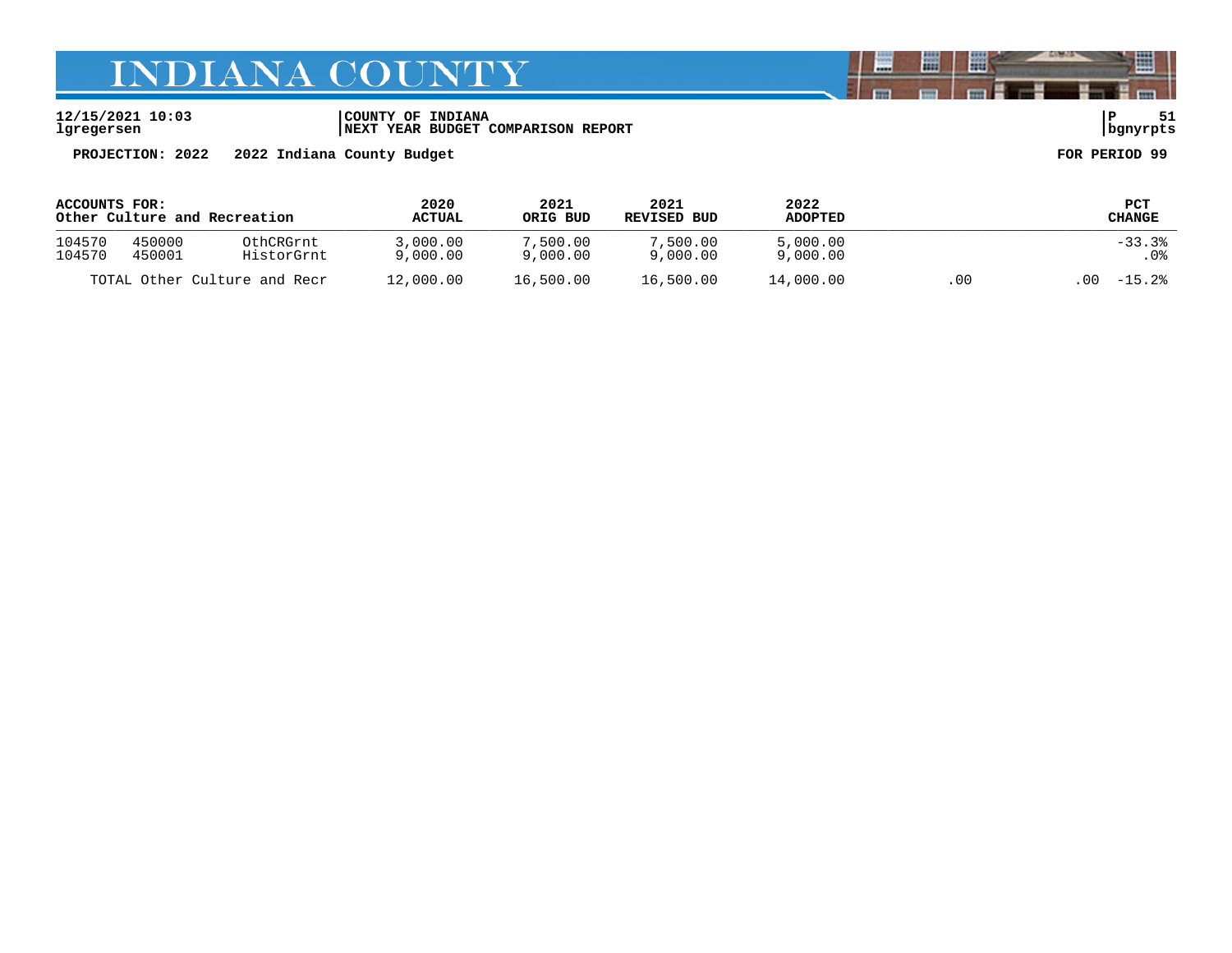# INDIANA COUNTY

12/15/2021 10:03 | COUNTY OF INDIANA | P 51
lgregersen | NEXT YEAR BUDGET COMPARISON REPORT | bgnyrpts

**PROJECTION: 2022 2022 Indiana County Budget** **FOR PERIOD 99**

| ACCOUNTS FOR: Other Culture and Recreation | | | 2020 ACTUAL | 2021 ORIG BUD | 2021 REVISED BUD | 2022 ADOPTED | | | PCT CHANGE |
|---|---|---|---|---|---|---|---|---|---|
| 104570 | 450000 | OthCRGrnt | 3,000.00 | 7,500.00 | 7,500.00 | 5,000.00 | | | -33.3% |
| 104570 | 450001 | HistorGrnt | 9,000.00 | 9,000.00 | 9,000.00 | 9,000.00 | | | .0% |
| TOTAL Other Culture and Recr | | | 12,000.00 | 16,500.00 | 16,500.00 | 14,000.00 | .00 | .00 | -15.2% |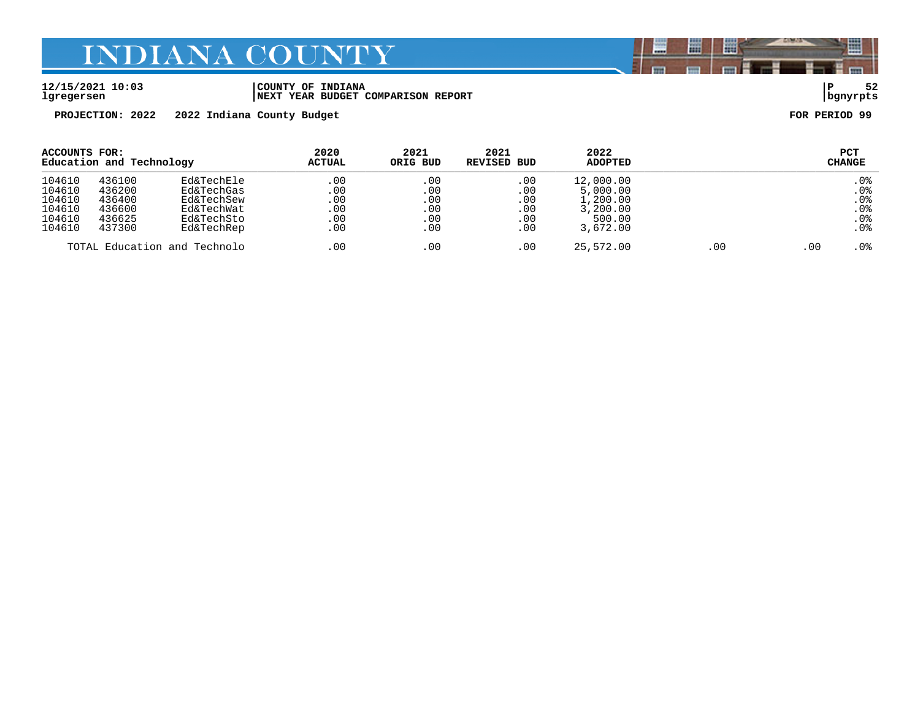# INDIANA COUNTY

12/15/2021 10:03 | COUNTY OF INDIANA | P 52
lgregersen | NEXT YEAR BUDGET COMPARISON REPORT | bgnyrpts

**PROJECTION: 2022    2022 Indiana County Budget    FOR PERIOD 99**

| ACCOUNTS FOR: Education and Technology | | | 2020 ACTUAL | 2021 ORIG BUD | 2021 REVISED BUD | 2022 ADOPTED | | | PCT CHANGE |
|---|---|---|---|---|---|---|---|---|---|
| 104610 | 436100 | Ed&TechEle | .00 | .00 | .00 | 12,000.00 | | | .0% |
| 104610 | 436200 | Ed&TechGas | .00 | .00 | .00 | 5,000.00 | | | .0% |
| 104610 | 436400 | Ed&TechSew | .00 | .00 | .00 | 1,200.00 | | | .0% |
| 104610 | 436600 | Ed&TechWat | .00 | .00 | .00 | 3,200.00 | | | .0% |
| 104610 | 436625 | Ed&TechSto | .00 | .00 | .00 | 500.00 | | | .0% |
| 104610 | 437300 | Ed&TechRep | .00 | .00 | .00 | 3,672.00 | | | .0% |
| TOTAL Education and Technolo | | | .00 | .00 | .00 | 25,572.00 | .00 | .00 | .0% |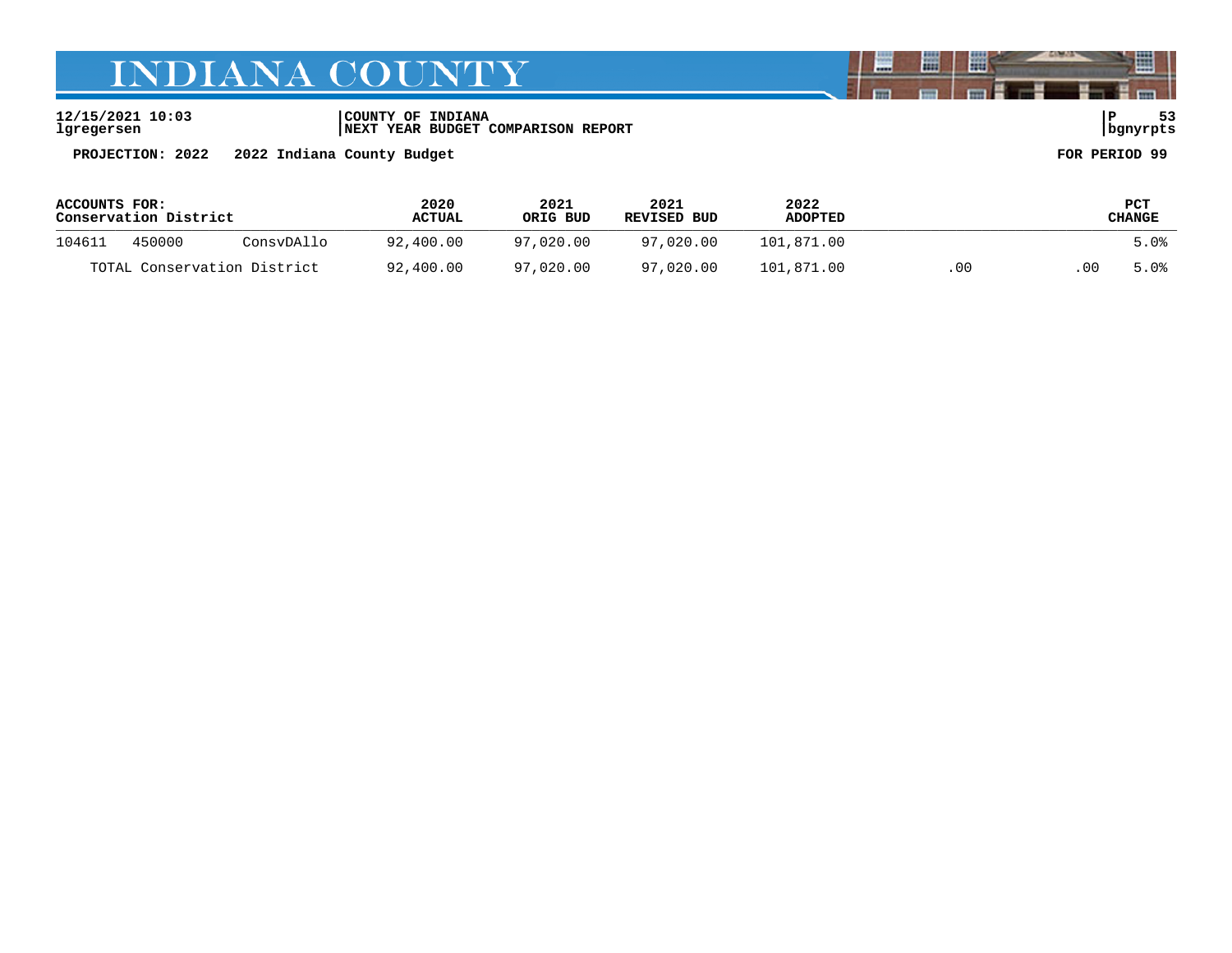# INDIANA COUNTY

12/15/2021 10:03
lgregersen

COUNTY OF INDIANA
NEXT YEAR BUDGET COMPARISON REPORT

P 53
bgnyrpts

PROJECTION: 2022 2022 Indiana County Budget

FOR PERIOD 99

| ACCOUNTS FOR: Conservation District | | | 2020 ACTUAL | 2021 ORIG BUD | 2021 REVISED BUD | 2022 ADOPTED | | | PCT CHANGE |
|---|---|---|---|---|---|---|---|---|---|
| 104611 | 450000 | ConsvDAllo | 92,400.00 | 97,020.00 | 97,020.00 | 101,871.00 | | | 5.0% |
| TOTAL Conservation District | | | 92,400.00 | 97,020.00 | 97,020.00 | 101,871.00 | .00 | .00 | 5.0% |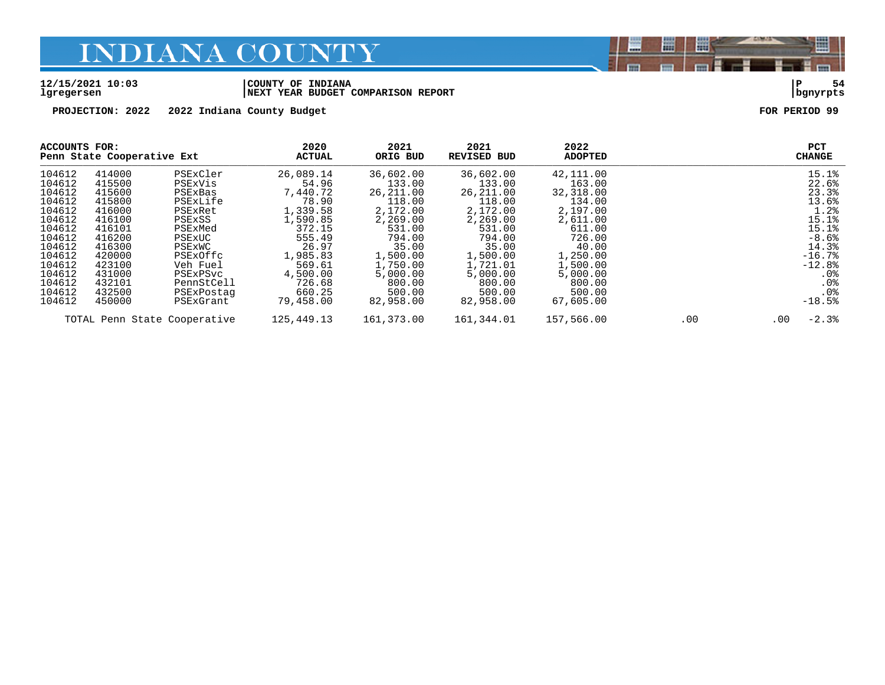# INDIANA COUNTY

12/15/2021 10:03 | COUNTY OF INDIANA | P 54
lgregersen | NEXT YEAR BUDGET COMPARISON REPORT | bgnyrpts

**PROJECTION: 2022 2022 Indiana County Budget** **FOR PERIOD 99**

| ACCOUNTS FOR: Penn State Cooperative Ext | | | 2020 ACTUAL | 2021 ORIG BUD | 2021 REVISED BUD | 2022 ADOPTED | | | PCT CHANGE |
|---|---|---|---|---|---|---|---|---|---|
| 104612 | 414000 | PSExCler | 26,089.14 | 36,602.00 | 36,602.00 | 42,111.00 | | | 15.1% |
| 104612 | 415500 | PSExVis | 54.96 | 133.00 | 133.00 | 163.00 | | | 22.6% |
| 104612 | 415600 | PSExBas | 7,440.72 | 26,211.00 | 26,211.00 | 32,318.00 | | | 23.3% |
| 104612 | 415800 | PSExLife | 78.90 | 118.00 | 118.00 | 134.00 | | | 13.6% |
| 104612 | 416000 | PSExRet | 1,339.58 | 2,172.00 | 2,172.00 | 2,197.00 | | | 1.2% |
| 104612 | 416100 | PSExSS | 1,590.85 | 2,269.00 | 2,269.00 | 2,611.00 | | | 15.1% |
| 104612 | 416101 | PSExMed | 372.15 | 531.00 | 531.00 | 611.00 | | | 15.1% |
| 104612 | 416200 | PSExUC | 555.49 | 794.00 | 794.00 | 726.00 | | | -8.6% |
| 104612 | 416300 | PSExWC | 26.97 | 35.00 | 35.00 | 40.00 | | | 14.3% |
| 104612 | 420000 | PSExOffc | 1,985.83 | 1,500.00 | 1,500.00 | 1,250.00 | | | -16.7% |
| 104612 | 423100 | Veh Fuel | 569.61 | 1,750.00 | 1,721.01 | 1,500.00 | | | -12.8% |
| 104612 | 431000 | PSExPSvc | 4,500.00 | 5,000.00 | 5,000.00 | 5,000.00 | | | .0% |
| 104612 | 432101 | PennStCell | 726.68 | 800.00 | 800.00 | 800.00 | | | .0% |
| 104612 | 432500 | PSExPostag | 660.25 | 500.00 | 500.00 | 500.00 | | | .0% |
| 104612 | 450000 | PSExGrant | 79,458.00 | 82,958.00 | 82,958.00 | 67,605.00 | | | -18.5% |
| TOTAL Penn State Cooperative | | | 125,449.13 | 161,373.00 | 161,344.01 | 157,566.00 | .00 | .00 | -2.3% |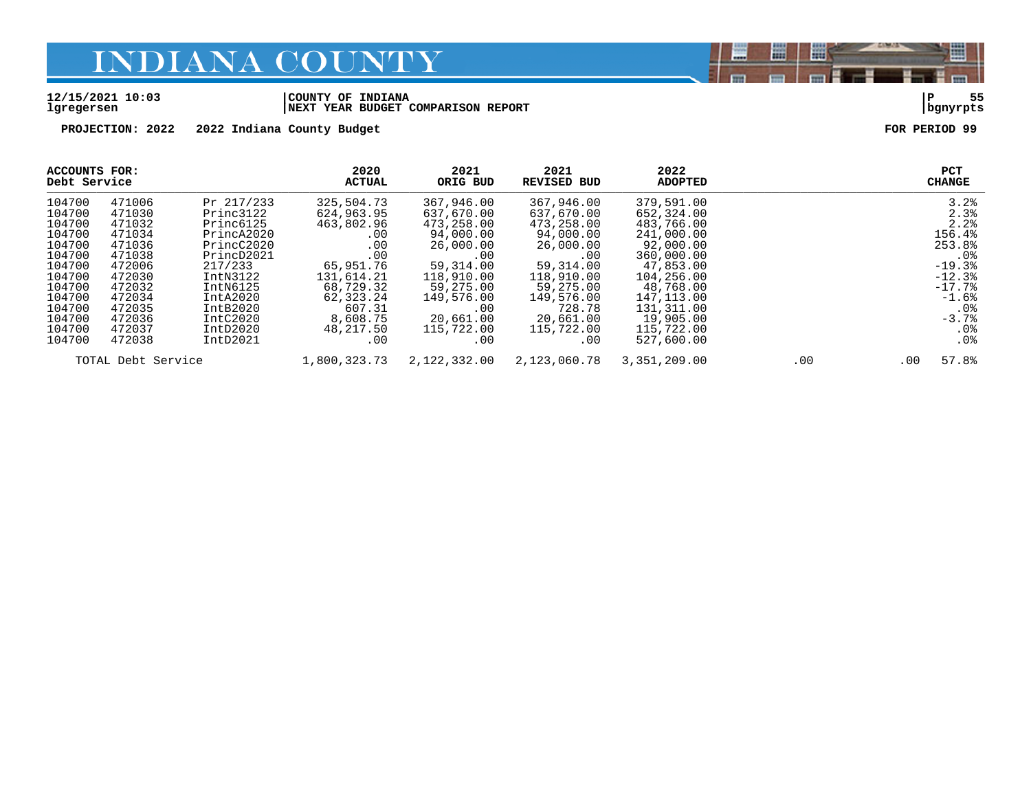**12/15/2021 10:03** | **COUNTY OF INDIANA**
**lgregersen** | **NEXT YEAR BUDGET COMPARISON REPORT** | **bgnyrpts**

**PROJECTION: 2022 2022 Indiana County Budget** **FOR PERIOD 99**

| ACCOUNTS FOR: Debt Service | | | 2020 ACTUAL | 2021 ORIG BUD | 2021 REVISED BUD | 2022 ADOPTED | | | PCT CHANGE |
|---|---|---|---|---|---|---|---|---|---|
| 104700 | 471006 | Pr 217/233 | 325,504.73 | 367,946.00 | 367,946.00 | 379,591.00 | | | 3.2% |
| 104700 | 471030 | Princ3122 | 624,963.95 | 637,670.00 | 637,670.00 | 652,324.00 | | | 2.3% |
| 104700 | 471032 | Princ6125 | 463,802.96 | 473,258.00 | 473,258.00 | 483,766.00 | | | 2.2% |
| 104700 | 471034 | PrincA2020 | .00 | 94,000.00 | 94,000.00 | 241,000.00 | | | 156.4% |
| 104700 | 471036 | PrincC2020 | .00 | 26,000.00 | 26,000.00 | 92,000.00 | | | 253.8% |
| 104700 | 471038 | PrincD2021 | .00 | .00 | .00 | 360,000.00 | | | .0% |
| 104700 | 472006 | 217/233 | 65,951.76 | 59,314.00 | 59,314.00 | 47,853.00 | | | -19.3% |
| 104700 | 472030 | IntN3122 | 131,614.21 | 118,910.00 | 118,910.00 | 104,256.00 | | | -12.3% |
| 104700 | 472032 | IntN6125 | 68,729.32 | 59,275.00 | 59,275.00 | 48,768.00 | | | -17.7% |
| 104700 | 472034 | IntA2020 | 62,323.24 | 149,576.00 | 149,576.00 | 147,113.00 | | | -1.6% |
| 104700 | 472035 | IntB2020 | 607.31 | .00 | 728.78 | 131,311.00 | | | .0% |
| 104700 | 472036 | IntC2020 | 8,608.75 | 20,661.00 | 20,661.00 | 19,905.00 | | | -3.7% |
| 104700 | 472037 | IntD2020 | 48,217.50 | 115,722.00 | 115,722.00 | 115,722.00 | | | .0% |
| 104700 | 472038 | IntD2021 | .00 | .00 | .00 | 527,600.00 | | | .0% |
| TOTAL Debt Service | | | 1,800,323.73 | 2,122,332.00 | 2,123,060.78 | 3,351,209.00 | .00 | .00 | 57.8% |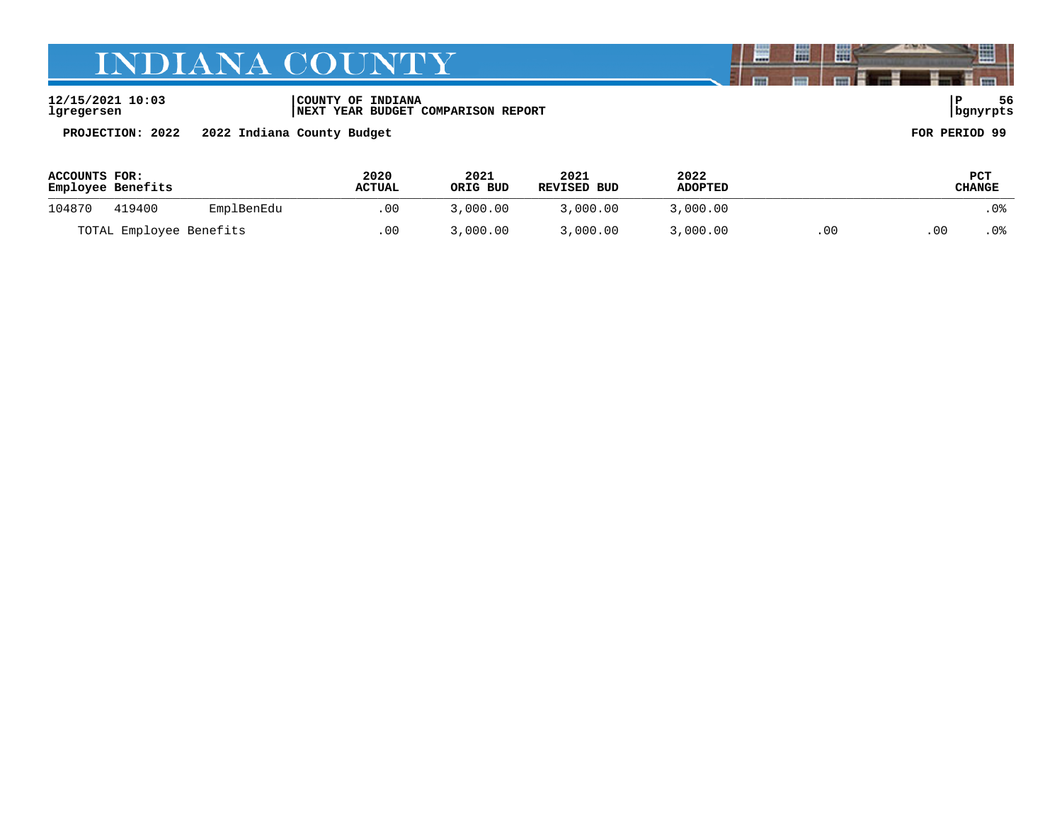# INDIANA COUNTY

12/15/2021 10:03
lgregersen

COUNTY OF INDIANA
NEXT YEAR BUDGET COMPARISON REPORT

bgnyrpts

PROJECTION: 2022 2022 Indiana County Budget

FOR PERIOD 99

| ACCOUNTS FOR: Employee Benefits | | | 2020 ACTUAL | 2021 ORIG BUD | 2021 REVISED BUD | 2022 ADOPTED | | | PCT CHANGE |
|---|---|---|---|---|---|---|---|---|---|
| 104870 | 419400 | EmplBenEdu | .00 | 3,000.00 | 3,000.00 | 3,000.00 | | | .0% |
| TOTAL Employee Benefits | | | .00 | 3,000.00 | 3,000.00 | 3,000.00 | .00 | .00 | .0% |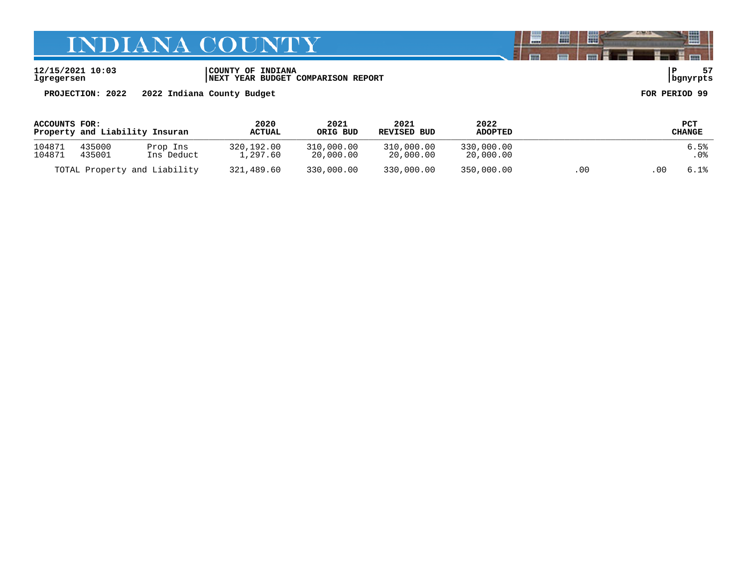# INDIANA COUNTY

12/15/2021 10:03 | COUNTY OF INDIANA | P 57
lgregersen | NEXT YEAR BUDGET COMPARISON REPORT | bgnyrpts

**PROJECTION: 2022 2022 Indiana County Budget** **FOR PERIOD 99**

| ACCOUNTS FOR: Property and Liability Insuran | | | 2020 ACTUAL | 2021 ORIG BUD | 2021 REVISED BUD | 2022 ADOPTED | | | PCT CHANGE |
|---|---|---|---|---|---|---|---|---|---|
| 104871 | 435000 | Prop Ins | 320,192.00 | 310,000.00 | 310,000.00 | 330,000.00 | | | 6.5% |
| 104871 | 435001 | Ins Deduct | 1,297.60 | 20,000.00 | 20,000.00 | 20,000.00 | | | .0% |
| TOTAL Property and Liability | | | 321,489.60 | 330,000.00 | 330,000.00 | 350,000.00 | .00 | .00 | 6.1% |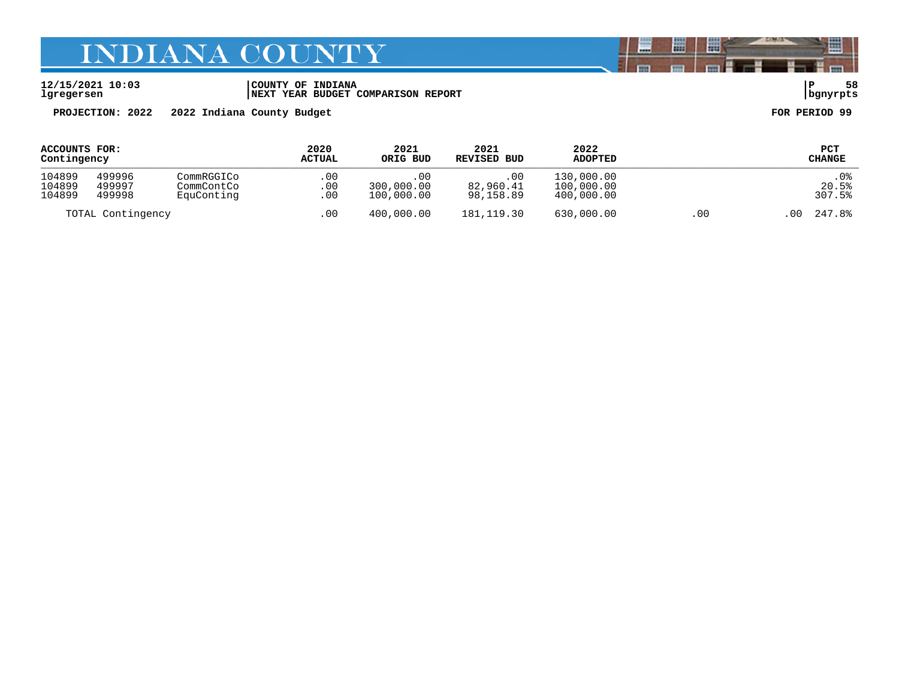# INDIANA COUNTY

**12/15/2021 10:03**
**lgregersen**

**COUNTY OF INDIANA**
**NEXT YEAR BUDGET COMPARISON REPORT**

**P 58**
**bgnyrpts**

**PROJECTION: 2022 2022 Indiana County Budget**

**FOR PERIOD 99**

| ACCOUNTS FOR: Contingency | | | 2020 ACTUAL | 2021 ORIG BUD | 2021 REVISED BUD | 2022 ADOPTED | | | PCT CHANGE |
|---|---|---|---|---|---|---|---|---|---|
| 104899 | 499996 | CommRGGICo | .00 | .00 | .00 | 130,000.00 | | | .0% |
| 104899 | 499997 | CommContCo | .00 | 300,000.00 | 82,960.41 | 100,000.00 | | | 20.5% |
| 104899 | 499998 | EquConting | .00 | 100,000.00 | 98,158.89 | 400,000.00 | | | 307.5% |
| TOTAL Contingency | | | .00 | 400,000.00 | 181,119.30 | 630,000.00 | .00 | .00 | 247.8% |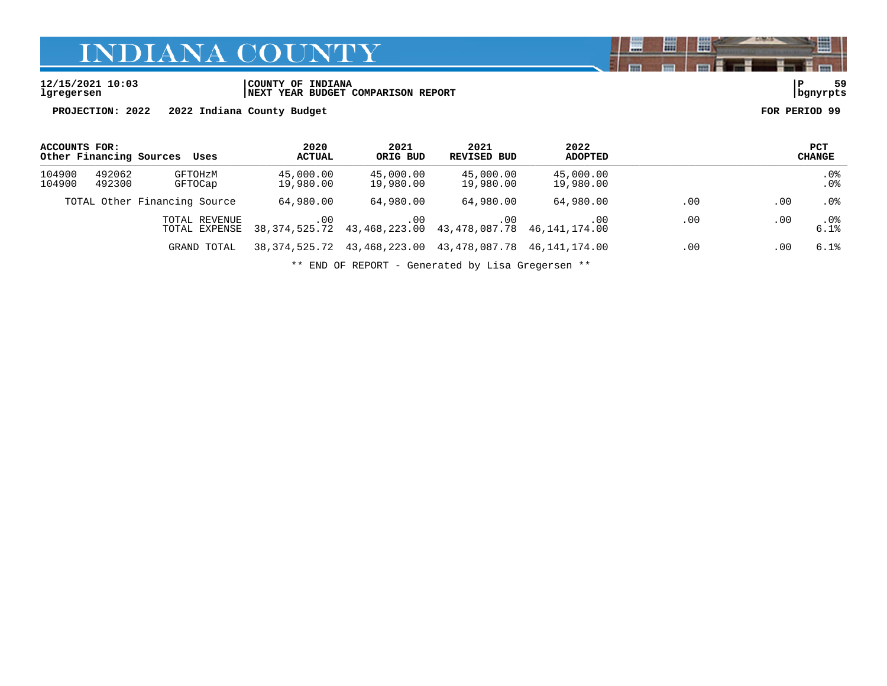# INDIANA COUNTY

12/15/2021 10:03 | COUNTY OF INDIANA | P 59
lgregersen | NEXT YEAR BUDGET COMPARISON REPORT | bgnyrpts

**PROJECTION: 2022 2022 Indiana County Budget** **FOR PERIOD 99**

| ACCOUNTS FOR: Other Financing Sources Uses | | | 2020 ACTUAL | 2021 ORIG BUD | 2021 REVISED BUD | 2022 ADOPTED | | | PCT CHANGE |
|---|---|---|---|---|---|---|---|---|---|
| 104900 | 492062 | GFTOHzM | 45,000.00 | 45,000.00 | 45,000.00 | 45,000.00 | | | .0% |
| 104900 | 492300 | GFTOCap | 19,980.00 | 19,980.00 | 19,980.00 | 19,980.00 | | | .0% |
| TOTAL Other Financing Source | | | 64,980.00 | 64,980.00 | 64,980.00 | 64,980.00 | .00 | .00 | .0% |
| | | TOTAL REVENUE | .00 | .00 | .00 | .00 | .00 | .00 | .0% |
| | | TOTAL EXPENSE | 38,374,525.72 | 43,468,223.00 | 43,478,087.78 | 46,141,174.00 | | | 6.1% |
| | | GRAND TOTAL | 38,374,525.72 | 43,468,223.00 | 43,478,087.78 | 46,141,174.00 | .00 | .00 | 6.1% |

** END OF REPORT - Generated by Lisa Gregersen **